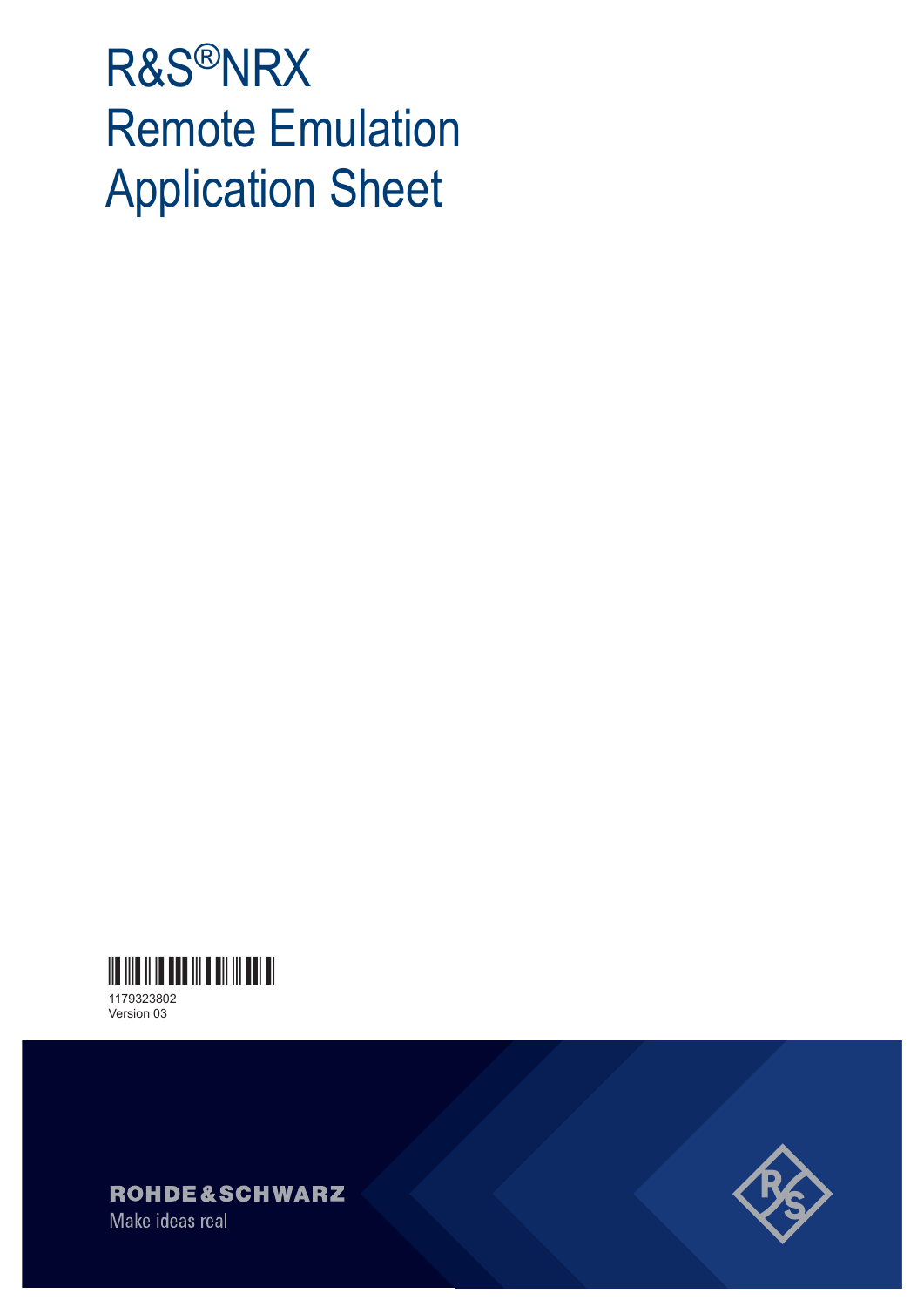# R&S®NRX Remote Emulation Application Sheet

1179323802
Version 03

ROHDE&SCHWARZ
Make ideas real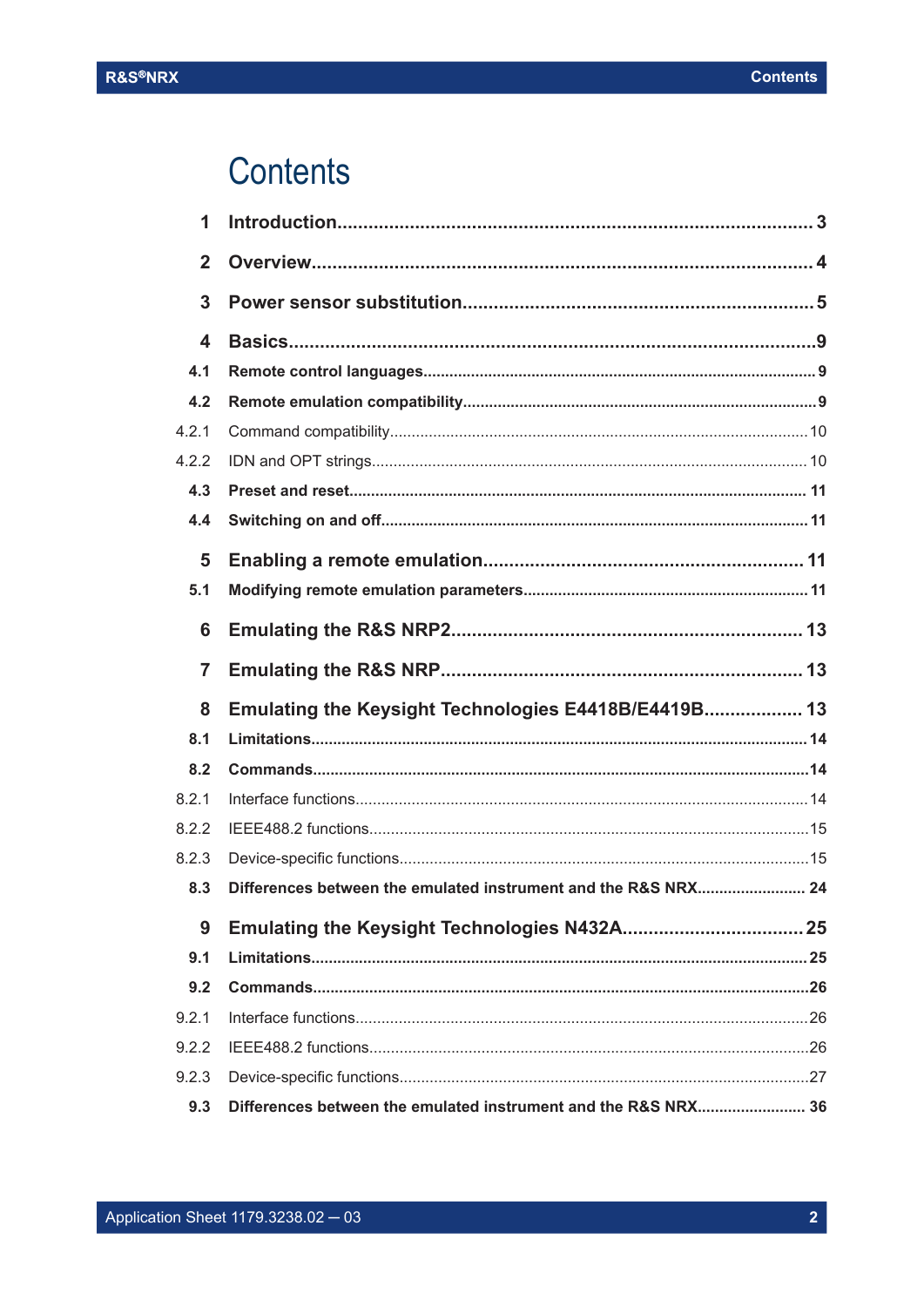# Contents

| | | |
|---|---|---|
| **1** | **Introduction** | **3** |
| **2** | **Overview** | **4** |
| **3** | **Power sensor substitution** | **5** |
| **4** | **Basics** | **9** |
| **4.1** | **Remote control languages** | **9** |
| **4.2** | **Remote emulation compatibility** | **9** |
| 4.2.1 | Command compatibility | 10 |
| 4.2.2 | IDN and OPT strings | 10 |
| **4.3** | **Preset and reset** | **11** |
| **4.4** | **Switching on and off** | **11** |
| **5** | **Enabling a remote emulation** | **11** |
| **5.1** | **Modifying remote emulation parameters** | **11** |
| **6** | **Emulating the R&S NRP2** | **13** |
| **7** | **Emulating the R&S NRP** | **13** |
| **8** | **Emulating the Keysight Technologies E4418B/E4419B** | **13** |
| **8.1** | **Limitations** | **14** |
| **8.2** | **Commands** | **14** |
| 8.2.1 | Interface functions | 14 |
| 8.2.2 | IEEE488.2 functions | 15 |
| 8.2.3 | Device-specific functions | 15 |
| **8.3** | **Differences between the emulated instrument and the R&S NRX** | **24** |
| **9** | **Emulating the Keysight Technologies N432A** | **25** |
| **9.1** | **Limitations** | **25** |
| **9.2** | **Commands** | **26** |
| 9.2.1 | Interface functions | 26 |
| 9.2.2 | IEEE488.2 functions | 26 |
| 9.2.3 | Device-specific functions | 27 |
| **9.3** | **Differences between the emulated instrument and the R&S NRX** | **36** |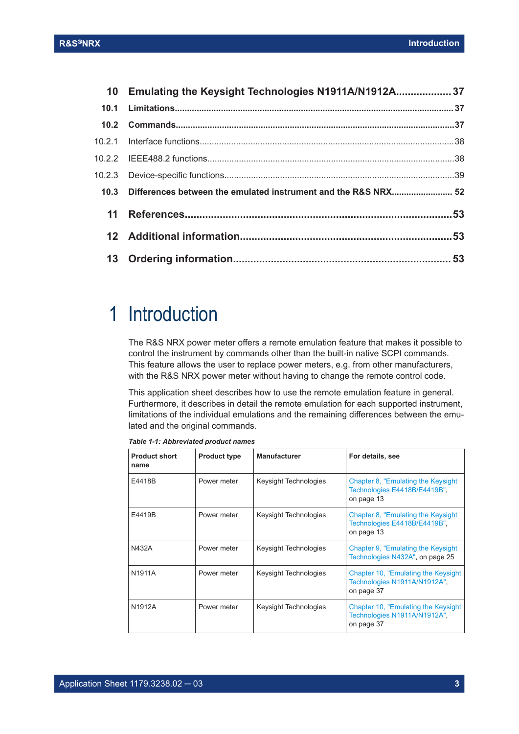| | | |
|---|---|---|
| **10** | **Emulating the Keysight Technologies N1911A/N1912A** | **37** |
| **10.1** | **Limitations** | **37** |
| **10.2** | **Commands** | **37** |
| 10.2.1 | Interface functions | 38 |
| 10.2.2 | IEEE488.2 functions | 38 |
| 10.2.3 | Device-specific functions | 39 |
| **10.3** | **Differences between the emulated instrument and the R&S NRX** | **52** |
| **11** | **References** | **53** |
| **12** | **Additional information** | **53** |
| **13** | **Ordering information** | **53** |

# 1 Introduction

The R&S NRX power meter offers a remote emulation feature that makes it possible to control the instrument by commands other than the built-in native SCPI commands. This feature allows the user to replace power meters, e.g. from other manufacturers, with the R&S NRX power meter without having to change the remote control code.

This application sheet describes how to use the remote emulation feature in general. Furthermore, it describes in detail the remote emulation for each supported instrument, limitations of the individual emulations and the remaining differences between the emulated and the original commands.

*Table 1-1: Abbreviated product names*

| Product short name | Product type | Manufacturer | For details, see |
|---|---|---|---|
| E4418B | Power meter | Keysight Technologies | Chapter 8, "Emulating the Keysight Technologies E4418B/E4419B", on page 13 |
| E4419B | Power meter | Keysight Technologies | Chapter 8, "Emulating the Keysight Technologies E4418B/E4419B", on page 13 |
| N432A | Power meter | Keysight Technologies | Chapter 9, "Emulating the Keysight Technologies N432A", on page 25 |
| N1911A | Power meter | Keysight Technologies | Chapter 10, "Emulating the Keysight Technologies N1911A/N1912A", on page 37 |
| N1912A | Power meter | Keysight Technologies | Chapter 10, "Emulating the Keysight Technologies N1911A/N1912A", on page 37 |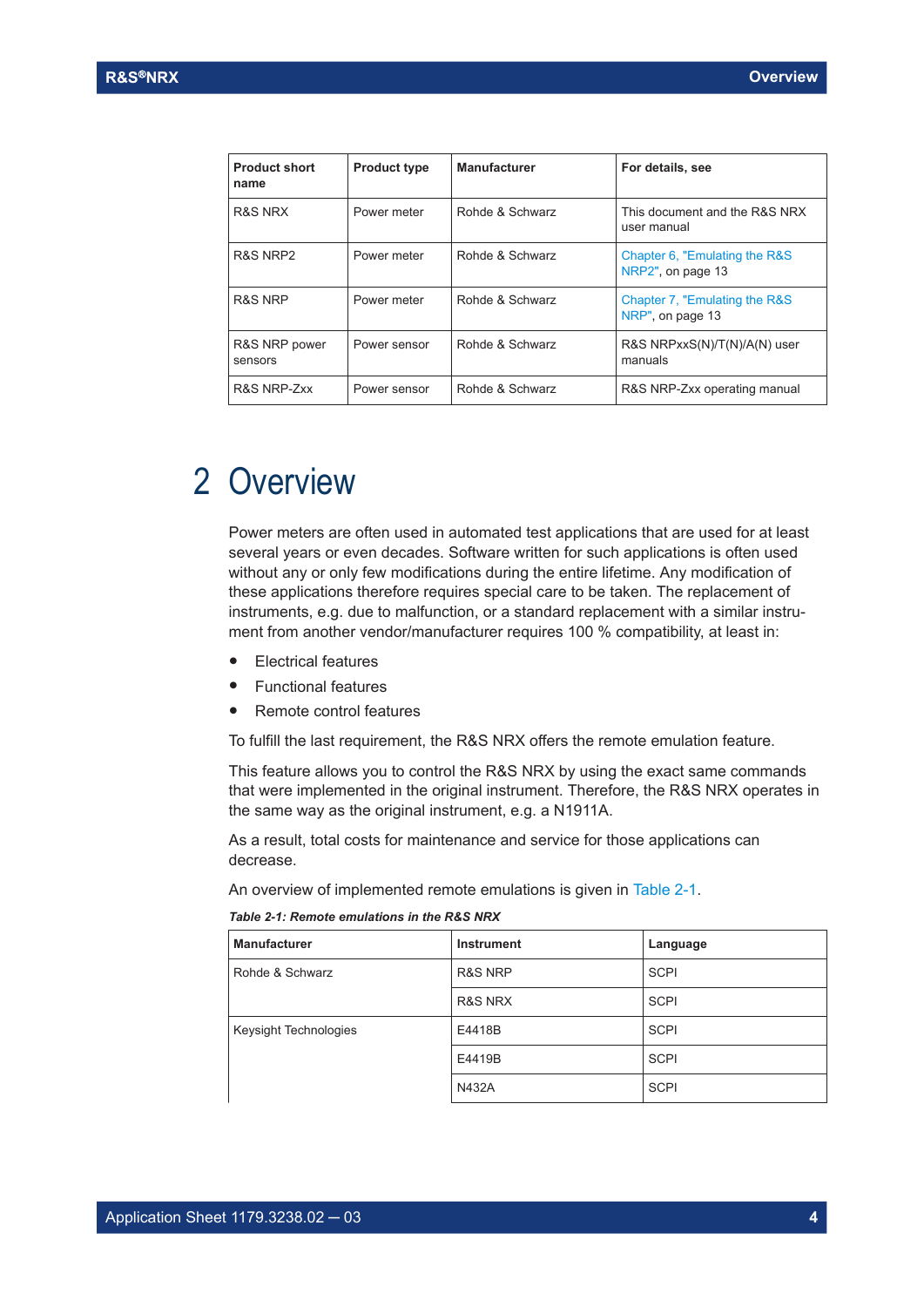| Product short name | Product type | Manufacturer | For details, see |
|---|---|---|---|
| R&S NRX | Power meter | Rohde & Schwarz | This document and the R&S NRX user manual |
| R&S NRP2 | Power meter | Rohde & Schwarz | Chapter 6, "Emulating the R&S NRP2", on page 13 |
| R&S NRP | Power meter | Rohde & Schwarz | Chapter 7, "Emulating the R&S NRP", on page 13 |
| R&S NRP power sensors | Power sensor | Rohde & Schwarz | R&S NRPxxS(N)/T(N)/A(N) user manuals |
| R&S NRP-Zxx | Power sensor | Rohde & Schwarz | R&S NRP-Zxx operating manual |

# 2 Overview

Power meters are often used in automated test applications that are used for at least several years or even decades. Software written for such applications is often used without any or only few modifications during the entire lifetime. Any modification of these applications therefore requires special care to be taken. The replacement of instruments, e.g. due to malfunction, or a standard replacement with a similar instrument from another vendor/manufacturer requires 100 % compatibility, at least in:

- Electrical features
- Functional features
- Remote control features

To fulfill the last requirement, the R&S NRX offers the remote emulation feature.

This feature allows you to control the R&S NRX by using the exact same commands that were implemented in the original instrument. Therefore, the R&S NRX operates in the same way as the original instrument, e.g. a N1911A.

As a result, total costs for maintenance and service for those applications can decrease.

An overview of implemented remote emulations is given in Table 2-1.

*Table 2-1: Remote emulations in the R&S NRX*

| Manufacturer | Instrument | Language |
|---|---|---|
| Rohde & Schwarz | R&S NRP | SCPI |
| | R&S NRX | SCPI |
| Keysight Technologies | E4418B | SCPI |
| | E4419B | SCPI |
| | N432A | SCPI |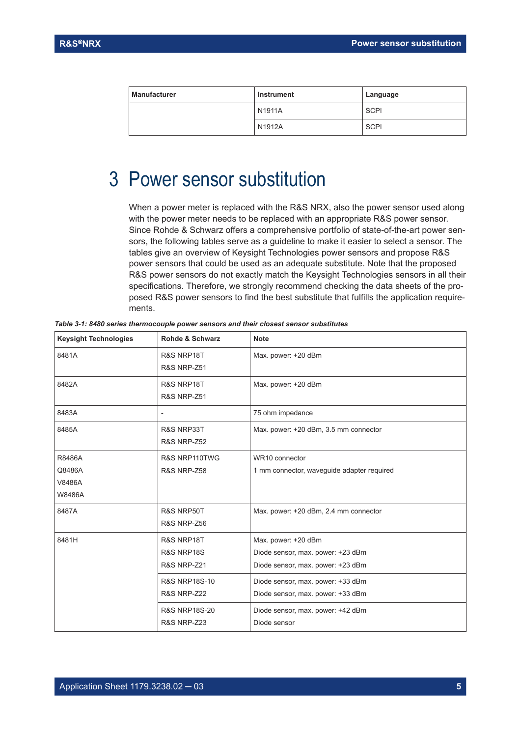| Manufacturer | Instrument | Language |
| --- | --- | --- |
| | N1911A | SCPI |
| | N1912A | SCPI |

# 3 Power sensor substitution

When a power meter is replaced with the R&S NRX, also the power sensor used along with the power meter needs to be replaced with an appropriate R&S power sensor. Since Rohde & Schwarz offers a comprehensive portfolio of state-of-the-art power sensors, the following tables serve as a guideline to make it easier to select a sensor. The tables give an overview of Keysight Technologies power sensors and propose R&S power sensors that could be used as an adequate substitute. Note that the proposed R&S power sensors do not exactly match the Keysight Technologies sensors in all their specifications. Therefore, we strongly recommend checking the data sheets of the proposed R&S power sensors to find the best substitute that fulfills the application requirements.

*Table 3-1: 8480 series thermocouple power sensors and their closest sensor substitutes*

| Keysight Technologies | Rohde & Schwarz | Note |
| --- | --- | --- |
| 8481A | R&S NRP18T<br>R&S NRP-Z51 | Max. power: +20 dBm |
| 8482A | R&S NRP18T<br>R&S NRP-Z51 | Max. power: +20 dBm |
| 8483A | - | 75 ohm impedance |
| 8485A | R&S NRP33T<br>R&S NRP-Z52 | Max. power: +20 dBm, 3.5 mm connector |
| R8486A<br>Q8486A<br>V8486A<br>W8486A | R&S NRP110TWG<br>R&S NRP-Z58 | WR10 connector<br>1 mm connector, waveguide adapter required |
| 8487A | R&S NRP50T<br>R&S NRP-Z56 | Max. power: +20 dBm, 2.4 mm connector |
| 8481H | R&S NRP18T<br>R&S NRP18S<br>R&S NRP-Z21 | Max. power: +20 dBm<br>Diode sensor, max. power: +23 dBm<br>Diode sensor, max. power: +23 dBm |
| | R&S NRP18S-10<br>R&S NRP-Z22 | Diode sensor, max. power: +33 dBm<br>Diode sensor, max. power: +33 dBm |
| | R&S NRP18S-20<br>R&S NRP-Z23 | Diode sensor, max. power: +42 dBm<br>Diode sensor |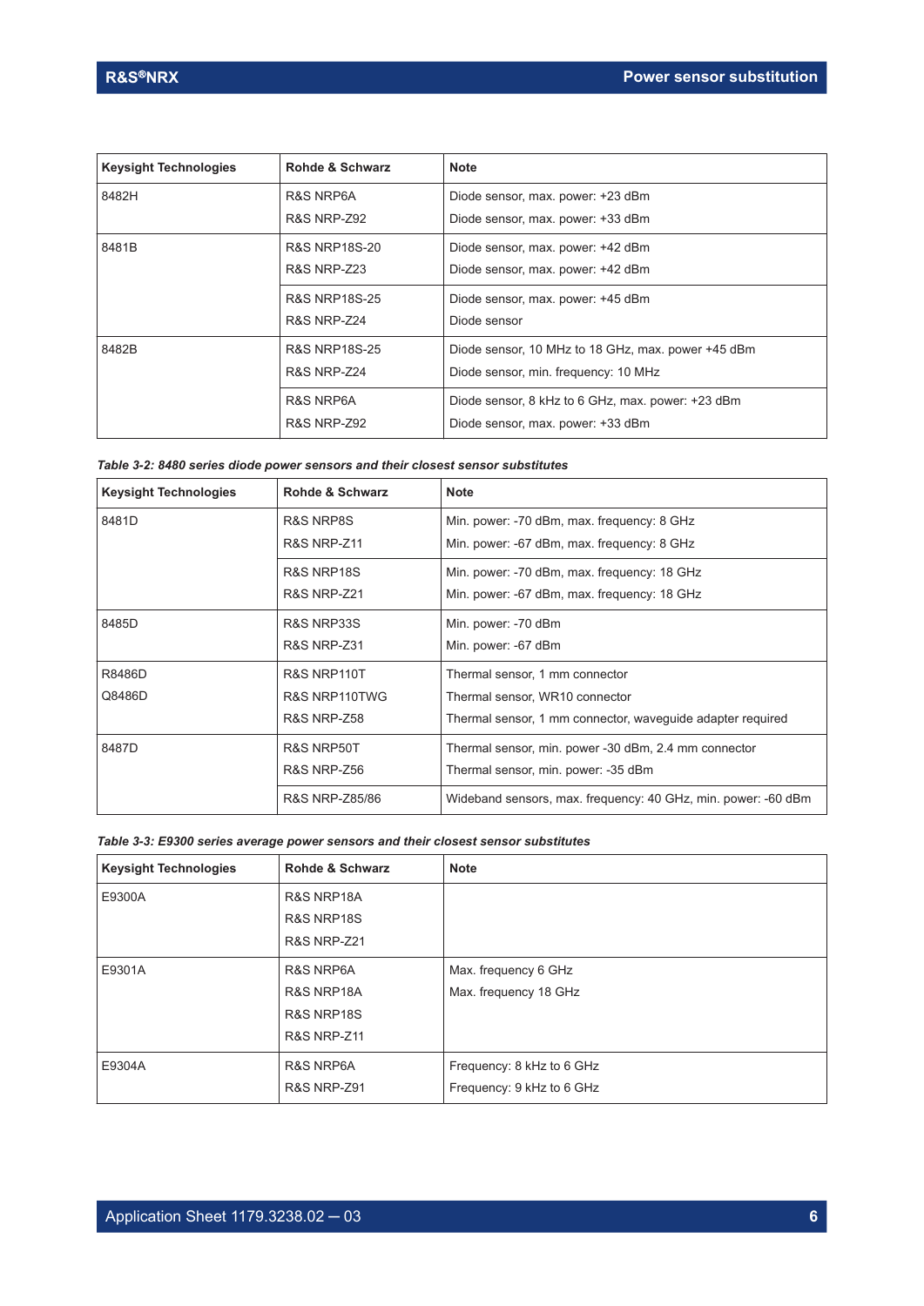| Keysight Technologies | Rohde & Schwarz | Note |
|---|---|---|
| 8482H | R&S NRP6A<br>R&S NRP-Z92 | Diode sensor, max. power: +23 dBm<br>Diode sensor, max. power: +33 dBm |
| 8481B | R&S NRP18S-20<br>R&S NRP-Z23 | Diode sensor, max. power: +42 dBm<br>Diode sensor, max. power: +42 dBm |
| | R&S NRP18S-25<br>R&S NRP-Z24 | Diode sensor, max. power: +45 dBm<br>Diode sensor |
| 8482B | R&S NRP18S-25<br>R&S NRP-Z24 | Diode sensor, 10 MHz to 18 GHz, max. power +45 dBm<br>Diode sensor, min. frequency: 10 MHz |
| | R&S NRP6A<br>R&S NRP-Z92 | Diode sensor, 8 kHz to 6 GHz, max. power: +23 dBm<br>Diode sensor, max. power: +33 dBm |

*Table 3-2: 8480 series diode power sensors and their closest sensor substitutes*

| Keysight Technologies | Rohde & Schwarz | Note |
|---|---|---|
| 8481D | R&S NRP8S<br>R&S NRP-Z11 | Min. power: -70 dBm, max. frequency: 8 GHz<br>Min. power: -67 dBm, max. frequency: 8 GHz |
| | R&S NRP18S<br>R&S NRP-Z21 | Min. power: -70 dBm, max. frequency: 18 GHz<br>Min. power: -67 dBm, max. frequency: 18 GHz |
| 8485D | R&S NRP33S<br>R&S NRP-Z31 | Min. power: -70 dBm<br>Min. power: -67 dBm |
| R8486D<br>Q8486D | R&S NRP110T<br>R&S NRP110TWG<br>R&S NRP-Z58 | Thermal sensor, 1 mm connector<br>Thermal sensor, WR10 connector<br>Thermal sensor, 1 mm connector, waveguide adapter required |
| 8487D | R&S NRP50T<br>R&S NRP-Z56 | Thermal sensor, min. power -30 dBm, 2.4 mm connector<br>Thermal sensor, min. power: -35 dBm |
| | R&S NRP-Z85/86 | Wideband sensors, max. frequency: 40 GHz, min. power: -60 dBm |

*Table 3-3: E9300 series average power sensors and their closest sensor substitutes*

| Keysight Technologies | Rohde & Schwarz | Note |
|---|---|---|
| E9300A | R&S NRP18A<br>R&S NRP18S<br>R&S NRP-Z21 | |
| E9301A | R&S NRP6A<br>R&S NRP18A<br>R&S NRP18S<br>R&S NRP-Z11 | Max. frequency 6 GHz<br>Max. frequency 18 GHz |
| E9304A | R&S NRP6A<br>R&S NRP-Z91 | Frequency: 8 kHz to 6 GHz<br>Frequency: 9 kHz to 6 GHz |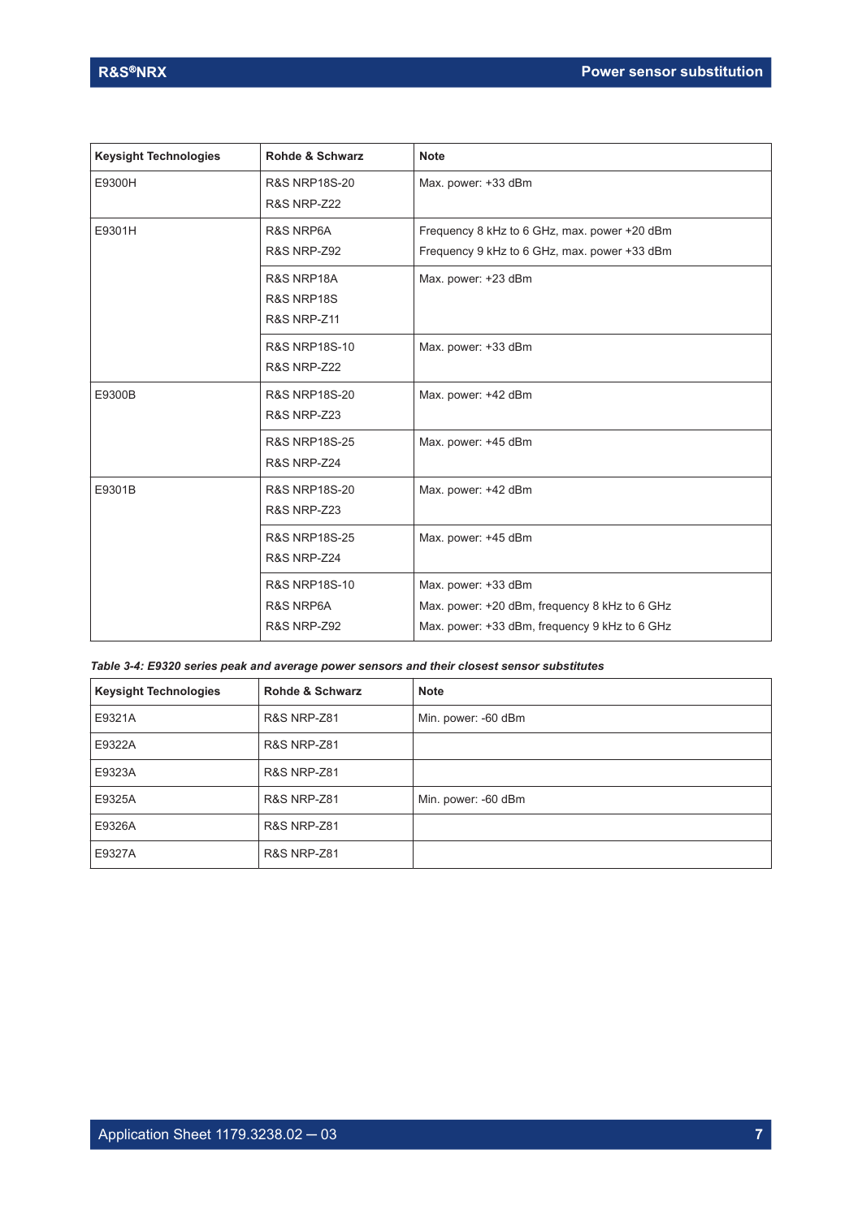| Keysight Technologies | Rohde & Schwarz | Note |
|---|---|---|
| E9300H | R&S NRP18S-20<br>R&S NRP-Z22 | Max. power: +33 dBm |
| E9301H | R&S NRP6A<br>R&S NRP-Z92 | Frequency 8 kHz to 6 GHz, max. power +20 dBm<br>Frequency 9 kHz to 6 GHz, max. power +33 dBm |
| | R&S NRP18A<br>R&S NRP18S<br>R&S NRP-Z11 | Max. power: +23 dBm |
| | R&S NRP18S-10<br>R&S NRP-Z22 | Max. power: +33 dBm |
| E9300B | R&S NRP18S-20<br>R&S NRP-Z23 | Max. power: +42 dBm |
| | R&S NRP18S-25<br>R&S NRP-Z24 | Max. power: +45 dBm |
| E9301B | R&S NRP18S-20<br>R&S NRP-Z23 | Max. power: +42 dBm |
| | R&S NRP18S-25<br>R&S NRP-Z24 | Max. power: +45 dBm |
| | R&S NRP18S-10<br>R&S NRP6A<br>R&S NRP-Z92 | Max. power: +33 dBm<br>Max. power: +20 dBm, frequency 8 kHz to 6 GHz<br>Max. power: +33 dBm, frequency 9 kHz to 6 GHz |

*Table 3-4: E9320 series peak and average power sensors and their closest sensor substitutes*

| Keysight Technologies | Rohde & Schwarz | Note |
|---|---|---|
| E9321A | R&S NRP-Z81 | Min. power: -60 dBm |
| E9322A | R&S NRP-Z81 | |
| E9323A | R&S NRP-Z81 | |
| E9325A | R&S NRP-Z81 | Min. power: -60 dBm |
| E9326A | R&S NRP-Z81 | |
| E9327A | R&S NRP-Z81 | |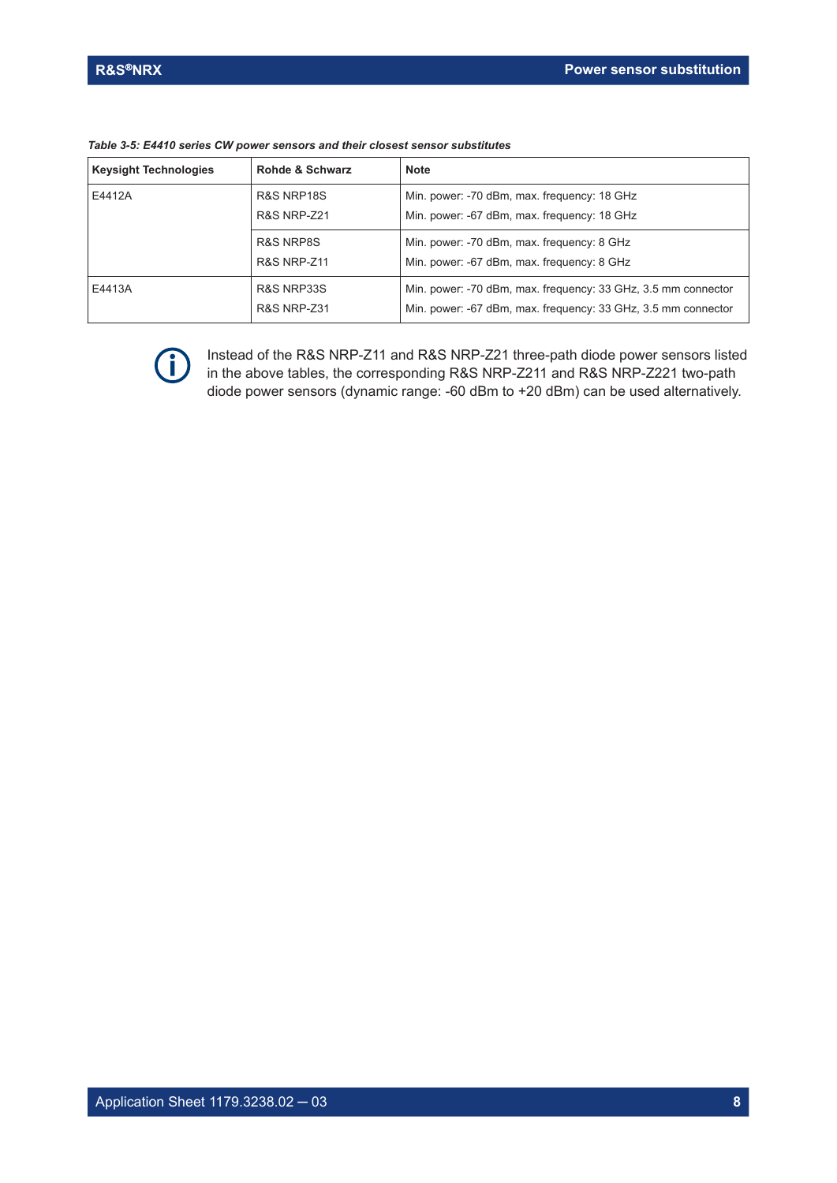*Table 3-5: E4410 series CW power sensors and their closest sensor substitutes*

| Keysight Technologies | Rohde & Schwarz | Note |
|---|---|---|
| E4412A | R&S NRP18S<br>R&S NRP-Z21 | Min. power: -70 dBm, max. frequency: 18 GHz<br>Min. power: -67 dBm, max. frequency: 18 GHz |
| | R&S NRP8S<br>R&S NRP-Z11 | Min. power: -70 dBm, max. frequency: 8 GHz<br>Min. power: -67 dBm, max. frequency: 8 GHz |
| E4413A | R&S NRP33S<br>R&S NRP-Z31 | Min. power: -70 dBm, max. frequency: 33 GHz, 3.5 mm connector<br>Min. power: -67 dBm, max. frequency: 33 GHz, 3.5 mm connector |

Instead of the R&S NRP-Z11 and R&S NRP-Z21 three-path diode power sensors listed in the above tables, the corresponding R&S NRP-Z211 and R&S NRP-Z221 two-path diode power sensors (dynamic range: -60 dBm to +20 dBm) can be used alternatively.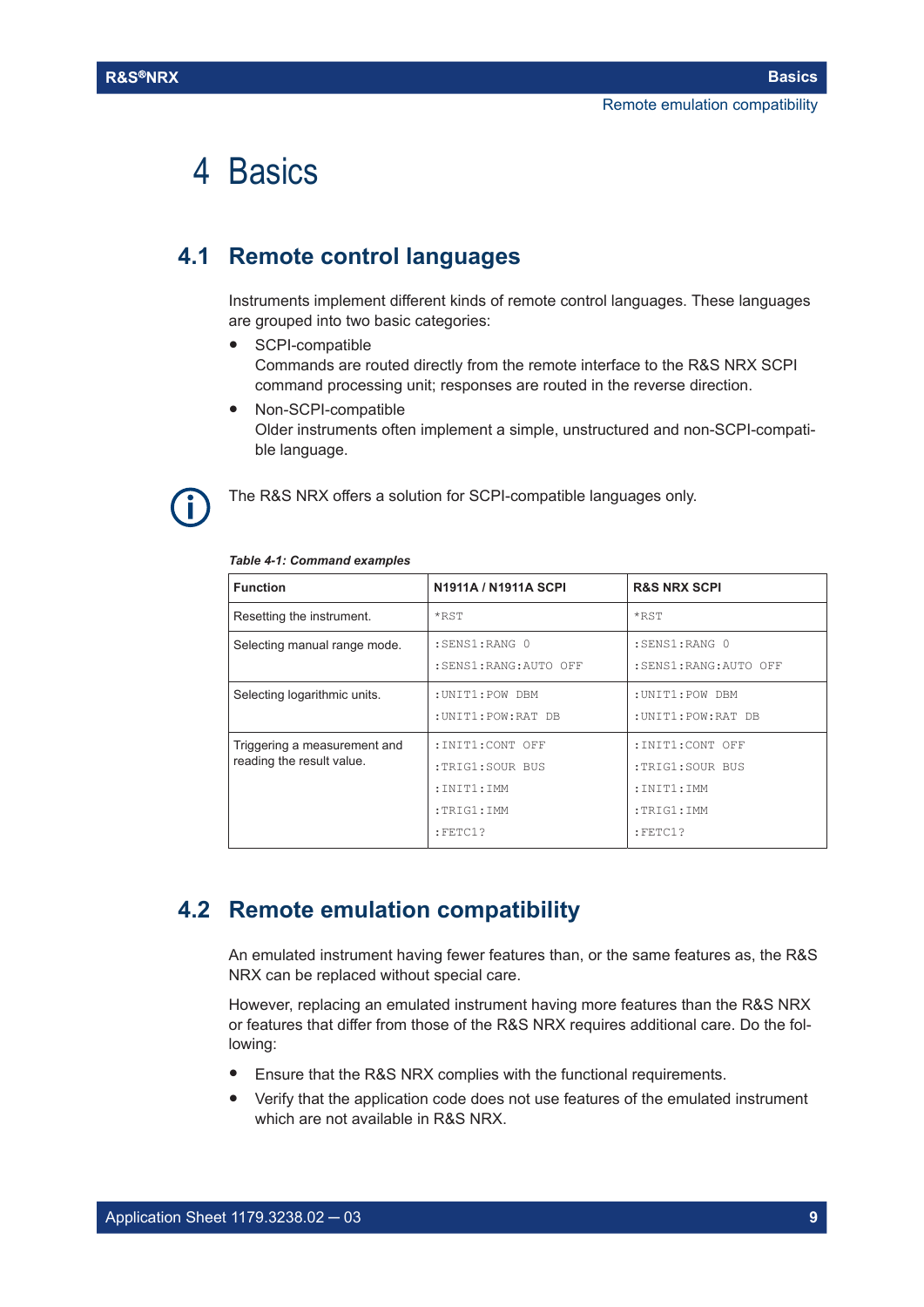# 4 Basics

## 4.1 Remote control languages

Instruments implement different kinds of remote control languages. These languages are grouped into two basic categories:

- SCPI-compatible
  Commands are routed directly from the remote interface to the R&S NRX SCPI command processing unit; responses are routed in the reverse direction.
- Non-SCPI-compatible
  Older instruments often implement a simple, unstructured and non-SCPI-compatible language.

The R&S NRX offers a solution for SCPI-compatible languages only.

*Table 4-1: Command examples*

| Function | N1911A / N1911A SCPI | R&S NRX SCPI |
|---|---|---|
| Resetting the instrument. | `*RST` | `*RST` |
| Selecting manual range mode. | `:SENS1:RANG 0`<br>`:SENS1:RANG:AUTO OFF` | `:SENS1:RANG 0`<br>`:SENS1:RANG:AUTO OFF` |
| Selecting logarithmic units. | `:UNIT1:POW DBM`<br>`:UNIT1:POW:RAT DB` | `:UNIT1:POW DBM`<br>`:UNIT1:POW:RAT DB` |
| Triggering a measurement and reading the result value. | `:INIT1:CONT OFF`<br>`:TRIG1:SOUR BUS`<br>`:INIT1:IMM`<br>`:TRIG1:IMM`<br>`:FETC1?` | `:INIT1:CONT OFF`<br>`:TRIG1:SOUR BUS`<br>`:INIT1:IMM`<br>`:TRIG1:IMM`<br>`:FETC1?` |

## 4.2 Remote emulation compatibility

An emulated instrument having fewer features than, or the same features as, the R&S NRX can be replaced without special care.

However, replacing an emulated instrument having more features than the R&S NRX or features that differ from those of the R&S NRX requires additional care. Do the following:

- Ensure that the R&S NRX complies with the functional requirements.
- Verify that the application code does not use features of the emulated instrument which are not available in R&S NRX.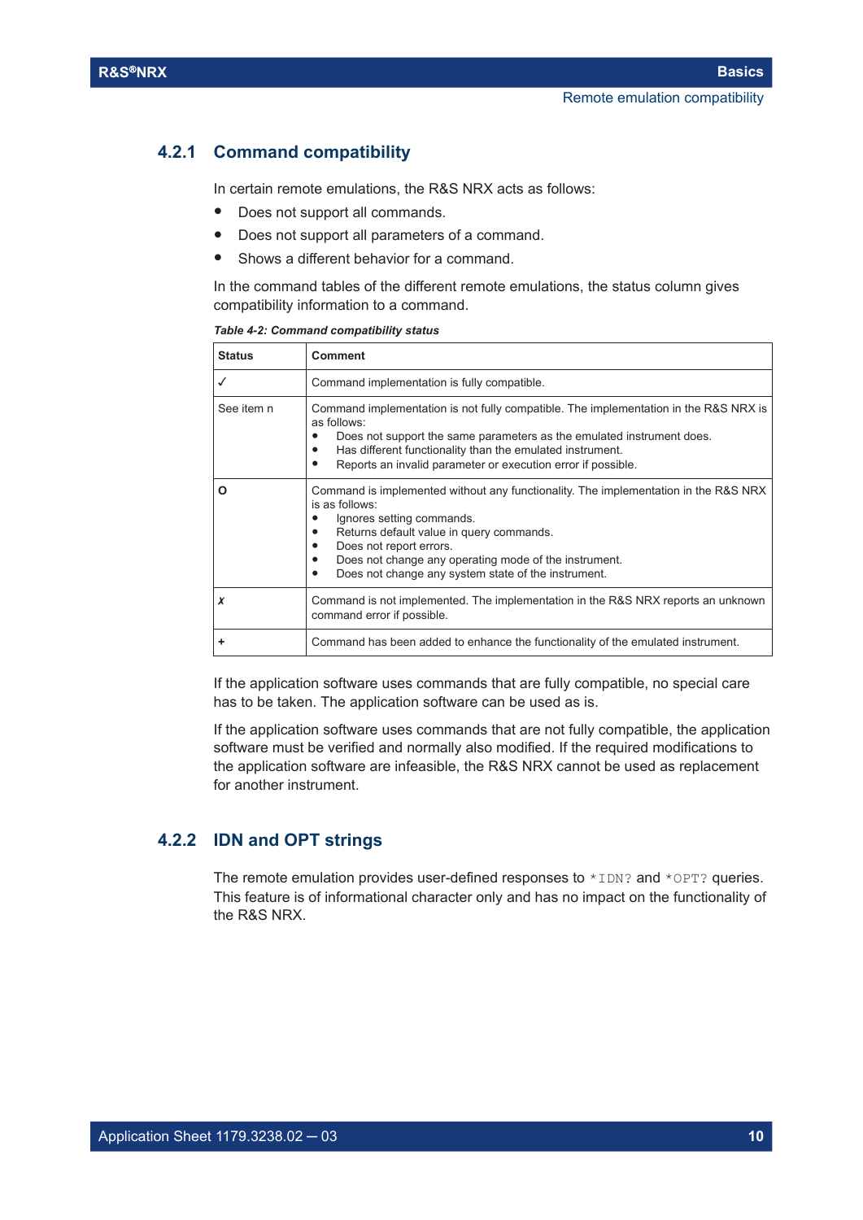### 4.2.1 Command compatibility

In certain remote emulations, the R&S NRX acts as follows:

- Does not support all commands.
- Does not support all parameters of a command.
- Shows a different behavior for a command.

In the command tables of the different remote emulations, the status column gives compatibility information to a command.

*Table 4-2: Command compatibility status*

| Status | Comment |
|---|---|
| ✓ | Command implementation is fully compatible. |
| See item n | Command implementation is not fully compatible. The implementation in the R&S NRX is as follows:<br>• Does not support the same parameters as the emulated instrument does.<br>• Has different functionality than the emulated instrument.<br>• Reports an invalid parameter or execution error if possible. |
| **O** | Command is implemented without any functionality. The implementation in the R&S NRX is as follows:<br>• Ignores setting commands.<br>• Returns default value in query commands.<br>• Does not report errors.<br>• Does not change any operating mode of the instrument.<br>• Does not change any system state of the instrument. |
| ✗ | Command is not implemented. The implementation in the R&S NRX reports an unknown command error if possible. |
| **+** | Command has been added to enhance the functionality of the emulated instrument. |

If the application software uses commands that are fully compatible, no special care has to be taken. The application software can be used as is.

If the application software uses commands that are not fully compatible, the application software must be verified and normally also modified. If the required modifications to the application software are infeasible, the R&S NRX cannot be used as replacement for another instrument.

### 4.2.2 IDN and OPT strings

The remote emulation provides user-defined responses to `*IDN?` and `*OPT?` queries. This feature is of informational character only and has no impact on the functionality of the R&S NRX.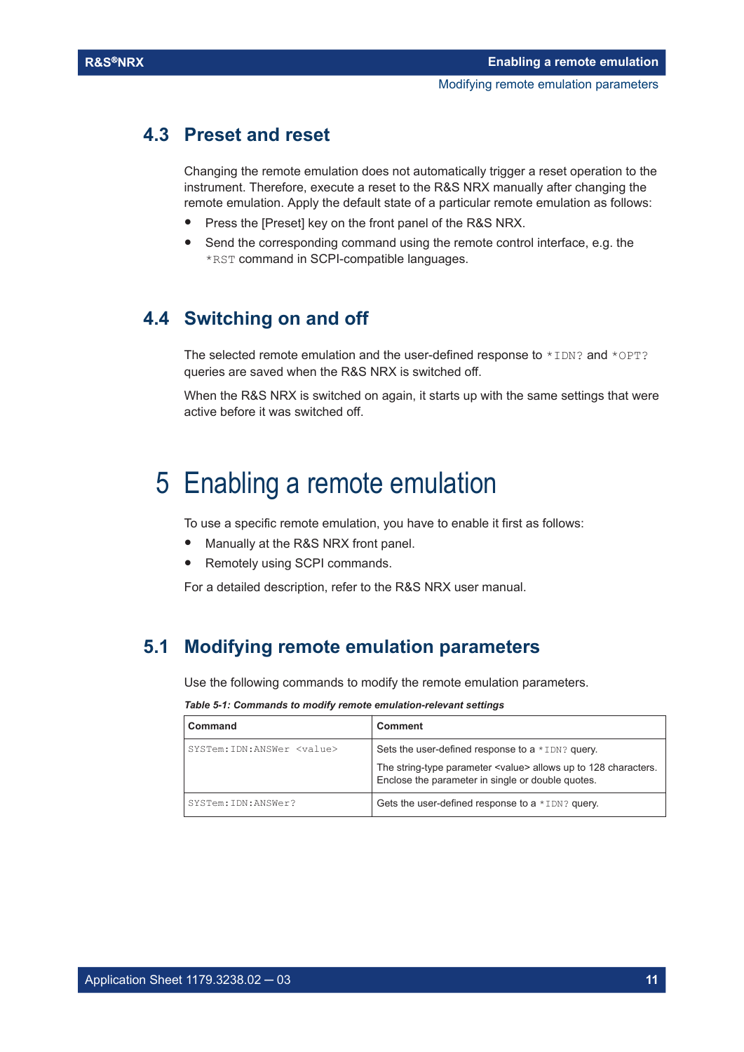## 4.3 Preset and reset

Changing the remote emulation does not automatically trigger a reset operation to the instrument. Therefore, execute a reset to the R&S NRX manually after changing the remote emulation. Apply the default state of a particular remote emulation as follows:

- Press the [Preset] key on the front panel of the R&S NRX.
- Send the corresponding command using the remote control interface, e.g. the `*RST` command in SCPI-compatible languages.

## 4.4 Switching on and off

The selected remote emulation and the user-defined response to `*IDN?` and `*OPT?` queries are saved when the R&S NRX is switched off.

When the R&S NRX is switched on again, it starts up with the same settings that were active before it was switched off.

# 5 Enabling a remote emulation

To use a specific remote emulation, you have to enable it first as follows:

- Manually at the R&S NRX front panel.
- Remotely using SCPI commands.

For a detailed description, refer to the R&S NRX user manual.

## 5.1 Modifying remote emulation parameters

Use the following commands to modify the remote emulation parameters.

***Table 5-1: Commands to modify remote emulation-relevant settings***

| Command | Comment |
|---|---|
| `SYSTem:IDN:ANSWer <value>` | Sets the user-defined response to a `*IDN?` query.<br>The string-type parameter <value> allows up to 128 characters. Enclose the parameter in single or double quotes. |
| `SYSTem:IDN:ANSWer?` | Gets the user-defined response to a `*IDN?` query. |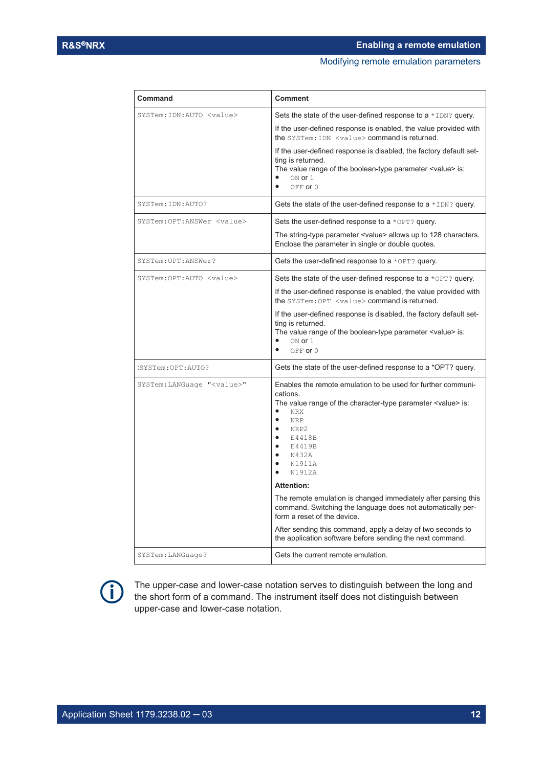| Command | Comment |
| --- | --- |
| `SYSTem:IDN:AUTO <value>` | Sets the state of the user-defined response to a `*IDN?` query.<br><br>If the user-defined response is enabled, the value provided with the `SYSTem:IDN <value>` command is returned.<br><br>If the user-defined response is disabled, the factory default setting is returned.<br>The value range of the boolean-type parameter <value> is:<br>• `ON` or `1`<br>• `OFF` or `0` |
| `SYSTem:IDN:AUTO?` | Gets the state of the user-defined response to a `*IDN?` query. |
| `SYSTem:OPT:ANSWer <value>` | Sets the user-defined response to a `*OPT?` query.<br><br>The string-type parameter <value> allows up to 128 characters. Enclose the parameter in single or double quotes. |
| `SYSTem:OPT:ANSWer?` | Gets the user-defined response to a `*OPT?` query. |
| `SYSTem:OPT:AUTO <value>` | Sets the state of the user-defined response to a `*OPT?` query.<br><br>If the user-defined response is enabled, the value provided with the `SYSTem:OPT <value>` command is returned.<br><br>If the user-defined response is disabled, the factory default setting is returned.<br>The value range of the boolean-type parameter <value> is:<br>• `ON` or `1`<br>• `OFF` or `0` |
| `:SYSTem:OPT:AUTO?` | Gets the state of the user-defined response to a *OPT? query. |
| `SYSTem:LANGuage "<value>"` | Enables the remote emulation to be used for further communications.<br>The value range of the character-type parameter <value> is:<br>• `NRX`<br>• `NRP`<br>• `NRP2`<br>• `E4418B`<br>• `E4419B`<br>• `N432A`<br>• `N1911A`<br>• `N1912A`<br><br>**Attention:**<br><br>The remote emulation is changed immediately after parsing this command. Switching the language does not automatically perform a reset of the device.<br><br>After sending this command, apply a delay of two seconds to the application software before sending the next command. |
| `SYSTem:LANGuage?` | Gets the current remote emulation. |

The upper-case and lower-case notation serves to distinguish between the long and the short form of a command. The instrument itself does not distinguish between upper-case and lower-case notation.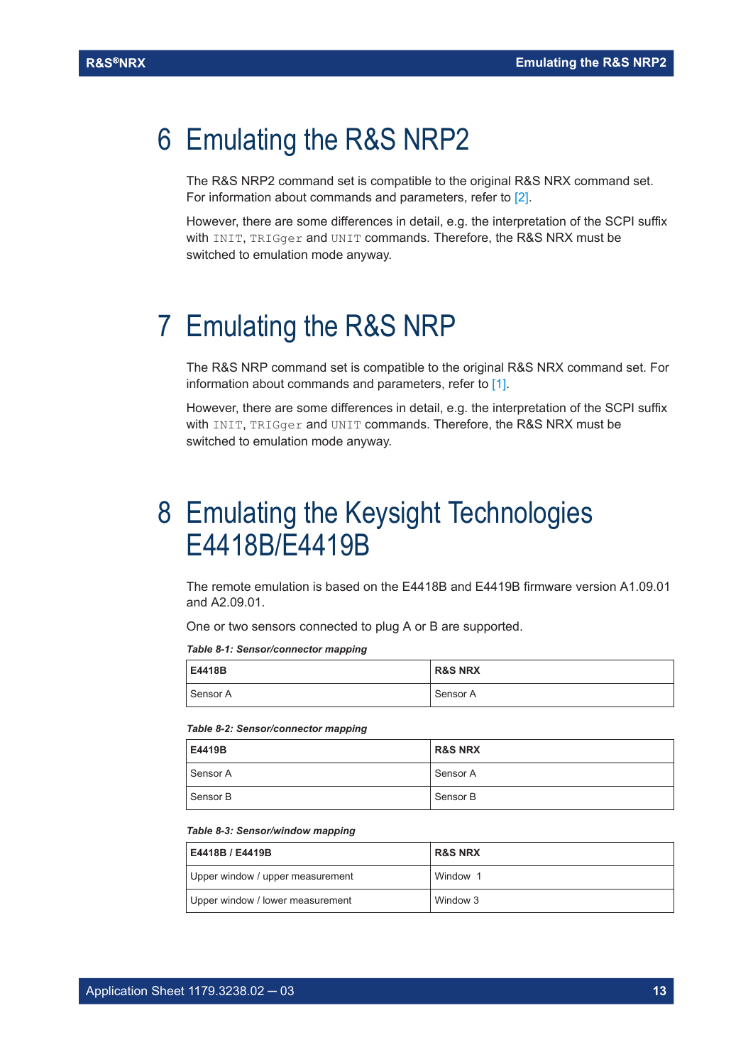# 6 Emulating the R&S NRP2

The R&S NRP2 command set is compatible to the original R&S NRX command set. For information about commands and parameters, refer to [2].

However, there are some differences in detail, e.g. the interpretation of the SCPI suffix with `INIT`, `TRIGger` and `UNIT` commands. Therefore, the R&S NRX must be switched to emulation mode anyway.

# 7 Emulating the R&S NRP

The R&S NRP command set is compatible to the original R&S NRX command set. For information about commands and parameters, refer to [1].

However, there are some differences in detail, e.g. the interpretation of the SCPI suffix with `INIT`, `TRIGger` and `UNIT` commands. Therefore, the R&S NRX must be switched to emulation mode anyway.

# 8 Emulating the Keysight Technologies E4418B/E4419B

The remote emulation is based on the E4418B and E4419B firmware version A1.09.01 and A2.09.01.

One or two sensors connected to plug A or B are supported.

*Table 8-1: Sensor/connector mapping*

| E4418B | R&S NRX |
|---|---|
| Sensor A | Sensor A |

*Table 8-2: Sensor/connector mapping*

| E4419B | R&S NRX |
|---|---|
| Sensor A | Sensor A |
| Sensor B | Sensor B |

*Table 8-3: Sensor/window mapping*

| E4418B / E4419B | R&S NRX |
|---|---|
| Upper window / upper measurement | Window 1 |
| Upper window / lower measurement | Window 3 |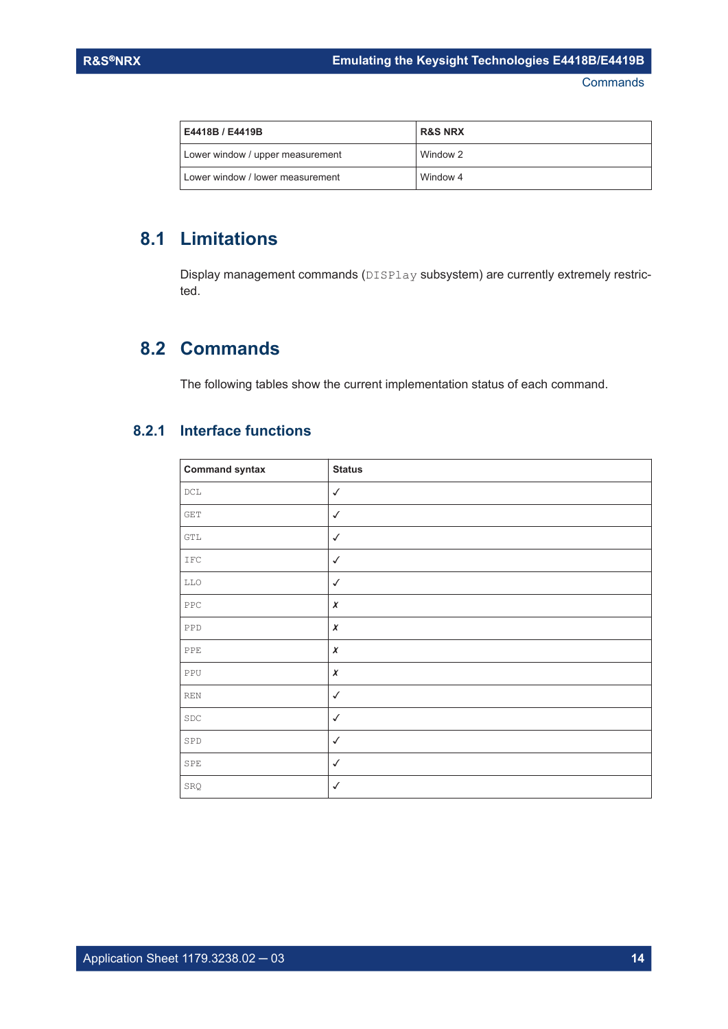| E4418B / E4419B | R&S NRX |
| --- | --- |
| Lower window / upper measurement | Window 2 |
| Lower window / lower measurement | Window 4 |

## 8.1 Limitations

Display management commands (`DISPlay` subsystem) are currently extremely restricted.

## 8.2 Commands

The following tables show the current implementation status of each command.

### 8.2.1 Interface functions

| Command syntax | Status |
| --- | --- |
| DCL | ✓ |
| GET | ✓ |
| GTL | ✓ |
| IFC | ✓ |
| LLO | ✓ |
| PPC | ✗ |
| PPD | ✗ |
| PPE | ✗ |
| PPU | ✗ |
| REN | ✓ |
| SDC | ✓ |
| SPD | ✓ |
| SPE | ✓ |
| SRQ | ✓ |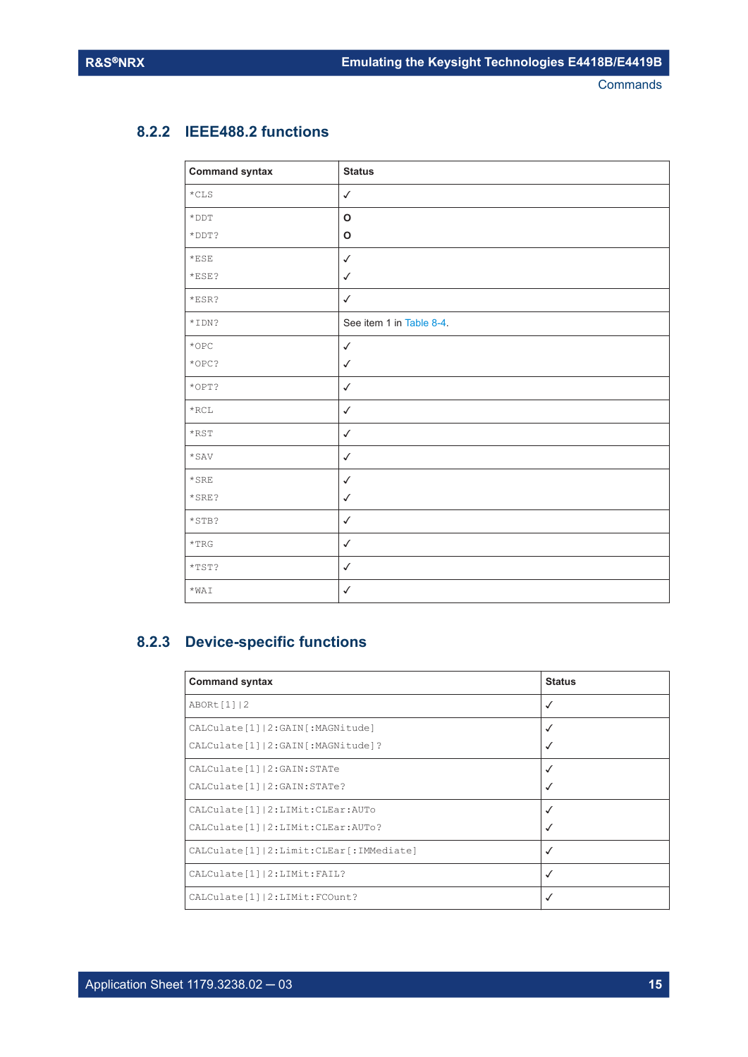### 8.2.2 IEEE488.2 functions

| Command syntax | Status |
|---|---|
| *CLS | ✓ |
| *DDT<br>*DDT? | O<br>O |
| *ESE<br>*ESE? | ✓<br>✓ |
| *ESR? | ✓ |
| *IDN? | See item 1 in Table 8-4. |
| *OPC<br>*OPC? | ✓<br>✓ |
| *OPT? | ✓ |
| *RCL | ✓ |
| *RST | ✓ |
| *SAV | ✓ |
| *SRE<br>*SRE? | ✓<br>✓ |
| *STB? | ✓ |
| *TRG | ✓ |
| *TST? | ✓ |
| *WAI | ✓ |

### 8.2.3 Device-specific functions

| Command syntax | Status |
|---|---|
| ABORt[1]\|2 | ✓ |
| CALCulate[1]\|2:GAIN[:MAGNitude]<br>CALCulate[1]\|2:GAIN[:MAGNitude]? | ✓<br>✓ |
| CALCulate[1]\|2:GAIN:STATe<br>CALCulate[1]\|2:GAIN:STATe? | ✓<br>✓ |
| CALCulate[1]\|2:LIMit:CLEar:AUTo<br>CALCulate[1]\|2:LIMit:CLEar:AUTo? | ✓<br>✓ |
| CALCulate[1]\|2:Limit:CLEar[:IMMediate] | ✓ |
| CALCulate[1]\|2:LIMit:FAIL? | ✓ |
| CALCulate[1]\|2:LIMit:FCOunt? | ✓ |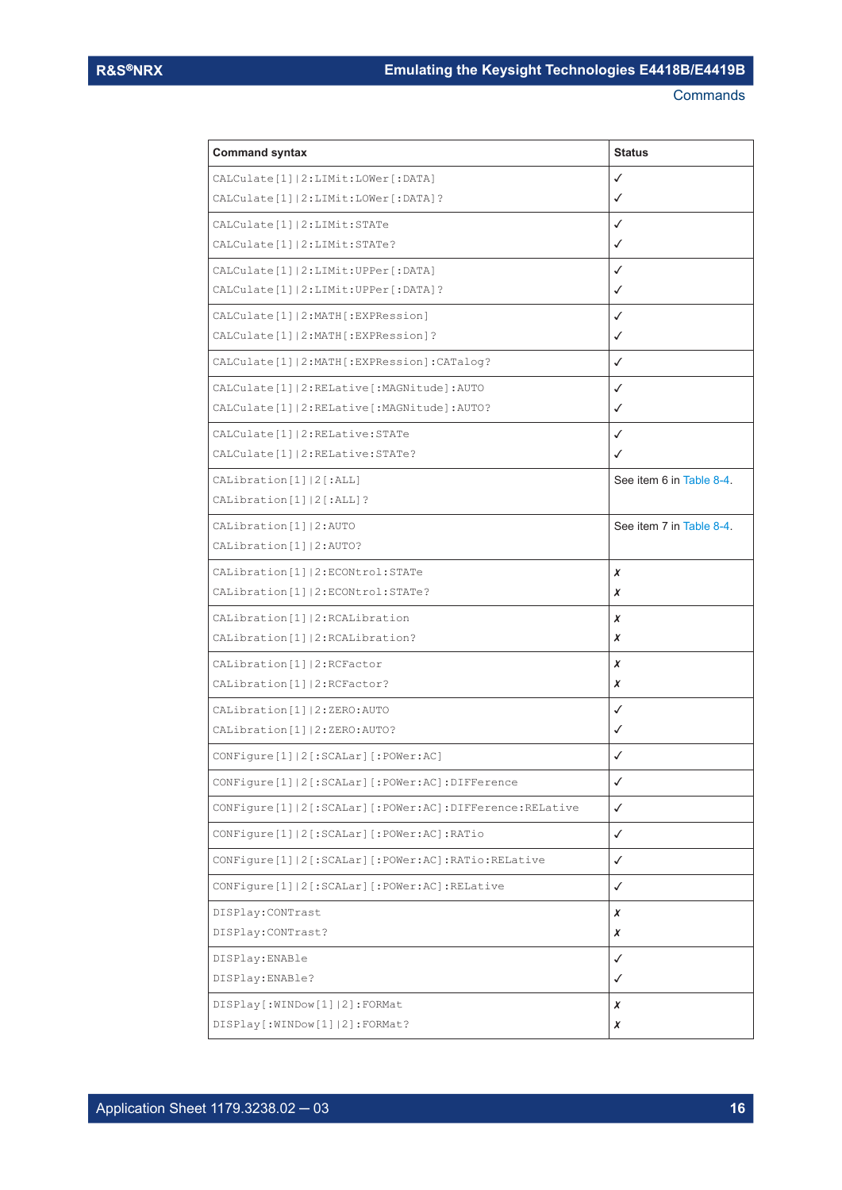| Command syntax | Status |
|---|---|
| CALCulate[1]\|2:LIMit:LOWer[:DATA]<br>CALCulate[1]\|2:LIMit:LOWer[:DATA]? | ✓<br>✓ |
| CALCulate[1]\|2:LIMit:STATe<br>CALCulate[1]\|2:LIMit:STATe? | ✓<br>✓ |
| CALCulate[1]\|2:LIMit:UPPer[:DATA]<br>CALCulate[1]\|2:LIMit:UPPer[:DATA]? | ✓<br>✓ |
| CALCulate[1]\|2:MATH[:EXPRession]<br>CALCulate[1]\|2:MATH[:EXPRession]? | ✓<br>✓ |
| CALCulate[1]\|2:MATH[:EXPRession]:CATalog? | ✓ |
| CALCulate[1]\|2:RELative[:MAGNitude]:AUTO<br>CALCulate[1]\|2:RELative[:MAGNitude]:AUTO? | ✓<br>✓ |
| CALCulate[1]\|2:RELative:STATe<br>CALCulate[1]\|2:RELative:STATe? | ✓<br>✓ |
| CALibration[1]\|2[:ALL]<br>CALibration[1]\|2[:ALL]? | See item 6 in Table 8-4. |
| CALibration[1]\|2:AUTO<br>CALibration[1]\|2:AUTO? | See item 7 in Table 8-4. |
| CALibration[1]\|2:ECONtrol:STATe<br>CALibration[1]\|2:ECONtrol:STATe? | ✗<br>✗ |
| CALibration[1]\|2:RCALibration<br>CALibration[1]\|2:RCALibration? | ✗<br>✗ |
| CALibration[1]\|2:RCFactor<br>CALibration[1]\|2:RCFactor? | ✗<br>✗ |
| CALibration[1]\|2:ZERO:AUTO<br>CALibration[1]\|2:ZERO:AUTO? | ✓<br>✓ |
| CONFigure[1]\|2[:SCALar][:POWer:AC] | ✓ |
| CONFigure[1]\|2[:SCALar][:POWer:AC]:DIFFerence | ✓ |
| CONFigure[1]\|2[:SCALar][:POWer:AC]:DIFFerence:RELative | ✓ |
| CONFigure[1]\|2[:SCALar][:POWer:AC]:RATio | ✓ |
| CONFigure[1]\|2[:SCALar][:POWer:AC]:RATio:RELative | ✓ |
| CONFigure[1]\|2[:SCALar][:POWer:AC]:RELative | ✓ |
| DISPlay:CONTrast<br>DISPlay:CONTrast? | ✗<br>✗ |
| DISPlay:ENABle<br>DISPlay:ENABle? | ✓<br>✓ |
| DISPlay[:WINDow[1]\|2]:FORMat<br>DISPlay[:WINDow[1]\|2]:FORMat? | ✗<br>✗ |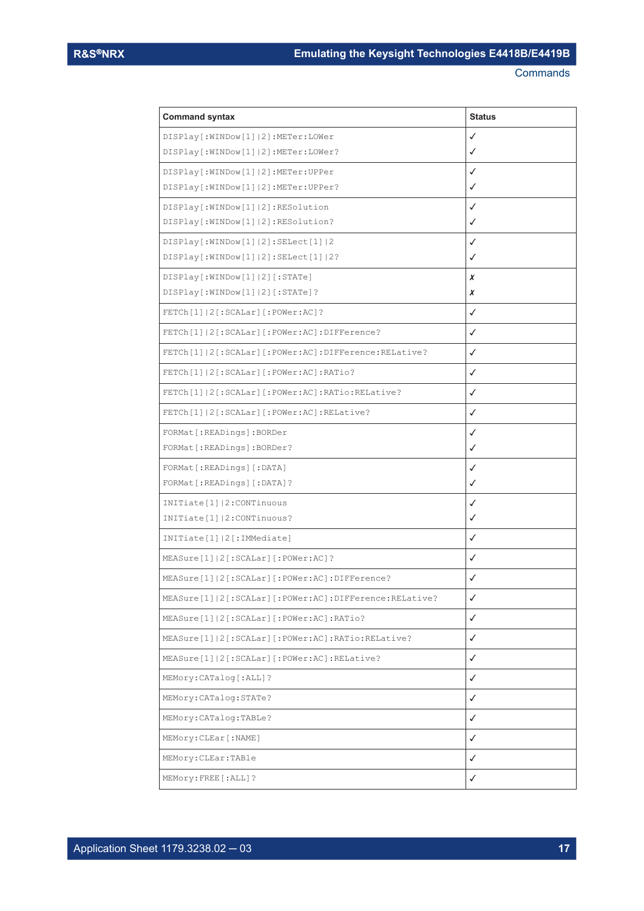| Command syntax | Status |
|---|---|
| DISPlay[:WINDow[1]\|2]:METer:LOWer<br>DISPlay[:WINDow[1]\|2]:METer:LOWer? | ✓<br>✓ |
| DISPlay[:WINDow[1]\|2]:METer:UPPer<br>DISPlay[:WINDow[1]\|2]:METer:UPPer? | ✓<br>✓ |
| DISPlay[:WINDow[1]\|2]:RESolution<br>DISPlay[:WINDow[1]\|2]:RESolution? | ✓<br>✓ |
| DISPlay[:WINDow[1]\|2]:SELect[1]\|2<br>DISPlay[:WINDow[1]\|2]:SELect[1]\|2? | ✓<br>✓ |
| DISPlay[:WINDow[1]\|2][:STATe]<br>DISPlay[:WINDow[1]\|2][:STATe]? | ✗<br>✗ |
| FETCh[1]\|2[:SCALar][:POWer:AC]? | ✓ |
| FETCh[1]\|2[:SCALar][:POWer:AC]:DIFFerence? | ✓ |
| FETCh[1]\|2[:SCALar][:POWer:AC]:DIFFerence:RELative? | ✓ |
| FETCh[1]\|2[:SCALar][:POWer:AC]:RATio? | ✓ |
| FETCh[1]\|2[:SCALar][:POWer:AC]:RATio:RELative? | ✓ |
| FETCh[1]\|2[:SCALar][:POWer:AC]:RELative? | ✓ |
| FORMat[:READings]:BORDer<br>FORMat[:READings]:BORDer? | ✓<br>✓ |
| FORMat[:READings][:DATA]<br>FORMat[:READings][:DATA]? | ✓<br>✓ |
| INITiate[1]\|2:CONTinuous<br>INITiate[1]\|2:CONTinuous? | ✓<br>✓ |
| INITiate[1]\|2[:IMMediate] | ✓ |
| MEASure[1]\|2[:SCALar][:POWer:AC]? | ✓ |
| MEASure[1]\|2[:SCALar][:POWer:AC]:DIFFerence? | ✓ |
| MEASure[1]\|2[:SCALar][:POWer:AC]:DIFFerence:RELative? | ✓ |
| MEASure[1]\|2[:SCALar][:POWer:AC]:RATio? | ✓ |
| MEASure[1]\|2[:SCALar][:POWer:AC]:RATio:RELative? | ✓ |
| MEASure[1]\|2[:SCALar][:POWer:AC]:RELative? | ✓ |
| MEMory:CATalog[:ALL]? | ✓ |
| MEMory:CATalog:STATe? | ✓ |
| MEMory:CATalog:TABLe? | ✓ |
| MEMory:CLEar[:NAME] | ✓ |
| MEMory:CLEar:TABle | ✓ |
| MEMory:FREE[:ALL]? | ✓ |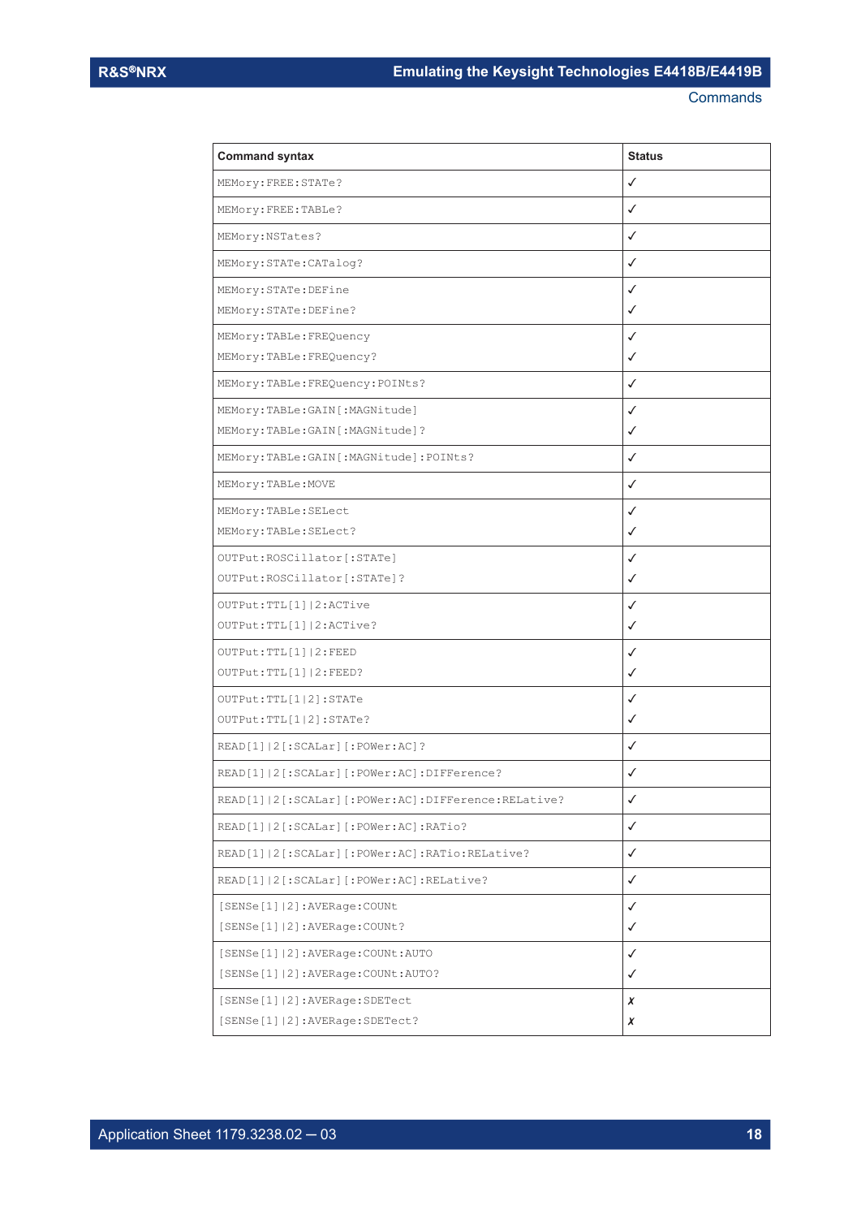| Command syntax | Status |
| --- | --- |
| MEMory:FREE:STATe? | ✓ |
| MEMory:FREE:TABLe? | ✓ |
| MEMory:NSTates? | ✓ |
| MEMory:STATe:CATalog? | ✓ |
| MEMory:STATe:DEFine<br>MEMory:STATe:DEFine? | ✓<br>✓ |
| MEMory:TABLe:FREQuency<br>MEMory:TABLe:FREQuency? | ✓<br>✓ |
| MEMory:TABLe:FREQuency:POINts? | ✓ |
| MEMory:TABLe:GAIN[:MAGNitude]<br>MEMory:TABLe:GAIN[:MAGNitude]? | ✓<br>✓ |
| MEMory:TABLe:GAIN[:MAGNitude]:POINts? | ✓ |
| MEMory:TABLe:MOVE | ✓ |
| MEMory:TABLe:SELect<br>MEMory:TABLe:SELect? | ✓<br>✓ |
| OUTPut:ROSCillator[:STATe]<br>OUTPut:ROSCillator[:STATe]? | ✓<br>✓ |
| OUTPut:TTL[1]\|2:ACTive<br>OUTPut:TTL[1]\|2:ACTive? | ✓<br>✓ |
| OUTPut:TTL[1]\|2:FEED<br>OUTPut:TTL[1]\|2:FEED? | ✓<br>✓ |
| OUTPut:TTL[1\|2]:STATe<br>OUTPut:TTL[1\|2]:STATe? | ✓<br>✓ |
| READ[1]\|2[:SCALar][:POWer:AC]? | ✓ |
| READ[1]\|2[:SCALar][:POWer:AC]:DIFFerence? | ✓ |
| READ[1]\|2[:SCALar][:POWer:AC]:DIFFerence:RELative? | ✓ |
| READ[1]\|2[:SCALar][:POWer:AC]:RATio? | ✓ |
| READ[1]\|2[:SCALar][:POWer:AC]:RATio:RELative? | ✓ |
| READ[1]\|2[:SCALar][:POWer:AC]:RELative? | ✓ |
| [SENSe[1]\|2]:AVERage:COUNt<br>[SENSe[1]\|2]:AVERage:COUNt? | ✓<br>✓ |
| [SENSe[1]\|2]:AVERage:COUNt:AUTO<br>[SENSe[1]\|2]:AVERage:COUNt:AUTO? | ✓<br>✓ |
| [SENSe[1]\|2]:AVERage:SDETect<br>[SENSe[1]\|2]:AVERage:SDETect? | ✗<br>✗ |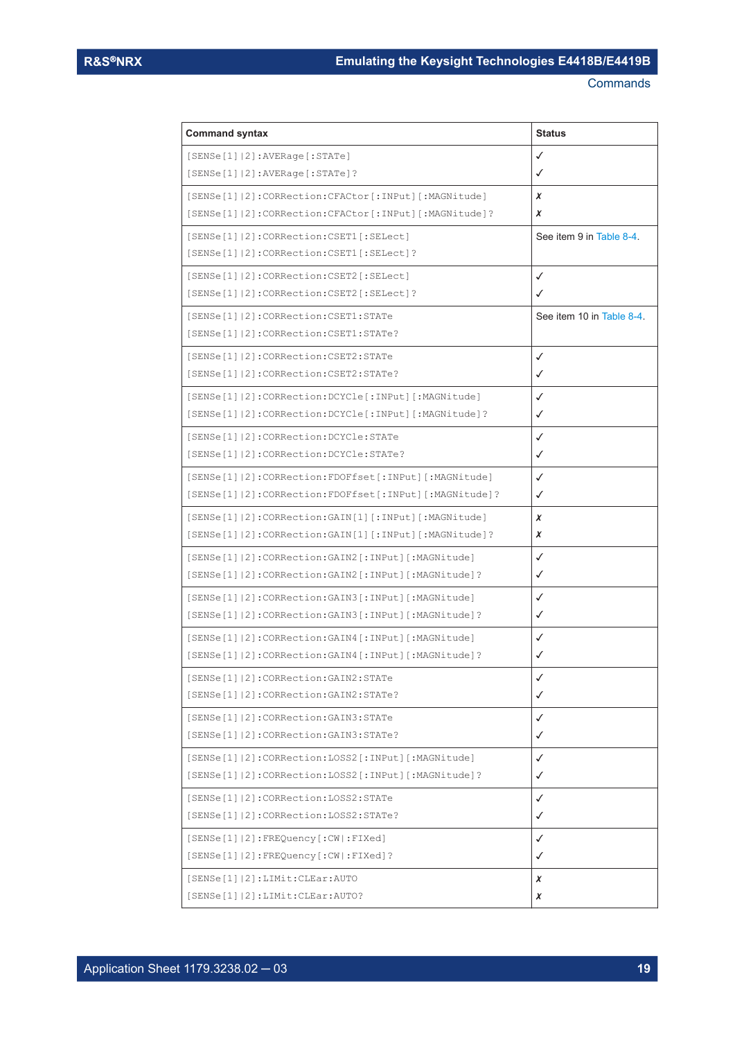| Command syntax | Status |
|---|---|
| [SENSe[1]\|2]:AVERage[:STATe]<br>[SENSe[1]\|2]:AVERage[:STATe]? | ✓<br>✓ |
| [SENSe[1]\|2]:CORRection:CFACtor[:INPut][:MAGNitude]<br>[SENSe[1]\|2]:CORRection:CFACtor[:INPut][:MAGNitude]? | ✗<br>✗ |
| [SENSe[1]\|2]:CORRection:CSET1[:SELect]<br>[SENSe[1]\|2]:CORRection:CSET1[:SELect]? | See item 9 in Table 8-4. |
| [SENSe[1]\|2]:CORRection:CSET2[:SELect]<br>[SENSe[1]\|2]:CORRection:CSET2[:SELect]? | ✓<br>✓ |
| [SENSe[1]\|2]:CORRection:CSET1:STATe<br>[SENSe[1]\|2]:CORRection:CSET1:STATe? | See item 10 in Table 8-4. |
| [SENSe[1]\|2]:CORRection:CSET2:STATe<br>[SENSe[1]\|2]:CORRection:CSET2:STATe? | ✓<br>✓ |
| [SENSe[1]\|2]:CORRection:DCYCle[:INPut][:MAGNitude]<br>[SENSe[1]\|2]:CORRection:DCYCle[:INPut][:MAGNitude]? | ✓<br>✓ |
| [SENSe[1]\|2]:CORRection:DCYCle:STATe<br>[SENSe[1]\|2]:CORRection:DCYCle:STATe? | ✓<br>✓ |
| [SENSe[1]\|2]:CORRection:FDOFfset[:INPut][:MAGNitude]<br>[SENSe[1]\|2]:CORRection:FDOFfset[:INPut][:MAGNitude]? | ✓<br>✓ |
| [SENSe[1]\|2]:CORRection:GAIN[1][:INPut][:MAGNitude]<br>[SENSe[1]\|2]:CORRection:GAIN[1][:INPut][:MAGNitude]? | ✗<br>✗ |
| [SENSe[1]\|2]:CORRection:GAIN2[:INPut][:MAGNitude]<br>[SENSe[1]\|2]:CORRection:GAIN2[:INPut][:MAGNitude]? | ✓<br>✓ |
| [SENSe[1]\|2]:CORRection:GAIN3[:INPut][:MAGNitude]<br>[SENSe[1]\|2]:CORRection:GAIN3[:INPut][:MAGNitude]? | ✓<br>✓ |
| [SENSe[1]\|2]:CORRection:GAIN4[:INPut][:MAGNitude]<br>[SENSe[1]\|2]:CORRection:GAIN4[:INPut][:MAGNitude]? | ✓<br>✓ |
| [SENSe[1]\|2]:CORRection:GAIN2:STATe<br>[SENSe[1]\|2]:CORRection:GAIN2:STATe? | ✓<br>✓ |
| [SENSe[1]\|2]:CORRection:GAIN3:STATe<br>[SENSe[1]\|2]:CORRection:GAIN3:STATe? | ✓<br>✓ |
| [SENSe[1]\|2]:CORRection:LOSS2[:INPut][:MAGNitude]<br>[SENSe[1]\|2]:CORRection:LOSS2[:INPut][:MAGNitude]? | ✓<br>✓ |
| [SENSe[1]\|2]:CORRection:LOSS2:STATe<br>[SENSe[1]\|2]:CORRection:LOSS2:STATe? | ✓<br>✓ |
| [SENSe[1]\|2]:FREQuency[:CW\|:FIXed]<br>[SENSe[1]\|2]:FREQuency[:CW\|:FIXed]? | ✓<br>✓ |
| [SENSe[1]\|2]:LIMit:CLEar:AUTO<br>[SENSe[1]\|2]:LIMit:CLEar:AUTO? | ✗<br>✗ |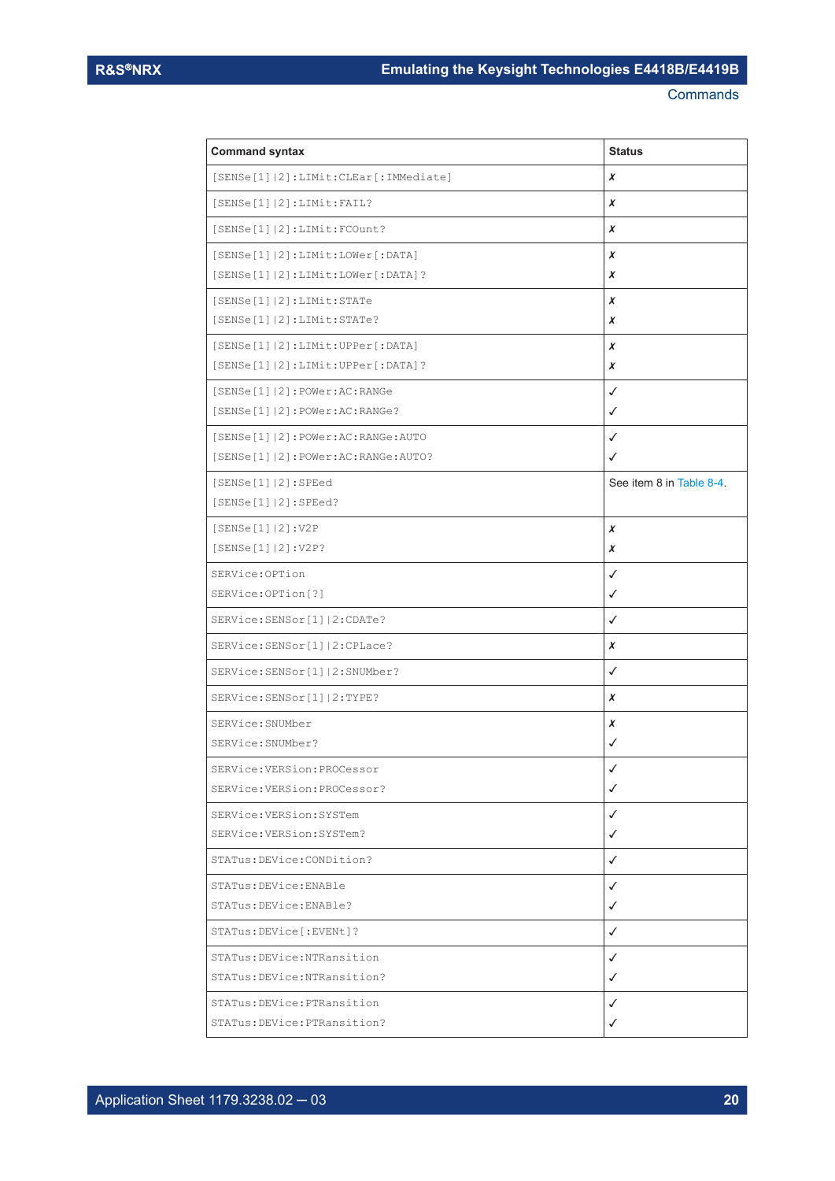| Command syntax | Status |
| --- | --- |
| [SENSe[1]\|2]:LIMit:CLEar[:IMMediate] | ✗ |
| [SENSe[1]\|2]:LIMit:FAIL? | ✗ |
| [SENSe[1]\|2]:LIMit:FCOunt? | ✗ |
| [SENSe[1]\|2]:LIMit:LOWer[:DATA]<br>[SENSe[1]\|2]:LIMit:LOWer[:DATA]? | ✗<br>✗ |
| [SENSe[1]\|2]:LIMit:STATe<br>[SENSe[1]\|2]:LIMit:STATe? | ✗<br>✗ |
| [SENSe[1]\|2]:LIMit:UPPer[:DATA]<br>[SENSe[1]\|2]:LIMit:UPPer[:DATA]? | ✗<br>✗ |
| [SENSe[1]\|2]:POWer:AC:RANGe<br>[SENSe[1]\|2]:POWer:AC:RANGe? | ✓<br>✓ |
| [SENSe[1]\|2]:POWer:AC:RANGe:AUTO<br>[SENSe[1]\|2]:POWer:AC:RANGe:AUTO? | ✓<br>✓ |
| [SENSe[1]\|2]:SPEed<br>[SENSe[1]\|2]:SPEed? | See item 8 in Table 8-4. |
| [SENSe[1]\|2]:V2P<br>[SENSe[1]\|2]:V2P? | ✗<br>✗ |
| SERVice:OPTion<br>SERVice:OPTion[?] | ✓<br>✓ |
| SERVice:SENSor[1]\|2:CDATe? | ✓ |
| SERVice:SENSor[1]\|2:CPLace? | ✗ |
| SERVice:SENSor[1]\|2:SNUMber? | ✓ |
| SERVice:SENSor[1]\|2:TYPE? | ✗ |
| SERVice:SNUMber<br>SERVice:SNUMber? | ✗<br>✓ |
| SERVice:VERSion:PROCessor<br>SERVice:VERSion:PROCessor? | ✓<br>✓ |
| SERVice:VERSion:SYSTem<br>SERVice:VERSion:SYSTem? | ✓<br>✓ |
| STATus:DEVice:CONDition? | ✓ |
| STATus:DEVice:ENABle<br>STATus:DEVice:ENABle? | ✓<br>✓ |
| STATus:DEVice[:EVENt]? | ✓ |
| STATus:DEVice:NTRansition<br>STATus:DEVice:NTRansition? | ✓<br>✓ |
| STATus:DEVice:PTRansition<br>STATus:DEVice:PTRansition? | ✓<br>✓ |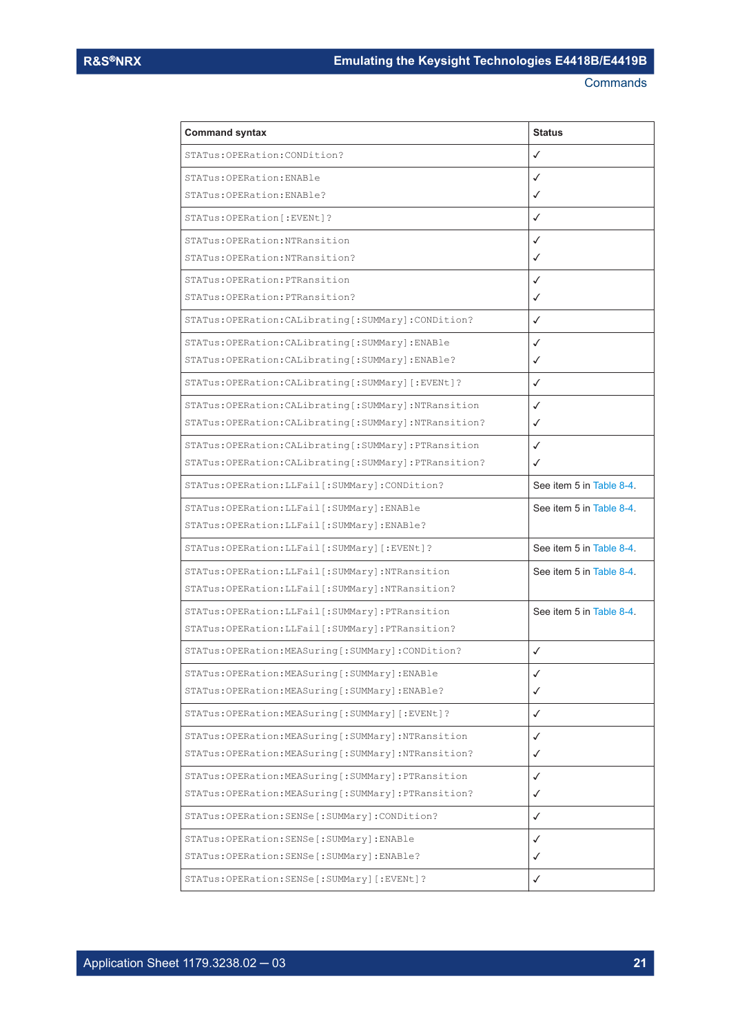| Command syntax | Status |
|---|---|
| STATus:OPERation:CONDition? | ✓ |
| STATus:OPERation:ENABle<br>STATus:OPERation:ENABle? | ✓<br>✓ |
| STATus:OPERation[:EVENt]? | ✓ |
| STATus:OPERation:NTRansition<br>STATus:OPERation:NTRansition? | ✓<br>✓ |
| STATus:OPERation:PTRansition<br>STATus:OPERation:PTRansition? | ✓<br>✓ |
| STATus:OPERation:CALibrating[:SUMMary]:CONDition? | ✓ |
| STATus:OPERation:CALibrating[:SUMMary]:ENABle<br>STATus:OPERation:CALibrating[:SUMMary]:ENABle? | ✓<br>✓ |
| STATus:OPERation:CALibrating[:SUMMary][:EVENt]? | ✓ |
| STATus:OPERation:CALibrating[:SUMMary]:NTRansition<br>STATus:OPERation:CALibrating[:SUMMary]:NTRansition? | ✓<br>✓ |
| STATus:OPERation:CALibrating[:SUMMary]:PTRansition<br>STATus:OPERation:CALibrating[:SUMMary]:PTRansition? | ✓<br>✓ |
| STATus:OPERation:LLFail[:SUMMary]:CONDition? | See item 5 in Table 8-4. |
| STATus:OPERation:LLFail[:SUMMary]:ENABle<br>STATus:OPERation:LLFail[:SUMMary]:ENABle? | See item 5 in Table 8-4. |
| STATus:OPERation:LLFail[:SUMMary][:EVENt]? | See item 5 in Table 8-4. |
| STATus:OPERation:LLFail[:SUMMary]:NTRansition<br>STATus:OPERation:LLFail[:SUMMary]:NTRansition? | See item 5 in Table 8-4. |
| STATus:OPERation:LLFail[:SUMMary]:PTRansition<br>STATus:OPERation:LLFail[:SUMMary]:PTRansition? | See item 5 in Table 8-4. |
| STATus:OPERation:MEASuring[:SUMMary]:CONDition? | ✓ |
| STATus:OPERation:MEASuring[:SUMMary]:ENABle<br>STATus:OPERation:MEASuring[:SUMMary]:ENABle? | ✓<br>✓ |
| STATus:OPERation:MEASuring[:SUMMary][:EVENt]? | ✓ |
| STATus:OPERation:MEASuring[:SUMMary]:NTRansition<br>STATus:OPERation:MEASuring[:SUMMary]:NTRansition? | ✓<br>✓ |
| STATus:OPERation:MEASuring[:SUMMary]:PTRansition<br>STATus:OPERation:MEASuring[:SUMMary]:PTRansition? | ✓<br>✓ |
| STATus:OPERation:SENSe[:SUMMary]:CONDition? | ✓ |
| STATus:OPERation:SENSe[:SUMMary]:ENABle<br>STATus:OPERation:SENSe[:SUMMary]:ENABle? | ✓<br>✓ |
| STATus:OPERation:SENSe[:SUMMary][:EVENt]? | ✓ |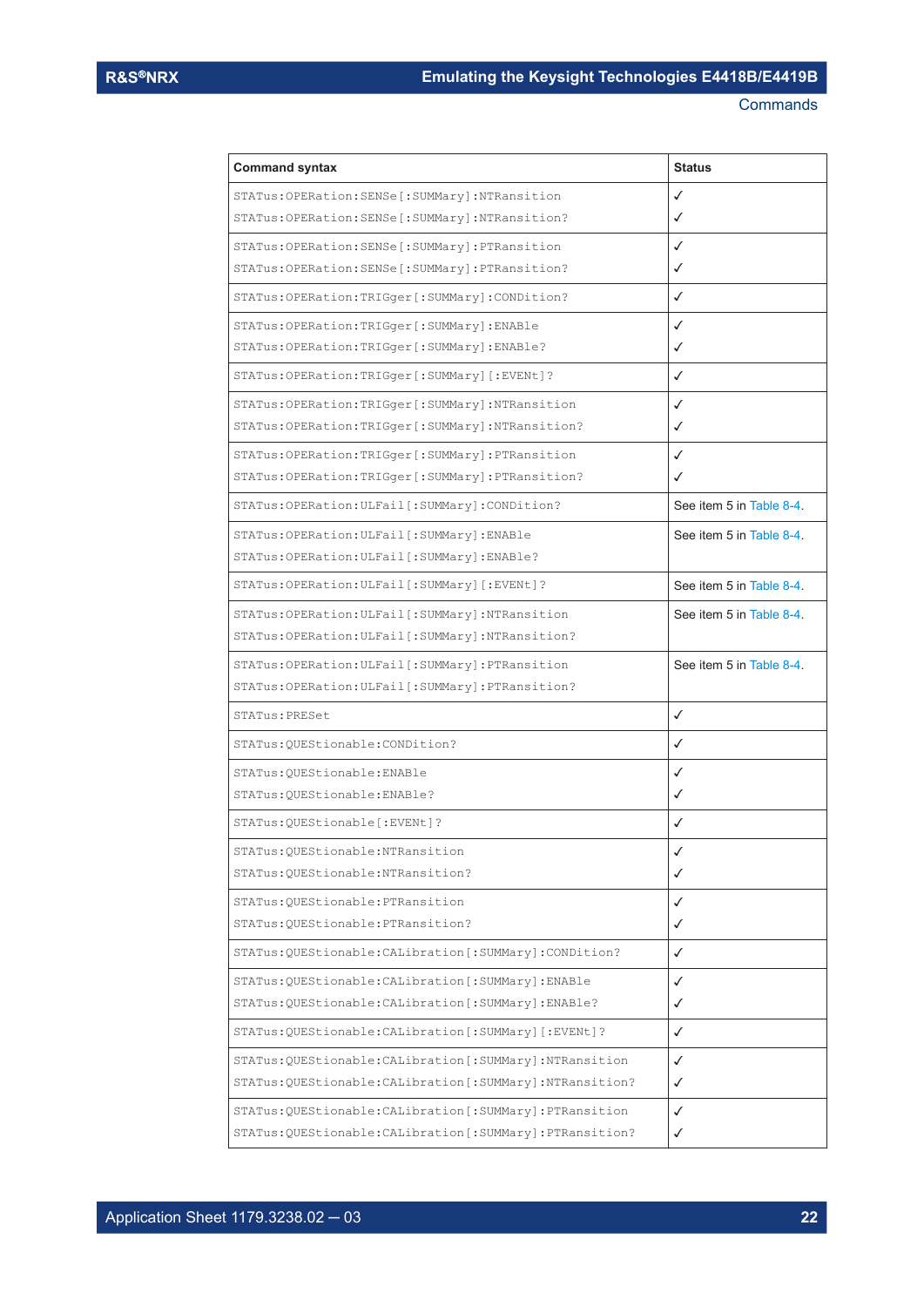| Command syntax | Status |
|---|---|
| STATus:OPERation:SENSe[:SUMMary]:NTRansition<br>STATus:OPERation:SENSe[:SUMMary]:NTRansition? | ✓<br>✓ |
| STATus:OPERation:SENSe[:SUMMary]:PTRansition<br>STATus:OPERation:SENSe[:SUMMary]:PTRansition? | ✓<br>✓ |
| STATus:OPERation:TRIGger[:SUMMary]:CONDition? | ✓ |
| STATus:OPERation:TRIGger[:SUMMary]:ENABle<br>STATus:OPERation:TRIGger[:SUMMary]:ENABle? | ✓<br>✓ |
| STATus:OPERation:TRIGger[:SUMMary][:EVENt]? | ✓ |
| STATus:OPERation:TRIGger[:SUMMary]:NTRansition<br>STATus:OPERation:TRIGger[:SUMMary]:NTRansition? | ✓<br>✓ |
| STATus:OPERation:TRIGger[:SUMMary]:PTRansition<br>STATus:OPERation:TRIGger[:SUMMary]:PTRansition? | ✓<br>✓ |
| STATus:OPERation:ULFail[:SUMMary]:CONDition? | See item 5 in Table 8-4. |
| STATus:OPERation:ULFail[:SUMMary]:ENABle<br>STATus:OPERation:ULFail[:SUMMary]:ENABle? | See item 5 in Table 8-4. |
| STATus:OPERation:ULFail[:SUMMary][:EVENt]? | See item 5 in Table 8-4. |
| STATus:OPERation:ULFail[:SUMMary]:NTRansition<br>STATus:OPERation:ULFail[:SUMMary]:NTRansition? | See item 5 in Table 8-4. |
| STATus:OPERation:ULFail[:SUMMary]:PTRansition<br>STATus:OPERation:ULFail[:SUMMary]:PTRansition? | See item 5 in Table 8-4. |
| STATus:PRESet | ✓ |
| STATus:QUEStionable:CONDition? | ✓ |
| STATus:QUEStionable:ENABle<br>STATus:QUEStionable:ENABle? | ✓<br>✓ |
| STATus:QUEStionable[:EVENt]? | ✓ |
| STATus:QUEStionable:NTRansition<br>STATus:QUEStionable:NTRansition? | ✓<br>✓ |
| STATus:QUEStionable:PTRansition<br>STATus:QUEStionable:PTRansition? | ✓<br>✓ |
| STATus:QUEStionable:CALibration[:SUMMary]:CONDition? | ✓ |
| STATus:QUEStionable:CALibration[:SUMMary]:ENABle<br>STATus:QUEStionable:CALibration[:SUMMary]:ENABle? | ✓<br>✓ |
| STATus:QUEStionable:CALibration[:SUMMary][:EVENt]? | ✓ |
| STATus:QUEStionable:CALibration[:SUMMary]:NTRansition<br>STATus:QUEStionable:CALibration[:SUMMary]:NTRansition? | ✓<br>✓ |
| STATus:QUEStionable:CALibration[:SUMMary]:PTRansition<br>STATus:QUEStionable:CALibration[:SUMMary]:PTRansition? | ✓<br>✓ |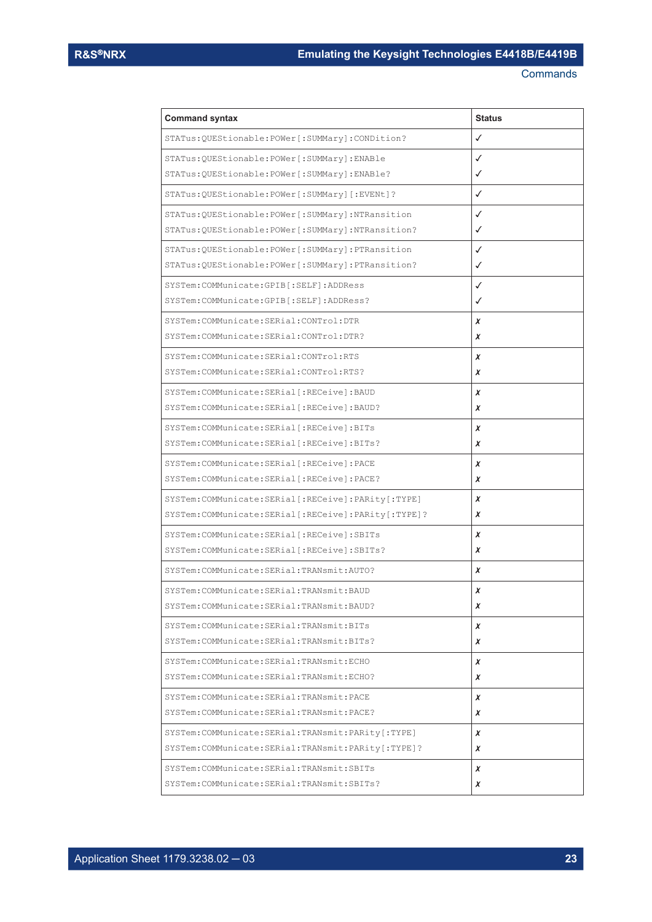| Command syntax | Status |
| --- | --- |
| STATus:QUEStionable:POWer[:SUMMary]:CONDition? | ✓ |
| STATus:QUEStionable:POWer[:SUMMary]:ENABle<br>STATus:QUEStionable:POWer[:SUMMary]:ENABle? | ✓<br>✓ |
| STATus:QUEStionable:POWer[:SUMMary][:EVENt]? | ✓ |
| STATus:QUEStionable:POWer[:SUMMary]:NTRansition<br>STATus:QUEStionable:POWer[:SUMMary]:NTRansition? | ✓<br>✓ |
| STATus:QUEStionable:POWer[:SUMMary]:PTRansition<br>STATus:QUEStionable:POWer[:SUMMary]:PTRansition? | ✓<br>✓ |
| SYSTem:COMMunicate:GPIB[:SELF]:ADDRess<br>SYSTem:COMMunicate:GPIB[:SELF]:ADDRess? | ✓<br>✓ |
| SYSTem:COMMunicate:SERial:CONTrol:DTR<br>SYSTem:COMMunicate:SERial:CONTrol:DTR? | ✗<br>✗ |
| SYSTem:COMMunicate:SERial:CONTrol:RTS<br>SYSTem:COMMunicate:SERial:CONTrol:RTS? | ✗<br>✗ |
| SYSTem:COMMunicate:SERial[:RECeive]:BAUD<br>SYSTem:COMMunicate:SERial[:RECeive]:BAUD? | ✗<br>✗ |
| SYSTem:COMMunicate:SERial[:RECeive]:BITs<br>SYSTem:COMMunicate:SERial[:RECeive]:BITs? | ✗<br>✗ |
| SYSTem:COMMunicate:SERial[:RECeive]:PACE<br>SYSTem:COMMunicate:SERial[:RECeive]:PACE? | ✗<br>✗ |
| SYSTem:COMMunicate:SERial[:RECeive]:PARity[:TYPE]<br>SYSTem:COMMunicate:SERial[:RECeive]:PARity[:TYPE]? | ✗<br>✗ |
| SYSTem:COMMunicate:SERial[:RECeive]:SBITs<br>SYSTem:COMMunicate:SERial[:RECeive]:SBITs? | ✗<br>✗ |
| SYSTem:COMMunicate:SERial:TRANsmit:AUTO? | ✗ |
| SYSTem:COMMunicate:SERial:TRANsmit:BAUD<br>SYSTem:COMMunicate:SERial:TRANsmit:BAUD? | ✗<br>✗ |
| SYSTem:COMMunicate:SERial:TRANsmit:BITs<br>SYSTem:COMMunicate:SERial:TRANsmit:BITs? | ✗<br>✗ |
| SYSTem:COMMunicate:SERial:TRANsmit:ECHO<br>SYSTem:COMMunicate:SERial:TRANsmit:ECHO? | ✗<br>✗ |
| SYSTem:COMMunicate:SERial:TRANsmit:PACE<br>SYSTem:COMMunicate:SERial:TRANsmit:PACE? | ✗<br>✗ |
| SYSTem:COMMunicate:SERial:TRANsmit:PARity[:TYPE]<br>SYSTem:COMMunicate:SERial:TRANsmit:PARity[:TYPE]? | ✗<br>✗ |
| SYSTem:COMMunicate:SERial:TRANsmit:SBITs<br>SYSTem:COMMunicate:SERial:TRANsmit:SBITs? | ✗<br>✗ |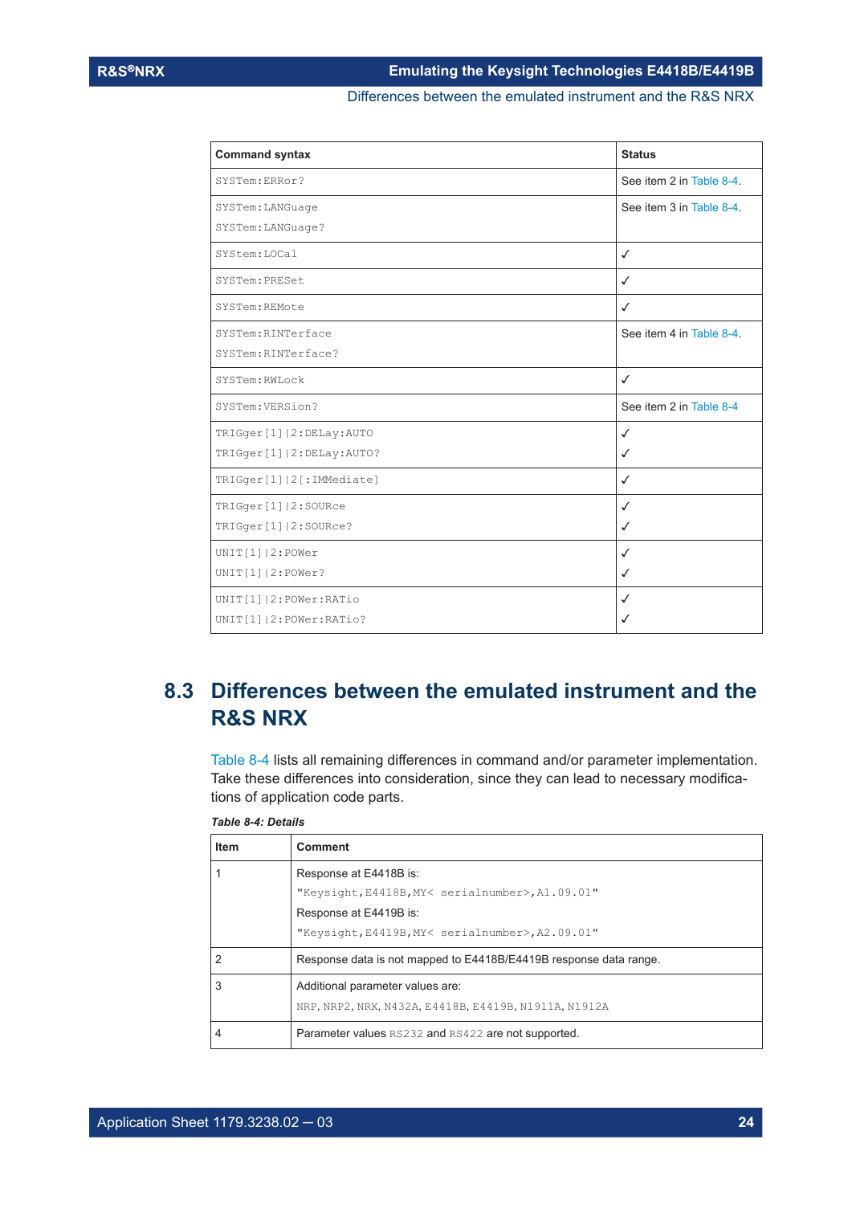| Command syntax | Status |
|---|---|
| SYSTem:ERRor? | See item 2 in Table 8-4. |
| SYSTem:LANGuage<br>SYSTem:LANGuage? | See item 3 in Table 8-4. |
| SYStem:LOCal | ✓ |
| SYSTem:PRESet | ✓ |
| SYSTem:REMote | ✓ |
| SYSTem:RINTerface<br>SYSTem:RINTerface? | See item 4 in Table 8-4. |
| SYSTem:RWLock | ✓ |
| SYSTem:VERSion? | See item 2 in Table 8-4 |
| TRIGger[1]\|2:DELay:AUTO<br>TRIGger[1]\|2:DELay:AUTO? | ✓<br>✓ |
| TRIGger[1]\|2[:IMMediate] | ✓ |
| TRIGger[1]\|2:SOURce<br>TRIGger[1]\|2:SOURce? | ✓<br>✓ |
| UNIT[1]\|2:POWer<br>UNIT[1]\|2:POWer? | ✓<br>✓ |
| UNIT[1]\|2:POWer:RATio<br>UNIT[1]\|2:POWer:RATio? | ✓<br>✓ |

## 8.3 Differences between the emulated instrument and the R&S NRX

Table 8-4 lists all remaining differences in command and/or parameter implementation. Take these differences into consideration, since they can lead to necessary modifications of application code parts.

*Table 8-4: Details*

| Item | Comment |
|---|---|
| 1 | Response at E4418B is:<br>"Keysight,E4418B,MY< serialnumber>,A1.09.01"<br>Response at E4419B is:<br>"Keysight,E4419B,MY< serialnumber>,A2.09.01" |
| 2 | Response data is not mapped to E4418B/E4419B response data range. |
| 3 | Additional parameter values are:<br>NRP, NRP2, NRX, N432A, E4418B, E4419B, N1911A, N1912A |
| 4 | Parameter values RS232 and RS422 are not supported. |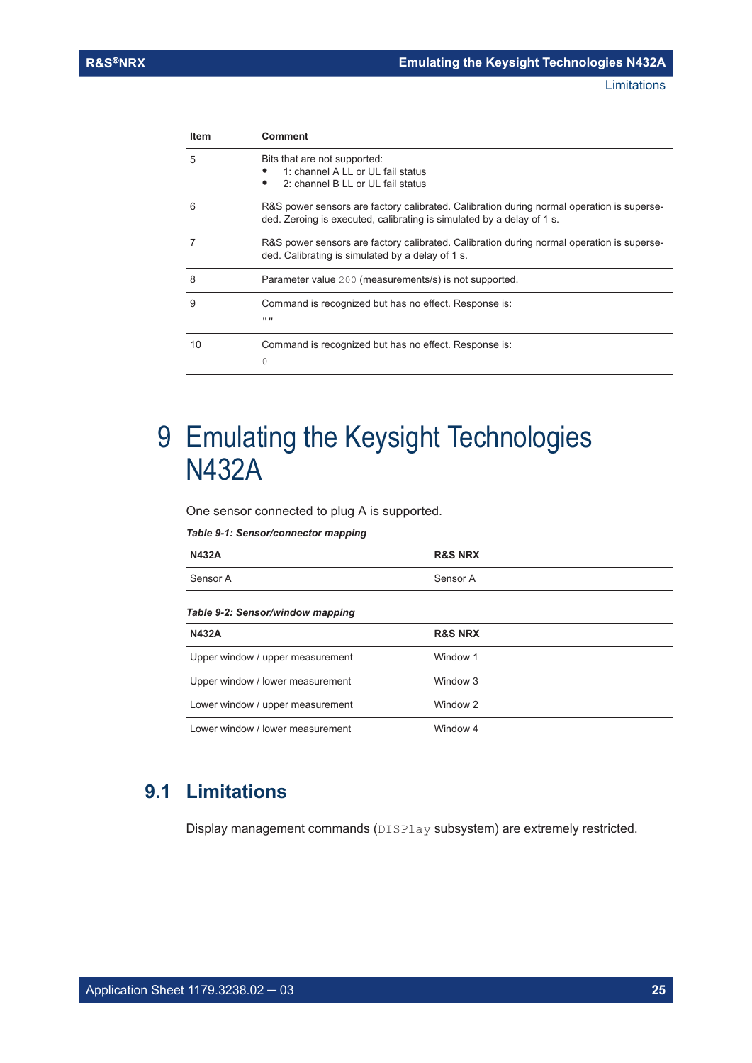| Item | Comment |
| --- | --- |
| 5 | Bits that are not supported:<br>• 1: channel A LL or UL fail status<br>• 2: channel B LL or UL fail status |
| 6 | R&S power sensors are factory calibrated. Calibration during normal operation is superseded. Zeroing is executed, calibrating is simulated by a delay of 1 s. |
| 7 | R&S power sensors are factory calibrated. Calibration during normal operation is superseded. Calibrating is simulated by a delay of 1 s. |
| 8 | Parameter value `200` (measurements/s) is not supported. |
| 9 | Command is recognized but has no effect. Response is:<br>`""` |
| 10 | Command is recognized but has no effect. Response is:<br>`0` |

# 9 Emulating the Keysight Technologies N432A

One sensor connected to plug A is supported.

***Table 9-1: Sensor/connector mapping***

| N432A | R&S NRX |
| --- | --- |
| Sensor A | Sensor A |

***Table 9-2: Sensor/window mapping***

| N432A | R&S NRX |
| --- | --- |
| Upper window / upper measurement | Window 1 |
| Upper window / lower measurement | Window 3 |
| Lower window / upper measurement | Window 2 |
| Lower window / lower measurement | Window 4 |

## 9.1 Limitations

Display management commands (`DISPlay` subsystem) are extremely restricted.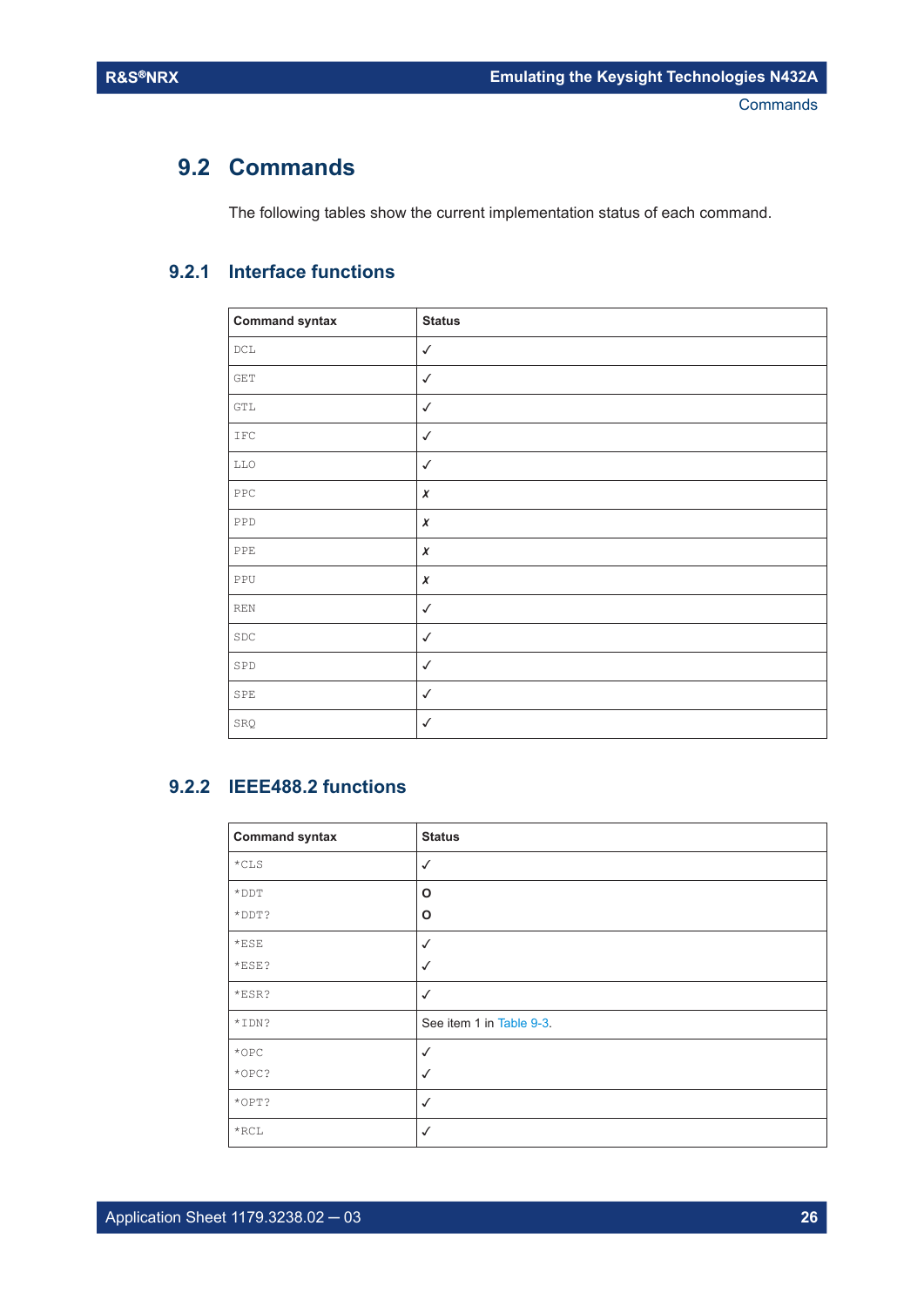## 9.2 Commands

The following tables show the current implementation status of each command.

### 9.2.1 Interface functions

| Command syntax | Status |
|---|---|
| DCL | ✓ |
| GET | ✓ |
| GTL | ✓ |
| IFC | ✓ |
| LLO | ✓ |
| PPC | ✗ |
| PPD | ✗ |
| PPE | ✗ |
| PPU | ✗ |
| REN | ✓ |
| SDC | ✓ |
| SPD | ✓ |
| SPE | ✓ |
| SRQ | ✓ |

### 9.2.2 IEEE488.2 functions

| Command syntax | Status |
|---|---|
| *CLS | ✓ |
| *DDT<br>*DDT? | O<br>O |
| *ESE<br>*ESE? | ✓<br>✓ |
| *ESR? | ✓ |
| *IDN? | See item 1 in Table 9-3. |
| *OPC<br>*OPC? | ✓<br>✓ |
| *OPT? | ✓ |
| *RCL | ✓ |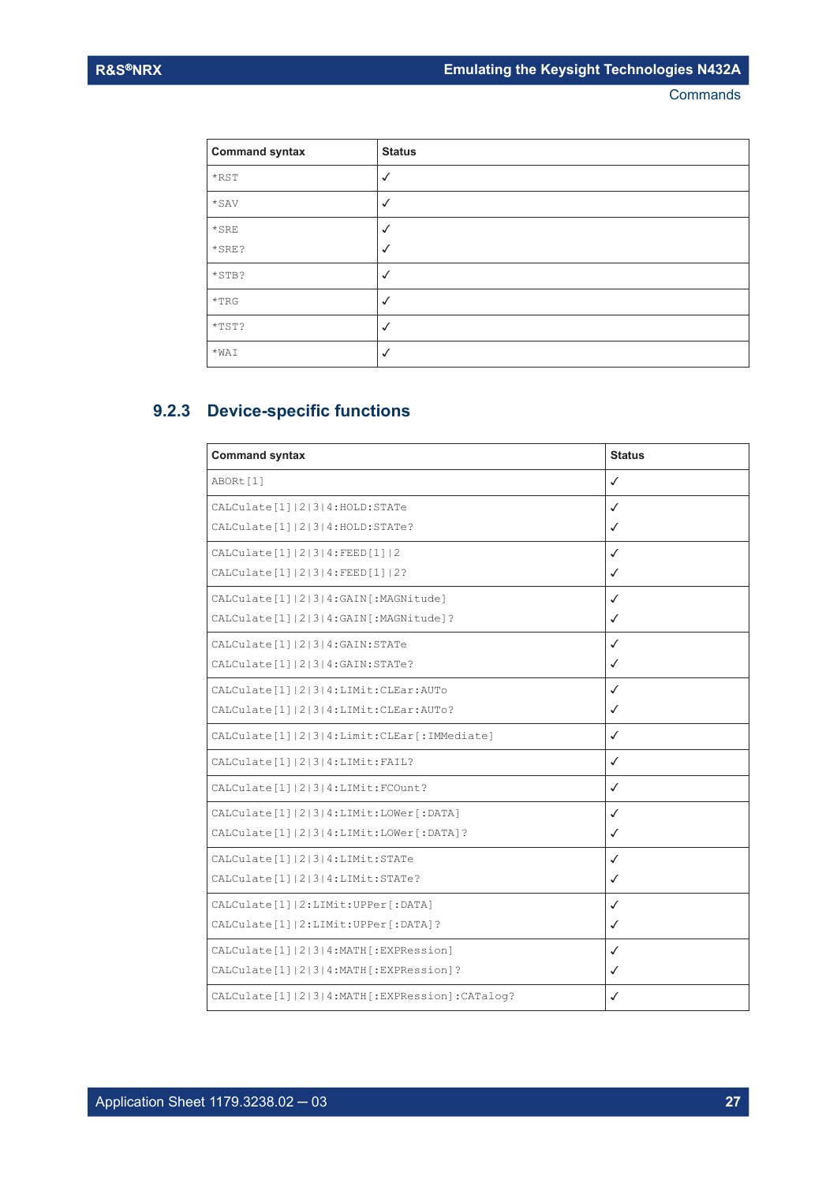| Command syntax | Status |
|---|---|
| *RST | ✓ |
| *SAV | ✓ |
| *SRE<br>*SRE? | ✓<br>✓ |
| *STB? | ✓ |
| *TRG | ✓ |
| *TST? | ✓ |
| *WAI | ✓ |

### 9.2.3 Device-specific functions

| Command syntax | Status |
|---|---|
| ABORt[1] | ✓ |
| CALCulate[1]\|2\|3\|4:HOLD:STATe<br>CALCulate[1]\|2\|3\|4:HOLD:STATe? | ✓<br>✓ |
| CALCulate[1]\|2\|3\|4:FEED[1]\|2<br>CALCulate[1]\|2\|3\|4:FEED[1]\|2? | ✓<br>✓ |
| CALCulate[1]\|2\|3\|4:GAIN[:MAGNitude]<br>CALCulate[1]\|2\|3\|4:GAIN[:MAGNitude]? | ✓<br>✓ |
| CALCulate[1]\|2\|3\|4:GAIN:STATe<br>CALCulate[1]\|2\|3\|4:GAIN:STATe? | ✓<br>✓ |
| CALCulate[1]\|2\|3\|4:LIMit:CLEar:AUTo<br>CALCulate[1]\|2\|3\|4:LIMit:CLEar:AUTo? | ✓<br>✓ |
| CALCulate[1]\|2\|3\|4:Limit:CLEar[:IMMediate] | ✓ |
| CALCulate[1]\|2\|3\|4:LIMit:FAIL? | ✓ |
| CALCulate[1]\|2\|3\|4:LIMit:FCOunt? | ✓ |
| CALCulate[1]\|2\|3\|4:LIMit:LOWer[:DATA]<br>CALCulate[1]\|2\|3\|4:LIMit:LOWer[:DATA]? | ✓<br>✓ |
| CALCulate[1]\|2\|3\|4:LIMit:STATe<br>CALCulate[1]\|2\|3\|4:LIMit:STATe? | ✓<br>✓ |
| CALCulate[1]\|2:LIMit:UPPer[:DATA]<br>CALCulate[1]\|2:LIMit:UPPer[:DATA]? | ✓<br>✓ |
| CALCulate[1]\|2\|3\|4:MATH[:EXPRession]<br>CALCulate[1]\|2\|3\|4:MATH[:EXPRession]? | ✓<br>✓ |
| CALCulate[1]\|2\|3\|4:MATH[:EXPRession]:CATalog? | ✓ |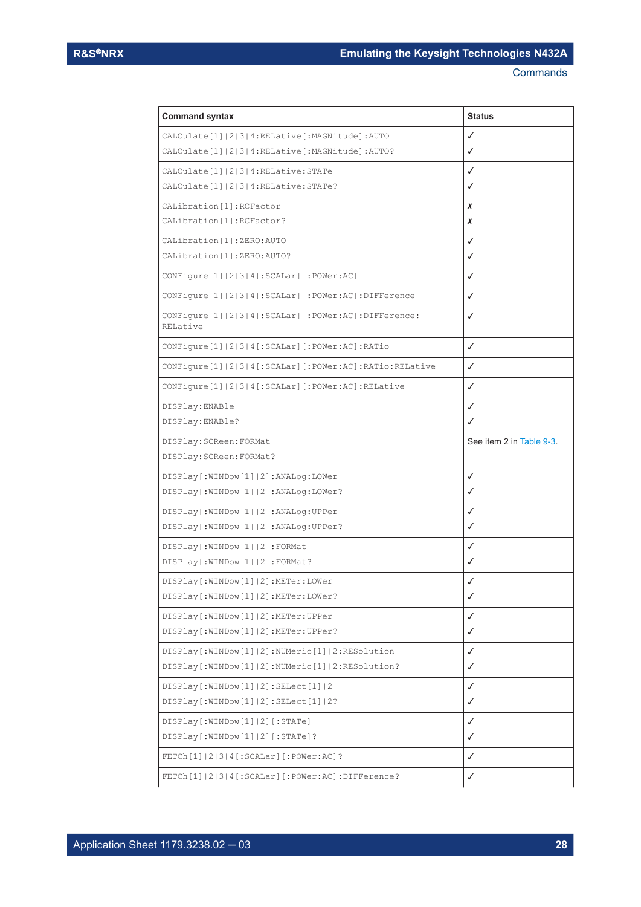| Command syntax | Status |
| --- | --- |
| CALCulate[1]\|2\|3\|4:RELative[:MAGNitude]:AUTO<br>CALCulate[1]\|2\|3\|4:RELative[:MAGNitude]:AUTO? | ✓<br>✓ |
| CALCulate[1]\|2\|3\|4:RELative:STATe<br>CALCulate[1]\|2\|3\|4:RELative:STATe? | ✓<br>✓ |
| CALibration[1]:RCFactor<br>CALibration[1]:RCFactor? | ✗<br>✗ |
| CALibration[1]:ZERO:AUTO<br>CALibration[1]:ZERO:AUTO? | ✓<br>✓ |
| CONFigure[1]\|2\|3\|4[:SCALar][:POWer:AC] | ✓ |
| CONFigure[1]\|2\|3\|4[:SCALar][:POWer:AC]:DIFFerence | ✓ |
| CONFigure[1]\|2\|3\|4[:SCALar][:POWer:AC]:DIFFerence:RELative | ✓ |
| CONFigure[1]\|2\|3\|4[:SCALar][:POWer:AC]:RATio | ✓ |
| CONFigure[1]\|2\|3\|4[:SCALar][:POWer:AC]:RATio:RELative | ✓ |
| CONFigure[1]\|2\|3\|4[:SCALar][:POWer:AC]:RELative | ✓ |
| DISPlay:ENABle<br>DISPlay:ENABle? | ✓<br>✓ |
| DISPlay:SCReen:FORMat<br>DISPlay:SCReen:FORMat? | See item 2 in Table 9-3. |
| DISPlay[:WINDow[1]\|2]:ANALog:LOWer<br>DISPlay[:WINDow[1]\|2]:ANALog:LOWer? | ✓<br>✓ |
| DISPlay[:WINDow[1]\|2]:ANALog:UPPer<br>DISPlay[:WINDow[1]\|2]:ANALog:UPPer? | ✓<br>✓ |
| DISPlay[:WINDow[1]\|2]:FORMat<br>DISPlay[:WINDow[1]\|2]:FORMat? | ✓<br>✓ |
| DISPlay[:WINDow[1]\|2]:METer:LOWer<br>DISPlay[:WINDow[1]\|2]:METer:LOWer? | ✓<br>✓ |
| DISPlay[:WINDow[1]\|2]:METer:UPPer<br>DISPlay[:WINDow[1]\|2]:METer:UPPer? | ✓<br>✓ |
| DISPlay[:WINDow[1]\|2]:NUMeric[1]\|2:RESolution<br>DISPlay[:WINDow[1]\|2]:NUMeric[1]\|2:RESolution? | ✓<br>✓ |
| DISPlay[:WINDow[1]\|2]:SELect[1]\|2<br>DISPlay[:WINDow[1]\|2]:SELect[1]\|2? | ✓<br>✓ |
| DISPlay[:WINDow[1]\|2][:STATe]<br>DISPlay[:WINDow[1]\|2][:STATe]? | ✓<br>✓ |
| FETCh[1]\|2\|3\|4[:SCALar][:POWer:AC]? | ✓ |
| FETCh[1]\|2\|3\|4[:SCALar][:POWer:AC]:DIFFerence? | ✓ |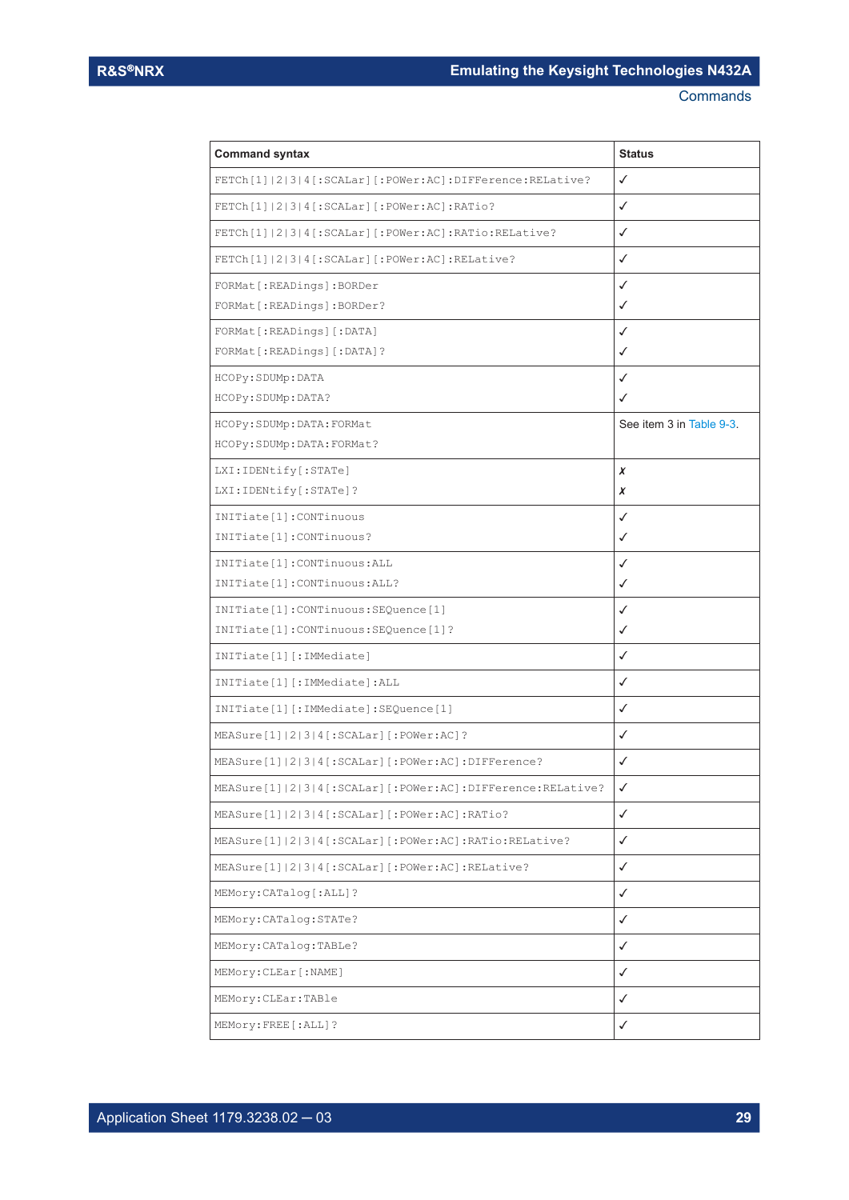| Command syntax | Status |
|---|---|
| FETCh[1]\|2\|3\|4[:SCALar][:POWer:AC]:DIFFerence:RELative? | ✓ |
| FETCh[1]\|2\|3\|4[:SCALar][:POWer:AC]:RATio? | ✓ |
| FETCh[1]\|2\|3\|4[:SCALar][:POWer:AC]:RATio:RELative? | ✓ |
| FETCh[1]\|2\|3\|4[:SCALar][:POWer:AC]:RELative? | ✓ |
| FORMat[:READings]:BORDer<br>FORMat[:READings]:BORDer? | ✓<br>✓ |
| FORMat[:READings][:DATA]<br>FORMat[:READings][:DATA]? | ✓<br>✓ |
| HCOPy:SDUMp:DATA<br>HCOPy:SDUMp:DATA? | ✓<br>✓ |
| HCOPy:SDUMp:DATA:FORMat<br>HCOPy:SDUMp:DATA:FORMat? | See item 3 in Table 9-3. |
| LXI:IDENtify[:STATe]<br>LXI:IDENtify[:STATe]? | ✗<br>✗ |
| INITiate[1]:CONTinuous<br>INITiate[1]:CONTinuous? | ✓<br>✓ |
| INITiate[1]:CONTinuous:ALL<br>INITiate[1]:CONTinuous:ALL? | ✓<br>✓ |
| INITiate[1]:CONTinuous:SEQuence[1]<br>INITiate[1]:CONTinuous:SEQuence[1]? | ✓<br>✓ |
| INITiate[1][:IMMediate] | ✓ |
| INITiate[1][:IMMediate]:ALL | ✓ |
| INITiate[1][:IMMediate]:SEQuence[1] | ✓ |
| MEASure[1]\|2\|3\|4[:SCALar][:POWer:AC]? | ✓ |
| MEASure[1]\|2\|3\|4[:SCALar][:POWer:AC]:DIFFerence? | ✓ |
| MEASure[1]\|2\|3\|4[:SCALar][:POWer:AC]:DIFFerence:RELative? | ✓ |
| MEASure[1]\|2\|3\|4[:SCALar][:POWer:AC]:RATio? | ✓ |
| MEASure[1]\|2\|3\|4[:SCALar][:POWer:AC]:RATio:RELative? | ✓ |
| MEASure[1]\|2\|3\|4[:SCALar][:POWer:AC]:RELative? | ✓ |
| MEMory:CATalog[:ALL]? | ✓ |
| MEMory:CATalog:STATe? | ✓ |
| MEMory:CATalog:TABLe? | ✓ |
| MEMory:CLEar[:NAME] | ✓ |
| MEMory:CLEar:TABle | ✓ |
| MEMory:FREE[:ALL]? | ✓ |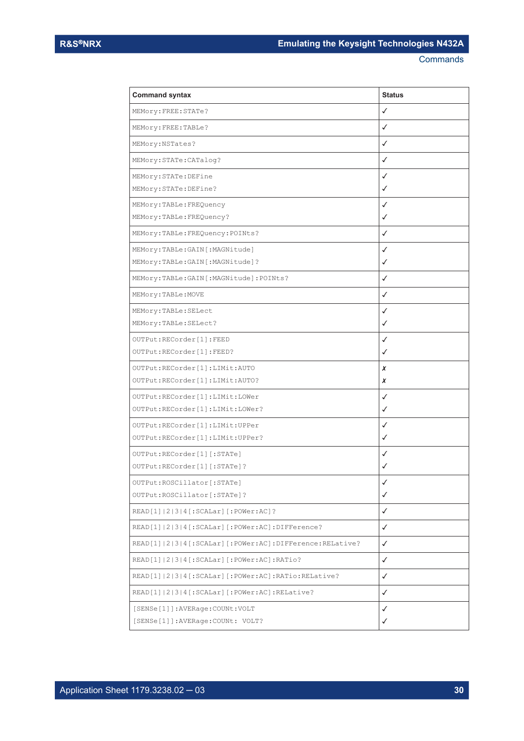| Command syntax | Status |
|---|---|
| MEMory:FREE:STATe? | ✓ |
| MEMory:FREE:TABLe? | ✓ |
| MEMory:NSTates? | ✓ |
| MEMory:STATe:CATalog? | ✓ |
| MEMory:STATe:DEFine<br>MEMory:STATe:DEFine? | ✓<br>✓ |
| MEMory:TABLe:FREQuency<br>MEMory:TABLe:FREQuency? | ✓<br>✓ |
| MEMory:TABLe:FREQuency:POINts? | ✓ |
| MEMory:TABLe:GAIN[:MAGNitude]<br>MEMory:TABLe:GAIN[:MAGNitude]? | ✓<br>✓ |
| MEMory:TABLe:GAIN[:MAGNitude]:POINts? | ✓ |
| MEMory:TABLe:MOVE | ✓ |
| MEMory:TABLe:SELect<br>MEMory:TABLe:SELect? | ✓<br>✓ |
| OUTPut:RECorder[1]:FEED<br>OUTPut:RECorder[1]:FEED? | ✓<br>✓ |
| OUTPut:RECorder[1]:LIMit:AUTO<br>OUTPut:RECorder[1]:LIMit:AUTO? | ✗<br>✗ |
| OUTPut:RECorder[1]:LIMit:LOWer<br>OUTPut:RECorder[1]:LIMit:LOWer? | ✓<br>✓ |
| OUTPut:RECorder[1]:LIMit:UPPer<br>OUTPut:RECorder[1]:LIMit:UPPer? | ✓<br>✓ |
| OUTPut:RECorder[1][:STATe]<br>OUTPut:RECorder[1][:STATe]? | ✓<br>✓ |
| OUTPut:ROSCillator[:STATe]<br>OUTPut:ROSCillator[:STATe]? | ✓<br>✓ |
| READ[1]\|2\|3\|4[:SCALar][:POWer:AC]? | ✓ |
| READ[1]\|2\|3\|4[:SCALar][:POWer:AC]:DIFFerence? | ✓ |
| READ[1]\|2\|3\|4[:SCALar][:POWer:AC]:DIFFerence:RELative? | ✓ |
| READ[1]\|2\|3\|4[:SCALar][:POWer:AC]:RATio? | ✓ |
| READ[1]\|2\|3\|4[:SCALar][:POWer:AC]:RATio:RELative? | ✓ |
| READ[1]\|2\|3\|4[:SCALar][:POWer:AC]:RELative? | ✓ |
| [SENSe[1]]:AVERage:COUNt:VOLT<br>[SENSe[1]]:AVERage:COUNt: VOLT? | ✓<br>✓ |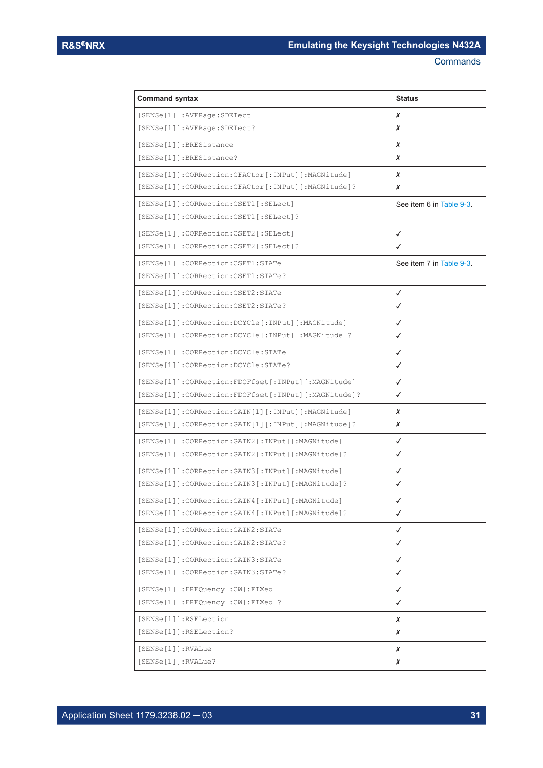| Command syntax | Status |
| --- | --- |
| [SENSe[1]]:AVERage:SDETect<br>[SENSe[1]]:AVERage:SDETect? | ✗<br>✗ |
| [SENSe[1]]:BRESistance<br>[SENSe[1]]:BRESistance? | ✗<br>✗ |
| [SENSe[1]]:CORRection:CFACtor[:INPut][:MAGNitude]<br>[SENSe[1]]:CORRection:CFACtor[:INPut][:MAGNitude]? | ✗<br>✗ |
| [SENSe[1]]:CORRection:CSET1[:SELect]<br>[SENSe[1]]:CORRection:CSET1[:SELect]? | See item 6 in Table 9-3. |
| [SENSe[1]]:CORRection:CSET2[:SELect]<br>[SENSe[1]]:CORRection:CSET2[:SELect]? | ✓<br>✓ |
| [SENSe[1]]:CORRection:CSET1:STATe<br>[SENSe[1]]:CORRection:CSET1:STATe? | See item 7 in Table 9-3. |
| [SENSe[1]]:CORRection:CSET2:STATe<br>[SENSe[1]]:CORRection:CSET2:STATe? | ✓<br>✓ |
| [SENSe[1]]:CORRection:DCYCle[:INPut][:MAGNitude]<br>[SENSe[1]]:CORRection:DCYCle[:INPut][:MAGNitude]? | ✓<br>✓ |
| [SENSe[1]]:CORRection:DCYCle:STATe<br>[SENSe[1]]:CORRection:DCYCle:STATe? | ✓<br>✓ |
| [SENSe[1]]:CORRection:FDOFfset[:INPut][:MAGNitude]<br>[SENSe[1]]:CORRection:FDOFfset[:INPut][:MAGNitude]? | ✓<br>✓ |
| [SENSe[1]]:CORRection:GAIN[1][:INPut][:MAGNitude]<br>[SENSe[1]]:CORRection:GAIN[1][:INPut][:MAGNitude]? | ✗<br>✗ |
| [SENSe[1]]:CORRection:GAIN2[:INPut][:MAGNitude]<br>[SENSe[1]]:CORRection:GAIN2[:INPut][:MAGNitude]? | ✓<br>✓ |
| [SENSe[1]]:CORRection:GAIN3[:INPut][:MAGNitude]<br>[SENSe[1]]:CORRection:GAIN3[:INPut][:MAGNitude]? | ✓<br>✓ |
| [SENSe[1]]:CORRection:GAIN4[:INPut][:MAGNitude]<br>[SENSe[1]]:CORRection:GAIN4[:INPut][:MAGNitude]? | ✓<br>✓ |
| [SENSe[1]]:CORRection:GAIN2:STATe<br>[SENSe[1]]:CORRection:GAIN2:STATe? | ✓<br>✓ |
| [SENSe[1]]:CORRection:GAIN3:STATe<br>[SENSe[1]]:CORRection:GAIN3:STATe? | ✓<br>✓ |
| [SENSe[1]]:FREQuency[:CW\|:FIXed]<br>[SENSe[1]]:FREQuency[:CW\|:FIXed]? | ✓<br>✓ |
| [SENSe[1]]:RSELection<br>[SENSe[1]]:RSELection? | ✗<br>✗ |
| [SENSe[1]]:RVALue<br>[SENSe[1]]:RVALue? | ✗<br>✗ |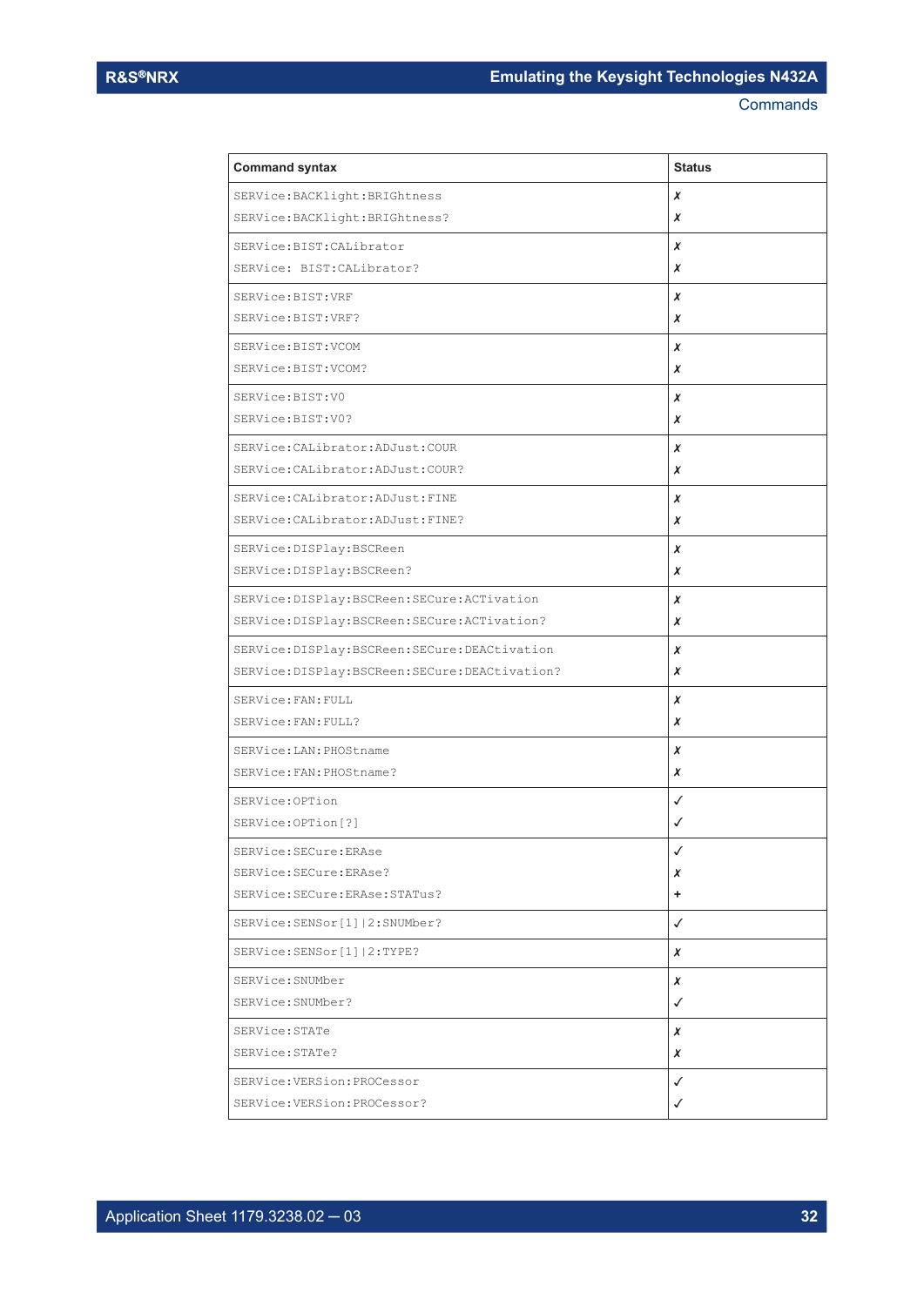| Command syntax | Status |
|---|---|
| SERVice:BACKlight:BRIGhtness<br>SERVice:BACKlight:BRIGhtness? | ✗<br>✗ |
| SERVice:BIST:CALibrator<br>SERVice:  BIST:CALibrator? | ✗<br>✗ |
| SERVice:BIST:VRF<br>SERVice:BIST:VRF? | ✗<br>✗ |
| SERVice:BIST:VCOM<br>SERVice:BIST:VCOM? | ✗<br>✗ |
| SERVice:BIST:V0<br>SERVice:BIST:V0? | ✗<br>✗ |
| SERVice:CALibrator:ADJust:COUR<br>SERVice:CALibrator:ADJust:COUR? | ✗<br>✗ |
| SERVice:CALibrator:ADJust:FINE<br>SERVice:CALibrator:ADJust:FINE? | ✗<br>✗ |
| SERVice:DISPlay:BSCReen<br>SERVice:DISPlay:BSCReen? | ✗<br>✗ |
| SERVice:DISPlay:BSCReen:SECure:ACTivation<br>SERVice:DISPlay:BSCReen:SECure:ACTivation? | ✗<br>✗ |
| SERVice:DISPlay:BSCReen:SECure:DEACtivation<br>SERVice:DISPlay:BSCReen:SECure:DEACtivation? | ✗<br>✗ |
| SERVice:FAN:FULL<br>SERVice:FAN:FULL? | ✗<br>✗ |
| SERVice:LAN:PHOStname<br>SERVice:FAN:PHOStname? | ✗<br>✗ |
| SERVice:OPTion<br>SERVice:OPTion[?] | ✓<br>✓ |
| SERVice:SECure:ERAse<br>SERVice:SECure:ERAse?<br>SERVice:SECure:ERAse:STATus? | ✓<br>✗<br>+ |
| SERVice:SENSor[1]\|2:SNUMber? | ✓ |
| SERVice:SENSor[1]\|2:TYPE? | ✗ |
| SERVice:SNUMber<br>SERVice:SNUMber? | ✗<br>✓ |
| SERVice:STATe<br>SERVice:STATe? | ✗<br>✗ |
| SERVice:VERSion:PROCessor<br>SERVice:VERSion:PROCessor? | ✓<br>✓ |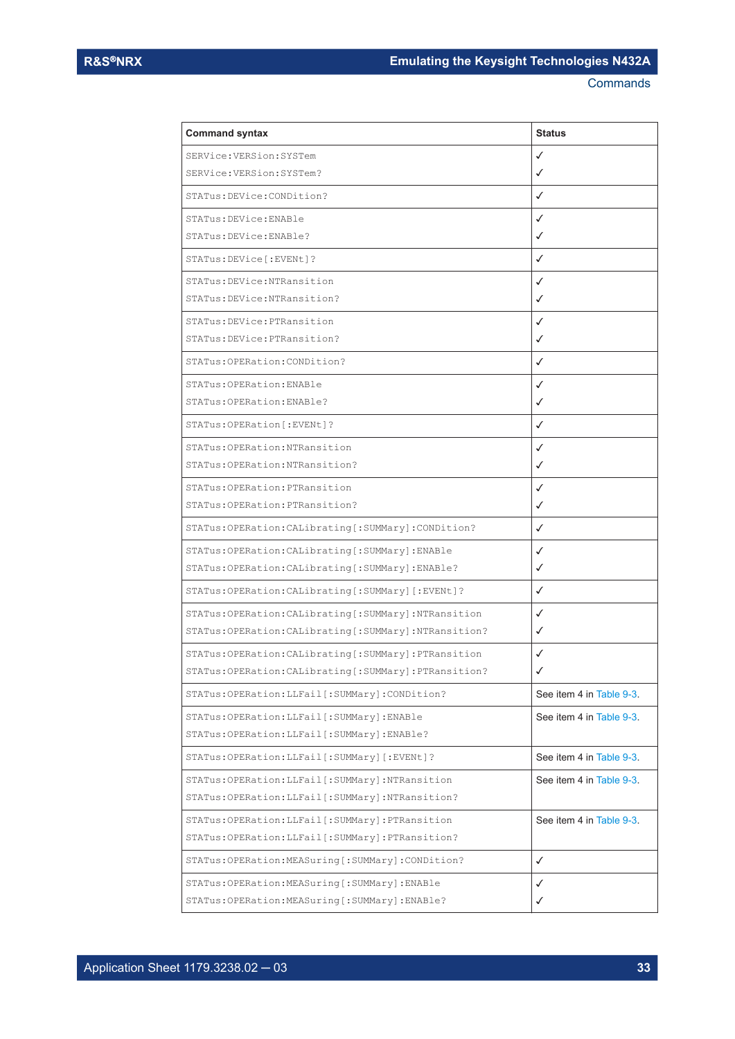| Command syntax | Status |
| --- | --- |
| SERVice:VERSion:SYSTem<br>SERVice:VERSion:SYSTem? | ✓<br>✓ |
| STATus:DEVice:CONDition? | ✓ |
| STATus:DEVice:ENABle<br>STATus:DEVice:ENABle? | ✓<br>✓ |
| STATus:DEVice[:EVENt]? | ✓ |
| STATus:DEVice:NTRansition<br>STATus:DEVice:NTRansition? | ✓<br>✓ |
| STATus:DEVice:PTRansition<br>STATus:DEVice:PTRansition? | ✓<br>✓ |
| STATus:OPERation:CONDition? | ✓ |
| STATus:OPERation:ENABle<br>STATus:OPERation:ENABle? | ✓<br>✓ |
| STATus:OPERation[:EVENt]? | ✓ |
| STATus:OPERation:NTRansition<br>STATus:OPERation:NTRansition? | ✓<br>✓ |
| STATus:OPERation:PTRansition<br>STATus:OPERation:PTRansition? | ✓<br>✓ |
| STATus:OPERation:CALibrating[:SUMMary]:CONDition? | ✓ |
| STATus:OPERation:CALibrating[:SUMMary]:ENABle<br>STATus:OPERation:CALibrating[:SUMMary]:ENABle? | ✓<br>✓ |
| STATus:OPERation:CALibrating[:SUMMary][:EVENt]? | ✓ |
| STATus:OPERation:CALibrating[:SUMMary]:NTRansition<br>STATus:OPERation:CALibrating[:SUMMary]:NTRansition? | ✓<br>✓ |
| STATus:OPERation:CALibrating[:SUMMary]:PTRansition<br>STATus:OPERation:CALibrating[:SUMMary]:PTRansition? | ✓<br>✓ |
| STATus:OPERation:LLFail[:SUMMary]:CONDition? | See item 4 in Table 9-3. |
| STATus:OPERation:LLFail[:SUMMary]:ENABle<br>STATus:OPERation:LLFail[:SUMMary]:ENABle? | See item 4 in Table 9-3. |
| STATus:OPERation:LLFail[:SUMMary][:EVENt]? | See item 4 in Table 9-3. |
| STATus:OPERation:LLFail[:SUMMary]:NTRansition<br>STATus:OPERation:LLFail[:SUMMary]:NTRansition? | See item 4 in Table 9-3. |
| STATus:OPERation:LLFail[:SUMMary]:PTRansition<br>STATus:OPERation:LLFail[:SUMMary]:PTRansition? | See item 4 in Table 9-3. |
| STATus:OPERation:MEASuring[:SUMMary]:CONDition? | ✓ |
| STATus:OPERation:MEASuring[:SUMMary]:ENABle<br>STATus:OPERation:MEASuring[:SUMMary]:ENABle? | ✓<br>✓ |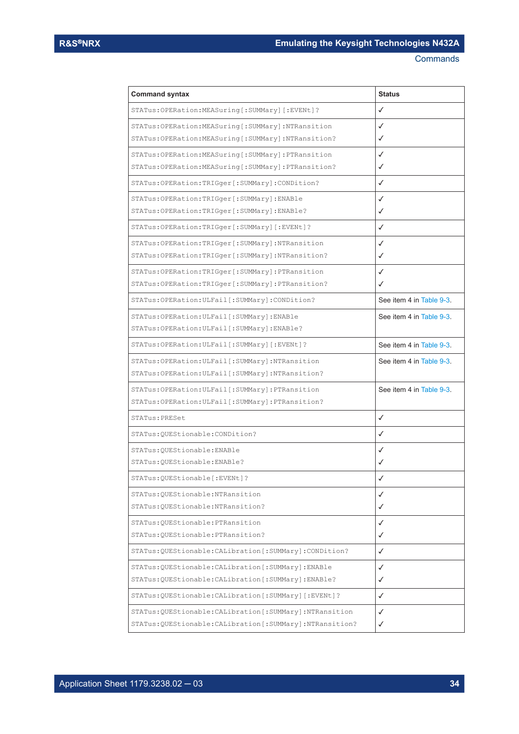| Command syntax | Status |
| --- | --- |
| STATus:OPERation:MEASuring[:SUMMary][:EVENt]? | ✓ |
| STATus:OPERation:MEASuring[:SUMMary]:NTRansition<br>STATus:OPERation:MEASuring[:SUMMary]:NTRansition? | ✓<br>✓ |
| STATus:OPERation:MEASuring[:SUMMary]:PTRansition<br>STATus:OPERation:MEASuring[:SUMMary]:PTRansition? | ✓<br>✓ |
| STATus:OPERation:TRIGger[:SUMMary]:CONDition? | ✓ |
| STATus:OPERation:TRIGger[:SUMMary]:ENABle<br>STATus:OPERation:TRIGger[:SUMMary]:ENABle? | ✓<br>✓ |
| STATus:OPERation:TRIGger[:SUMMary][:EVENt]? | ✓ |
| STATus:OPERation:TRIGger[:SUMMary]:NTRansition<br>STATus:OPERation:TRIGger[:SUMMary]:NTRansition? | ✓<br>✓ |
| STATus:OPERation:TRIGger[:SUMMary]:PTRansition<br>STATus:OPERation:TRIGger[:SUMMary]:PTRansition? | ✓<br>✓ |
| STATus:OPERation:ULFail[:SUMMary]:CONDition? | See item 4 in Table 9-3. |
| STATus:OPERation:ULFail[:SUMMary]:ENABle<br>STATus:OPERation:ULFail[:SUMMary]:ENABle? | See item 4 in Table 9-3. |
| STATus:OPERation:ULFail[:SUMMary][:EVENt]? | See item 4 in Table 9-3. |
| STATus:OPERation:ULFail[:SUMMary]:NTRansition<br>STATus:OPERation:ULFail[:SUMMary]:NTRansition? | See item 4 in Table 9-3. |
| STATus:OPERation:ULFail[:SUMMary]:PTRansition<br>STATus:OPERation:ULFail[:SUMMary]:PTRansition? | See item 4 in Table 9-3. |
| STATus:PRESet | ✓ |
| STATus:QUEStionable:CONDition? | ✓ |
| STATus:QUEStionable:ENABle<br>STATus:QUEStionable:ENABle? | ✓<br>✓ |
| STATus:QUEStionable[:EVENt]? | ✓ |
| STATus:QUEStionable:NTRansition<br>STATus:QUEStionable:NTRansition? | ✓<br>✓ |
| STATus:QUEStionable:PTRansition<br>STATus:QUEStionable:PTRansition? | ✓<br>✓ |
| STATus:QUEStionable:CALibration[:SUMMary]:CONDition? | ✓ |
| STATus:QUEStionable:CALibration[:SUMMary]:ENABle<br>STATus:QUEStionable:CALibration[:SUMMary]:ENABle? | ✓<br>✓ |
| STATus:QUEStionable:CALibration[:SUMMary][:EVENt]? | ✓ |
| STATus:QUEStionable:CALibration[:SUMMary]:NTRansition<br>STATus:QUEStionable:CALibration[:SUMMary]:NTRansition? | ✓<br>✓ |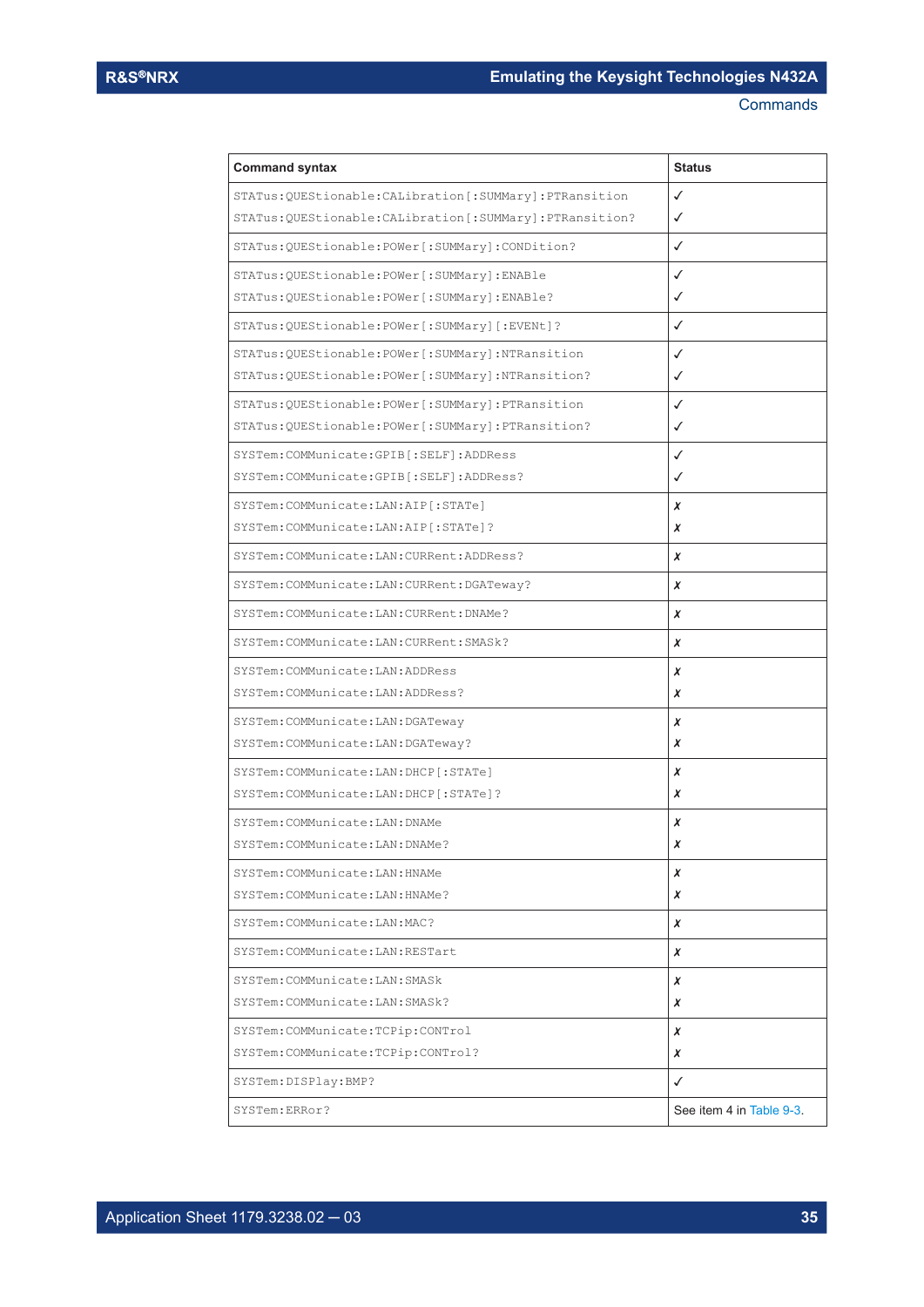| Command syntax | Status |
| --- | --- |
| STATus:QUEStionable:CALibration[:SUMMary]:PTRansition<br>STATus:QUEStionable:CALibration[:SUMMary]:PTRansition? | ✓<br>✓ |
| STATus:QUEStionable:POWer[:SUMMary]:CONDition? | ✓ |
| STATus:QUEStionable:POWer[:SUMMary]:ENABle<br>STATus:QUEStionable:POWer[:SUMMary]:ENABle? | ✓<br>✓ |
| STATus:QUEStionable:POWer[:SUMMary][:EVENt]? | ✓ |
| STATus:QUEStionable:POWer[:SUMMary]:NTRansition<br>STATus:QUEStionable:POWer[:SUMMary]:NTRansition? | ✓<br>✓ |
| STATus:QUEStionable:POWer[:SUMMary]:PTRansition<br>STATus:QUEStionable:POWer[:SUMMary]:PTRansition? | ✓<br>✓ |
| SYSTem:COMMunicate:GPIB[:SELF]:ADDRess<br>SYSTem:COMMunicate:GPIB[:SELF]:ADDRess? | ✓<br>✓ |
| SYSTem:COMMunicate:LAN:AIP[:STATe]<br>SYSTem:COMMunicate:LAN:AIP[:STATe]? | ✗<br>✗ |
| SYSTem:COMMunicate:LAN:CURRent:ADDRess? | ✗ |
| SYSTem:COMMunicate:LAN:CURRent:DGATeway? | ✗ |
| SYSTem:COMMunicate:LAN:CURRent:DNAMe? | ✗ |
| SYSTem:COMMunicate:LAN:CURRent:SMASk? | ✗ |
| SYSTem:COMMunicate:LAN:ADDRess<br>SYSTem:COMMunicate:LAN:ADDRess? | ✗<br>✗ |
| SYSTem:COMMunicate:LAN:DGATeway<br>SYSTem:COMMunicate:LAN:DGATeway? | ✗<br>✗ |
| SYSTem:COMMunicate:LAN:DHCP[:STATe]<br>SYSTem:COMMunicate:LAN:DHCP[:STATe]? | ✗<br>✗ |
| SYSTem:COMMunicate:LAN:DNAMe<br>SYSTem:COMMunicate:LAN:DNAMe? | ✗<br>✗ |
| SYSTem:COMMunicate:LAN:HNAMe<br>SYSTem:COMMunicate:LAN:HNAMe? | ✗<br>✗ |
| SYSTem:COMMunicate:LAN:MAC? | ✗ |
| SYSTem:COMMunicate:LAN:RESTart | ✗ |
| SYSTem:COMMunicate:LAN:SMASk<br>SYSTem:COMMunicate:LAN:SMASk? | ✗<br>✗ |
| SYSTem:COMMunicate:TCPip:CONTrol<br>SYSTem:COMMunicate:TCPip:CONTrol? | ✗<br>✗ |
| SYSTem:DISPlay:BMP? | ✓ |
| SYSTem:ERRor? | See item 4 in Table 9-3. |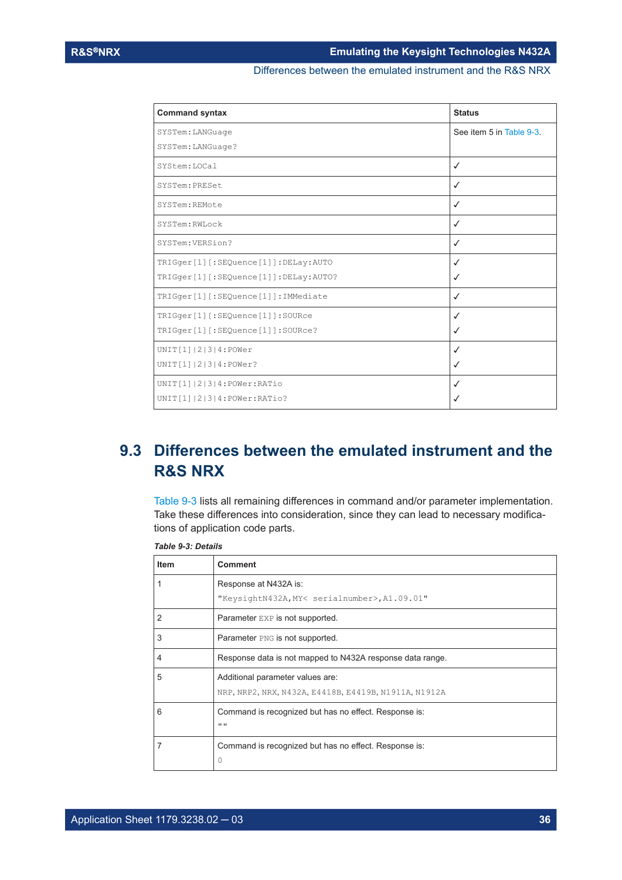| Command syntax | Status |
|---|---|
| SYSTem:LANGuage<br>SYSTem:LANGuage? | See item 5 in Table 9-3. |
| SYStem:LOCal | ✓ |
| SYSTem:PRESet | ✓ |
| SYSTem:REMote | ✓ |
| SYSTem:RWLock | ✓ |
| SYSTem:VERSion? | ✓ |
| TRIGger[1][:SEQuence[1]]:DELay:AUTO<br>TRIGger[1][:SEQuence[1]]:DELay:AUTO? | ✓<br>✓ |
| TRIGger[1][:SEQuence[1]]:IMMediate | ✓ |
| TRIGger[1][:SEQuence[1]]:SOURce<br>TRIGger[1][:SEQuence[1]]:SOURce? | ✓<br>✓ |
| UNIT[1]\|2\|3\|4:POWer<br>UNIT[1]\|2\|3\|4:POWer? | ✓<br>✓ |
| UNIT[1]\|2\|3\|4:POWer:RATio<br>UNIT[1]\|2\|3\|4:POWer:RATio? | ✓<br>✓ |

## 9.3 Differences between the emulated instrument and the R&S NRX

Table 9-3 lists all remaining differences in command and/or parameter implementation. Take these differences into consideration, since they can lead to necessary modifications of application code parts.

***Table 9-3: Details***

| Item | Comment |
|---|---|
| 1 | Response at N432A is:<br>"KeysightN432A,MY< serialnumber>,A1.09.01" |
| 2 | Parameter EXP is not supported. |
| 3 | Parameter PNG is not supported. |
| 4 | Response data is not mapped to N432A response data range. |
| 5 | Additional parameter values are:<br>NRP, NRP2, NRX, N432A, E4418B, E4419B, N1911A, N1912A |
| 6 | Command is recognized but has no effect. Response is:<br>"" |
| 7 | Command is recognized but has no effect. Response is:<br>0 |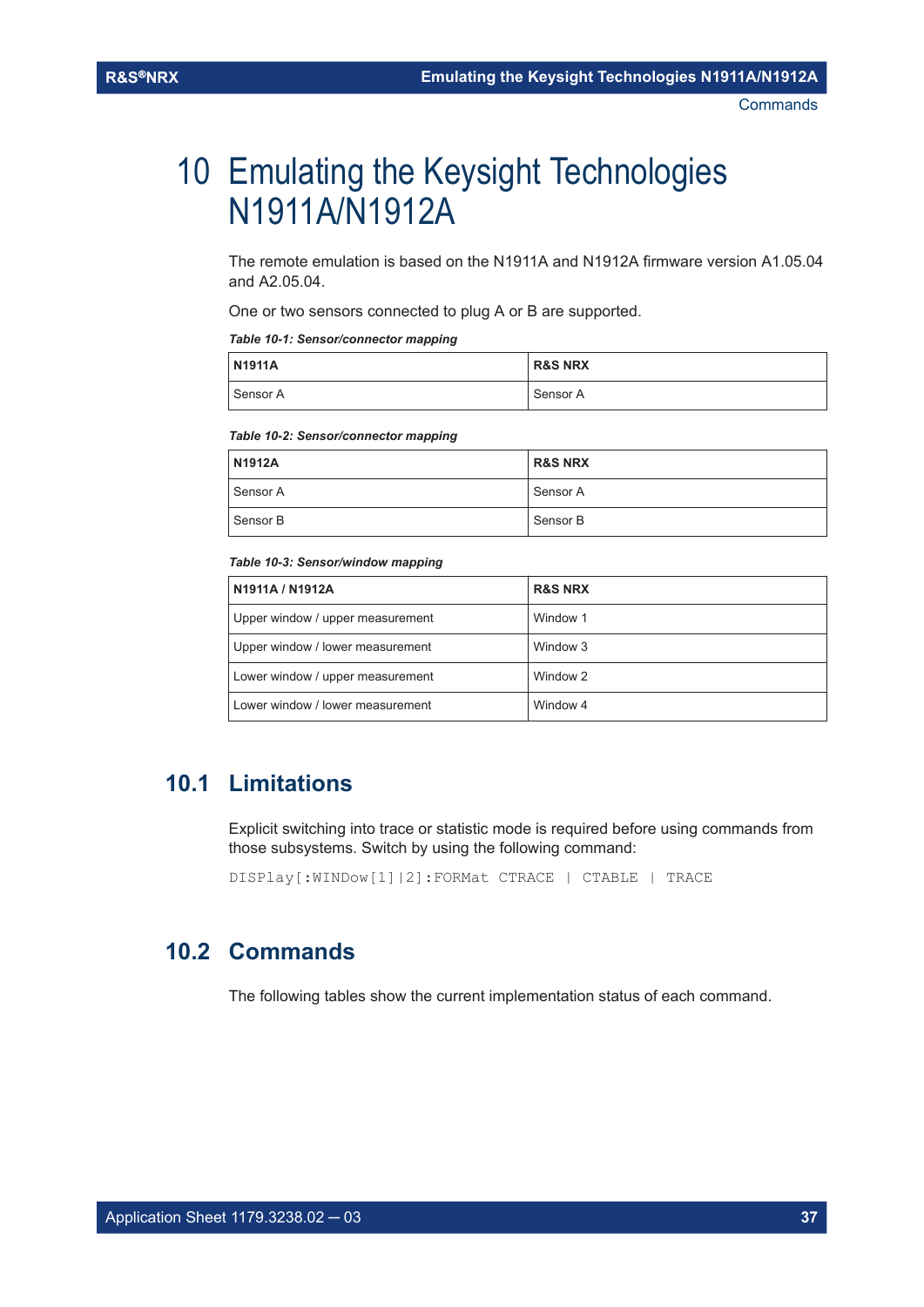# 10 Emulating the Keysight Technologies N1911A/N1912A

The remote emulation is based on the N1911A and N1912A firmware version A1.05.04 and A2.05.04.

One or two sensors connected to plug A or B are supported.

*Table 10-1: Sensor/connector mapping*

| N1911A | R&S NRX |
|---|---|
| Sensor A | Sensor A |

*Table 10-2: Sensor/connector mapping*

| N1912A | R&S NRX |
|---|---|
| Sensor A | Sensor A |
| Sensor B | Sensor B |

*Table 10-3: Sensor/window mapping*

| N1911A / N1912A | R&S NRX |
|---|---|
| Upper window / upper measurement | Window 1 |
| Upper window / lower measurement | Window 3 |
| Lower window / upper measurement | Window 2 |
| Lower window / lower measurement | Window 4 |

## 10.1 Limitations

Explicit switching into trace or statistic mode is required before using commands from those subsystems. Switch by using the following command:

```
DISPlay[:WINDow[1]|2]:FORMat CTRACE | CTABLE | TRACE
```

## 10.2 Commands

The following tables show the current implementation status of each command.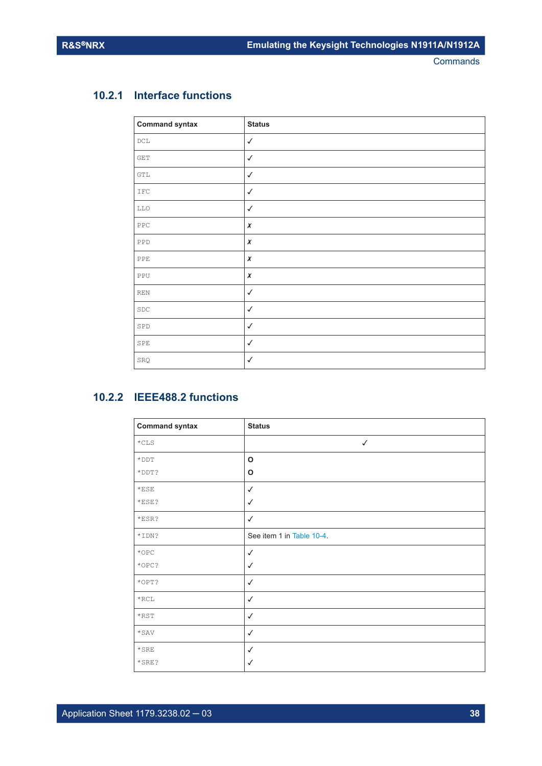### 10.2.1 Interface functions

| Command syntax | Status |
|---|---|
| DCL | ✓ |
| GET | ✓ |
| GTL | ✓ |
| IFC | ✓ |
| LLO | ✓ |
| PPC | ✗ |
| PPD | ✗ |
| PPE | ✗ |
| PPU | ✗ |
| REN | ✓ |
| SDC | ✓ |
| SPD | ✓ |
| SPE | ✓ |
| SRQ | ✓ |

### 10.2.2 IEEE488.2 functions

| Command syntax | Status |
|---|---|
| *CLS | ✓ |
| *DDT<br>*DDT? | O<br>O |
| *ESE<br>*ESE? | ✓<br>✓ |
| *ESR? | ✓ |
| *IDN? | See item 1 in Table 10-4. |
| *OPC<br>*OPC? | ✓<br>✓ |
| *OPT? | ✓ |
| *RCL | ✓ |
| *RST | ✓ |
| *SAV | ✓ |
| *SRE<br>*SRE? | ✓<br>✓ |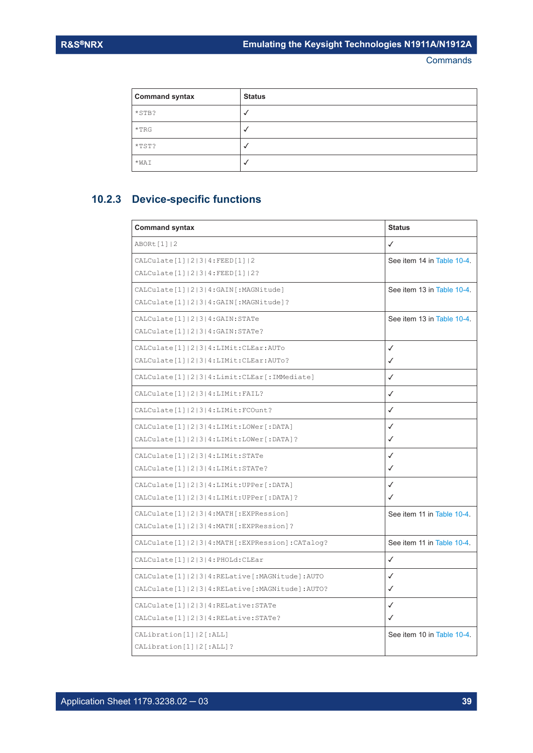| Command syntax | Status |
|---|---|
| *STB? | ✓ |
| *TRG | ✓ |
| *TST? | ✓ |
| *WAI | ✓ |

### 10.2.3 Device-specific functions

| Command syntax | Status |
|---|---|
| ABORt[1]\|2 | ✓ |
| CALCulate[1]\|2\|3\|4:FEED[1]\|2<br>CALCulate[1]\|2\|3\|4:FEED[1]\|2? | See item 14 in Table 10-4. |
| CALCulate[1]\|2\|3\|4:GAIN[:MAGNitude]<br>CALCulate[1]\|2\|3\|4:GAIN[:MAGNitude]? | See item 13 in Table 10-4. |
| CALCulate[1]\|2\|3\|4:GAIN:STATe<br>CALCulate[1]\|2\|3\|4:GAIN:STATe? | See item 13 in Table 10-4. |
| CALCulate[1]\|2\|3\|4:LIMit:CLEar:AUTo<br>CALCulate[1]\|2\|3\|4:LIMit:CLEar:AUTo? | ✓<br>✓ |
| CALCulate[1]\|2\|3\|4:Limit:CLEar[:IMMediate] | ✓ |
| CALCulate[1]\|2\|3\|4:LIMit:FAIL? | ✓ |
| CALCulate[1]\|2\|3\|4:LIMit:FCOunt? | ✓ |
| CALCulate[1]\|2\|3\|4:LIMit:LOWer[:DATA]<br>CALCulate[1]\|2\|3\|4:LIMit:LOWer[:DATA]? | ✓<br>✓ |
| CALCulate[1]\|2\|3\|4:LIMit:STATe<br>CALCulate[1]\|2\|3\|4:LIMit:STATe? | ✓<br>✓ |
| CALCulate[1]\|2\|3\|4:LIMit:UPPer[:DATA]<br>CALCulate[1]\|2\|3\|4:LIMit:UPPer[:DATA]? | ✓<br>✓ |
| CALCulate[1]\|2\|3\|4:MATH[:EXPRession]<br>CALCulate[1]\|2\|3\|4:MATH[:EXPRession]? | See item 11 in Table 10-4. |
| CALCulate[1]\|2\|3\|4:MATH[:EXPRession]:CATalog? | See item 11 in Table 10-4. |
| CALCulate[1]\|2\|3\|4:PHOLd:CLEar | ✓ |
| CALCulate[1]\|2\|3\|4:RELative[:MAGNitude]:AUTO<br>CALCulate[1]\|2\|3\|4:RELative[:MAGNitude]:AUTO? | ✓<br>✓ |
| CALCulate[1]\|2\|3\|4:RELative:STATe<br>CALCulate[1]\|2\|3\|4:RELative:STATe? | ✓<br>✓ |
| CALibration[1]\|2[:ALL]<br>CALibration[1]\|2[:ALL]? | See item 10 in Table 10-4. |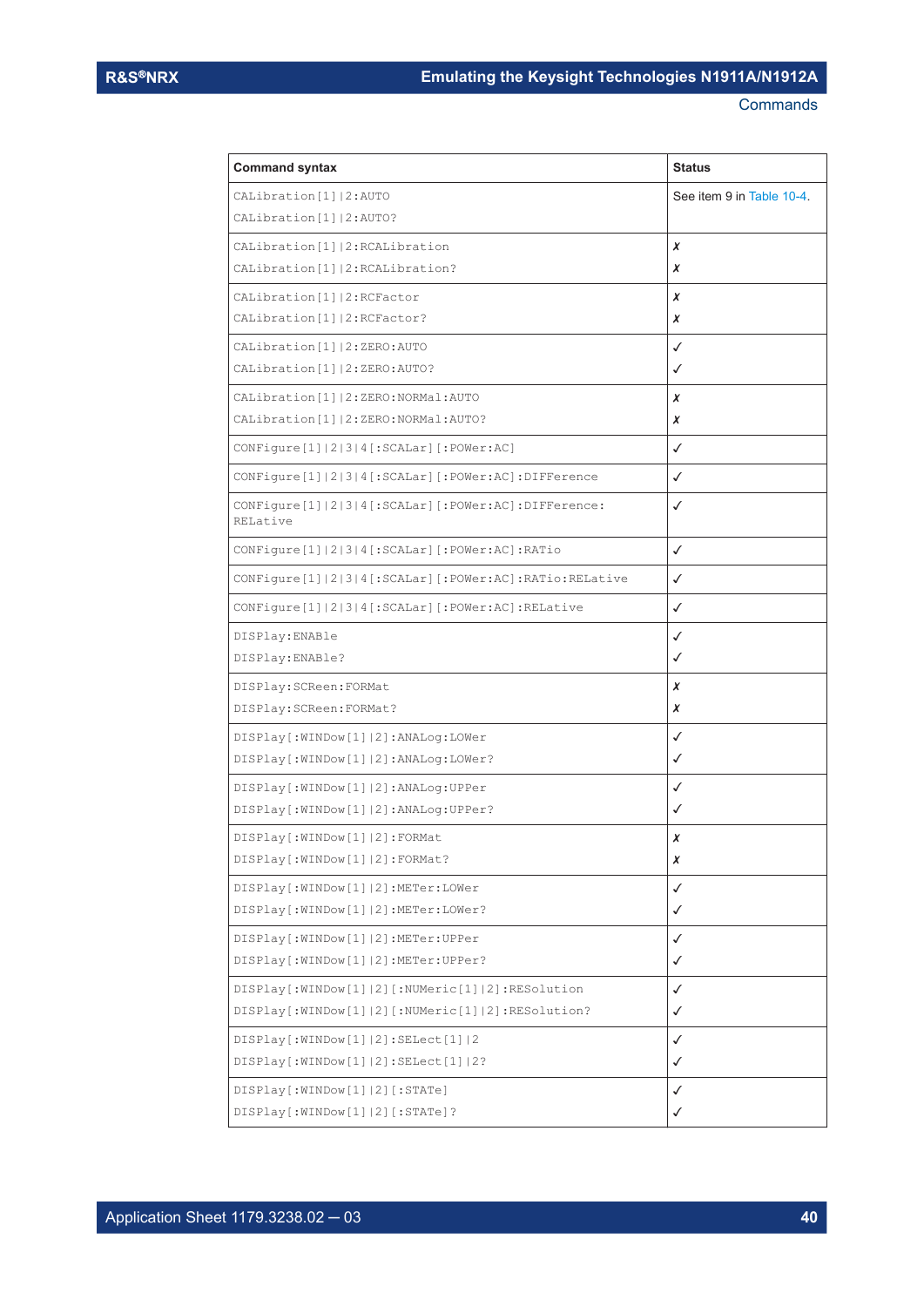| Command syntax | Status |
| --- | --- |
| CALibration[1]\|2:AUTO<br>CALibration[1]\|2:AUTO? | See item 9 in Table 10-4. |
| CALibration[1]\|2:RCALibration<br>CALibration[1]\|2:RCALibration? | ✗<br>✗ |
| CALibration[1]\|2:RCFactor<br>CALibration[1]\|2:RCFactor? | ✗<br>✗ |
| CALibration[1]\|2:ZERO:AUTO<br>CALibration[1]\|2:ZERO:AUTO? | ✓<br>✓ |
| CALibration[1]\|2:ZERO:NORMal:AUTO<br>CALibration[1]\|2:ZERO:NORMal:AUTO? | ✗<br>✗ |
| CONFigure[1]\|2\|3\|4[:SCALar][:POWer:AC] | ✓ |
| CONFigure[1]\|2\|3\|4[:SCALar][:POWer:AC]:DIFFerence | ✓ |
| CONFigure[1]\|2\|3\|4[:SCALar][:POWer:AC]:DIFFerence:RELative | ✓ |
| CONFigure[1]\|2\|3\|4[:SCALar][:POWer:AC]:RATio | ✓ |
| CONFigure[1]\|2\|3\|4[:SCALar][:POWer:AC]:RATio:RELative | ✓ |
| CONFigure[1]\|2\|3\|4[:SCALar][:POWer:AC]:RELative | ✓ |
| DISPlay:ENABle<br>DISPlay:ENABle? | ✓<br>✓ |
| DISPlay:SCReen:FORMat<br>DISPlay:SCReen:FORMat? | ✗<br>✗ |
| DISPlay[:WINDow[1]\|2]:ANALog:LOWer<br>DISPlay[:WINDow[1]\|2]:ANALog:LOWer? | ✓<br>✓ |
| DISPlay[:WINDow[1]\|2]:ANALog:UPPer<br>DISPlay[:WINDow[1]\|2]:ANALog:UPPer? | ✓<br>✓ |
| DISPlay[:WINDow[1]\|2]:FORMat<br>DISPlay[:WINDow[1]\|2]:FORMat? | ✗<br>✗ |
| DISPlay[:WINDow[1]\|2]:METer:LOWer<br>DISPlay[:WINDow[1]\|2]:METer:LOWer? | ✓<br>✓ |
| DISPlay[:WINDow[1]\|2]:METer:UPPer<br>DISPlay[:WINDow[1]\|2]:METer:UPPer? | ✓<br>✓ |
| DISPlay[:WINDow[1]\|2][:NUMeric[1]\|2]:RESolution<br>DISPlay[:WINDow[1]\|2][:NUMeric[1]\|2]:RESolution? | ✓<br>✓ |
| DISPlay[:WINDow[1]\|2]:SELect[1]\|2<br>DISPlay[:WINDow[1]\|2]:SELect[1]\|2? | ✓<br>✓ |
| DISPlay[:WINDow[1]\|2][:STATe]<br>DISPlay[:WINDow[1]\|2][:STATe]? | ✓<br>✓ |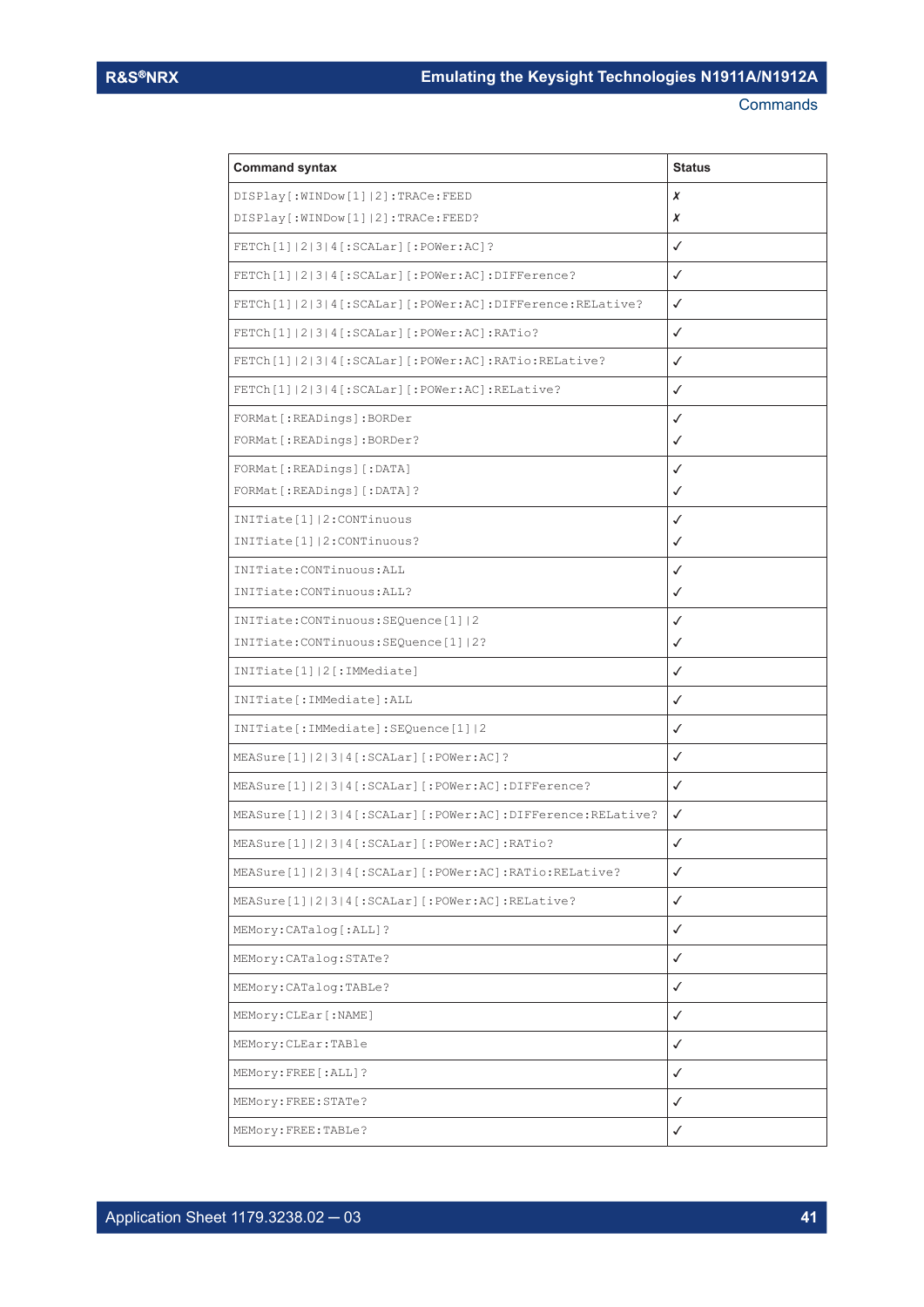| Command syntax | Status |
|---|---|
| DISPlay[:WINDow[1]\|2]:TRACe:FEED<br>DISPlay[:WINDow[1]\|2]:TRACe:FEED? | ✗<br>✗ |
| FETCh[1]\|2\|3\|4[:SCALar][:POWer:AC]? | ✓ |
| FETCh[1]\|2\|3\|4[:SCALar][:POWer:AC]:DIFFerence? | ✓ |
| FETCh[1]\|2\|3\|4[:SCALar][:POWer:AC]:DIFFerence:RELative? | ✓ |
| FETCh[1]\|2\|3\|4[:SCALar][:POWer:AC]:RATio? | ✓ |
| FETCh[1]\|2\|3\|4[:SCALar][:POWer:AC]:RATio:RELative? | ✓ |
| FETCh[1]\|2\|3\|4[:SCALar][:POWer:AC]:RELative? | ✓ |
| FORMat[:READings]:BORDer<br>FORMat[:READings]:BORDer? | ✓<br>✓ |
| FORMat[:READings][:DATA]<br>FORMat[:READings][:DATA]? | ✓<br>✓ |
| INITiate[1]\|2:CONTinuous<br>INITiate[1]\|2:CONTinuous? | ✓<br>✓ |
| INITiate:CONTinuous:ALL<br>INITiate:CONTinuous:ALL? | ✓<br>✓ |
| INITiate:CONTinuous:SEQuence[1]\|2<br>INITiate:CONTinuous:SEQuence[1]\|2? | ✓<br>✓ |
| INITiate[1]\|2[:IMMediate] | ✓ |
| INITiate[:IMMediate]:ALL | ✓ |
| INITiate[:IMMediate]:SEQuence[1]\|2 | ✓ |
| MEASure[1]\|2\|3\|4[:SCALar][:POWer:AC]? | ✓ |
| MEASure[1]\|2\|3\|4[:SCALar][:POWer:AC]:DIFFerence? | ✓ |
| MEASure[1]\|2\|3\|4[:SCALar][:POWer:AC]:DIFFerence:RELative? | ✓ |
| MEASure[1]\|2\|3\|4[:SCALar][:POWer:AC]:RATio? | ✓ |
| MEASure[1]\|2\|3\|4[:SCALar][:POWer:AC]:RATio:RELative? | ✓ |
| MEASure[1]\|2\|3\|4[:SCALar][:POWer:AC]:RELative? | ✓ |
| MEMory:CATalog[:ALL]? | ✓ |
| MEMory:CATalog:STATe? | ✓ |
| MEMory:CATalog:TABLe? | ✓ |
| MEMory:CLEar[:NAME] | ✓ |
| MEMory:CLEar:TABle | ✓ |
| MEMory:FREE[:ALL]? | ✓ |
| MEMory:FREE:STATe? | ✓ |
| MEMory:FREE:TABLe? | ✓ |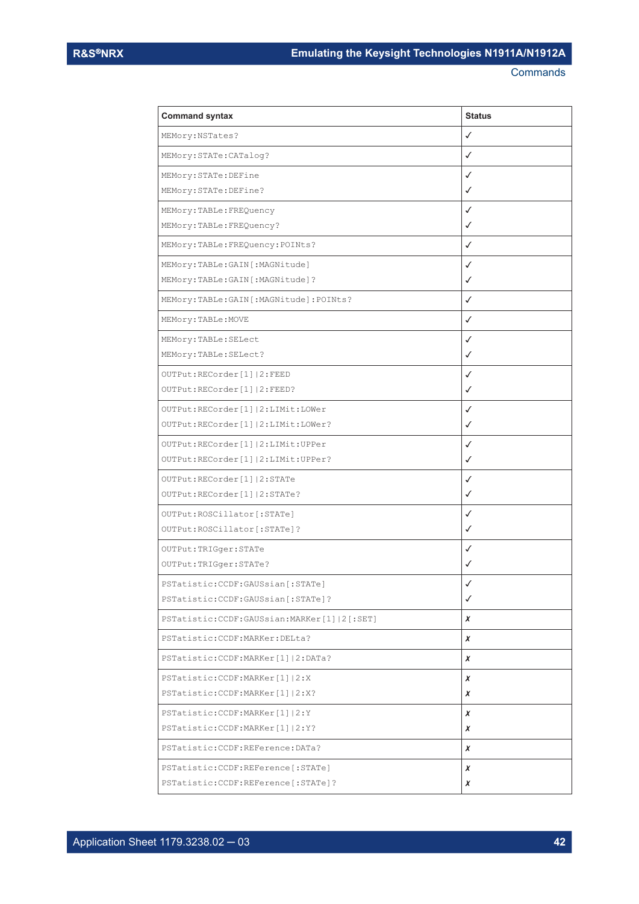| Command syntax | Status |
|---|---|
| MEMory:NSTates? | ✓ |
| MEMory:STATe:CATalog? | ✓ |
| MEMory:STATe:DEFine<br>MEMory:STATe:DEFine? | ✓<br>✓ |
| MEMory:TABLe:FREQuency<br>MEMory:TABLe:FREQuency? | ✓<br>✓ |
| MEMory:TABLe:FREQuency:POINts? | ✓ |
| MEMory:TABLe:GAIN[:MAGNitude]<br>MEMory:TABLe:GAIN[:MAGNitude]? | ✓<br>✓ |
| MEMory:TABLe:GAIN[:MAGNitude]:POINts? | ✓ |
| MEMory:TABLe:MOVE | ✓ |
| MEMory:TABLe:SELect<br>MEMory:TABLe:SELect? | ✓<br>✓ |
| OUTPut:RECorder[1]\|2:FEED<br>OUTPut:RECorder[1]\|2:FEED? | ✓<br>✓ |
| OUTPut:RECorder[1]\|2:LIMit:LOWer<br>OUTPut:RECorder[1]\|2:LIMit:LOWer? | ✓<br>✓ |
| OUTPut:RECorder[1]\|2:LIMit:UPPer<br>OUTPut:RECorder[1]\|2:LIMit:UPPer? | ✓<br>✓ |
| OUTPut:RECorder[1]\|2:STATe<br>OUTPut:RECorder[1]\|2:STATe? | ✓<br>✓ |
| OUTPut:ROSCillator[:STATe]<br>OUTPut:ROSCillator[:STATe]? | ✓<br>✓ |
| OUTPut:TRIGger:STATe<br>OUTPut:TRIGger:STATe? | ✓<br>✓ |
| PSTatistic:CCDF:GAUSsian[:STATe]<br>PSTatistic:CCDF:GAUSsian[:STATe]? | ✓<br>✓ |
| PSTatistic:CCDF:GAUSsian:MARKer[1]\|2[:SET] | ✗ |
| PSTatistic:CCDF:MARKer:DELta? | ✗ |
| PSTatistic:CCDF:MARKer[1]\|2:DATa? | ✗ |
| PSTatistic:CCDF:MARKer[1]\|2:X<br>PSTatistic:CCDF:MARKer[1]\|2:X? | ✗<br>✗ |
| PSTatistic:CCDF:MARKer[1]\|2:Y<br>PSTatistic:CCDF:MARKer[1]\|2:Y? | ✗<br>✗ |
| PSTatistic:CCDF:REFerence:DATa? | ✗ |
| PSTatistic:CCDF:REFerence[:STATe]<br>PSTatistic:CCDF:REFerence[:STATe]? | ✗<br>✗ |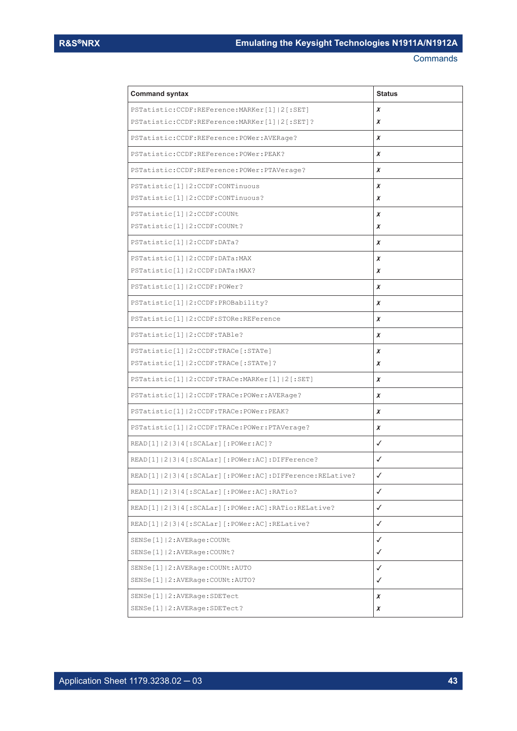| Command syntax | Status |
|---|---|
| PSTatistic:CCDF:REFerence:MARKer[1]\|2[:SET]<br>PSTatistic:CCDF:REFerence:MARKer[1]\|2[:SET]? | ✗<br>✗ |
| PSTatistic:CCDF:REFerence:POWer:AVERage? | ✗ |
| PSTatistic:CCDF:REFerence:POWer:PEAK? | ✗ |
| PSTatistic:CCDF:REFerence:POWer:PTAVerage? | ✗ |
| PSTatistic[1]\|2:CCDF:CONTinuous<br>PSTatistic[1]\|2:CCDF:CONTinuous? | ✗<br>✗ |
| PSTatistic[1]\|2:CCDF:COUNt<br>PSTatistic[1]\|2:CCDF:COUNt? | ✗<br>✗ |
| PSTatistic[1]\|2:CCDF:DATa? | ✗ |
| PSTatistic[1]\|2:CCDF:DATa:MAX<br>PSTatistic[1]\|2:CCDF:DATa:MAX? | ✗<br>✗ |
| PSTatistic[1]\|2:CCDF:POWer? | ✗ |
| PSTatistic[1]\|2:CCDF:PROBability? | ✗ |
| PSTatistic[1]\|2:CCDF:STORe:REFerence | ✗ |
| PSTatistic[1]\|2:CCDF:TABle? | ✗ |
| PSTatistic[1]\|2:CCDF:TRACe[:STATe]<br>PSTatistic[1]\|2:CCDF:TRACe[:STATe]? | ✗<br>✗ |
| PSTatistic[1]\|2:CCDF:TRACe:MARKer[1]\|2[:SET] | ✗ |
| PSTatistic[1]\|2:CCDF:TRACe:POWer:AVERage? | ✗ |
| PSTatistic[1]\|2:CCDF:TRACe:POWer:PEAK? | ✗ |
| PSTatistic[1]\|2:CCDF:TRACe:POWer:PTAVerage? | ✗ |
| READ[1]\|2\|3\|4[:SCALar][:POWer:AC]? | ✓ |
| READ[1]\|2\|3\|4[:SCALar][:POWer:AC]:DIFFerence? | ✓ |
| READ[1]\|2\|3\|4[:SCALar][:POWer:AC]:DIFFerence:RELative? | ✓ |
| READ[1]\|2\|3\|4[:SCALar][:POWer:AC]:RATio? | ✓ |
| READ[1]\|2\|3\|4[:SCALar][:POWer:AC]:RATio:RELative? | ✓ |
| READ[1]\|2\|3\|4[:SCALar][:POWer:AC]:RELative? | ✓ |
| SENSe[1]\|2:AVERage:COUNt<br>SENSe[1]\|2:AVERage:COUNt? | ✓<br>✓ |
| SENSe[1]\|2:AVERage:COUNt:AUTO<br>SENSe[1]\|2:AVERage:COUNt:AUTO? | ✓<br>✓ |
| SENSe[1]\|2:AVERage:SDETect<br>SENSe[1]\|2:AVERage:SDETect? | ✗<br>✗ |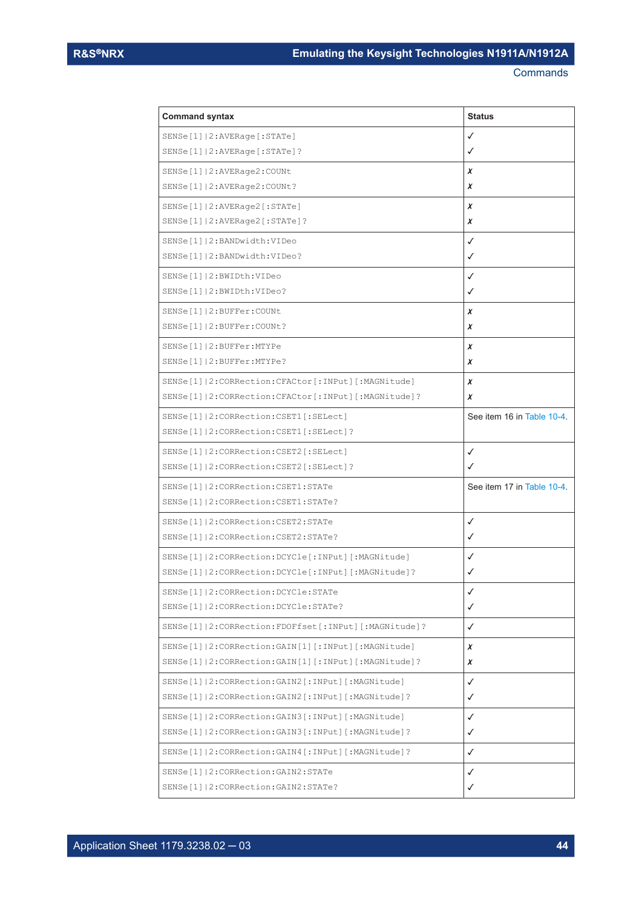| Command syntax | Status |
|---|---|
| SENSe[1]\|2:AVERage[:STATe]<br>SENSe[1]\|2:AVERage[:STATe]? | ✓<br>✓ |
| SENSe[1]\|2:AVERage2:COUNt<br>SENSe[1]\|2:AVERage2:COUNt? | ✗<br>✗ |
| SENSe[1]\|2:AVERage2[:STATe]<br>SENSe[1]\|2:AVERage2[:STATe]? | ✗<br>✗ |
| SENSe[1]\|2:BANDwidth:VIDeo<br>SENSe[1]\|2:BANDwidth:VIDeo? | ✓<br>✓ |
| SENSe[1]\|2:BWIDth:VIDeo<br>SENSe[1]\|2:BWIDth:VIDeo? | ✓<br>✓ |
| SENSe[1]\|2:BUFFer:COUNt<br>SENSe[1]\|2:BUFFer:COUNt? | ✗<br>✗ |
| SENSe[1]\|2:BUFFer:MTYPe<br>SENSe[1]\|2:BUFFer:MTYPe? | ✗<br>✗ |
| SENSe[1]\|2:CORRection:CFACtor[:INPut][:MAGNitude]<br>SENSe[1]\|2:CORRection:CFACtor[:INPut][:MAGNitude]? | ✗<br>✗ |
| SENSe[1]\|2:CORRection:CSET1[:SELect]<br>SENSe[1]\|2:CORRection:CSET1[:SELect]? | See item 16 in Table 10-4. |
| SENSe[1]\|2:CORRection:CSET2[:SELect]<br>SENSe[1]\|2:CORRection:CSET2[:SELect]? | ✓<br>✓ |
| SENSe[1]\|2:CORRection:CSET1:STATe<br>SENSe[1]\|2:CORRection:CSET1:STATe? | See item 17 in Table 10-4. |
| SENSe[1]\|2:CORRection:CSET2:STATe<br>SENSe[1]\|2:CORRection:CSET2:STATe? | ✓<br>✓ |
| SENSe[1]\|2:CORRection:DCYCle[:INPut][:MAGNitude]<br>SENSe[1]\|2:CORRection:DCYCle[:INPut][:MAGNitude]? | ✓<br>✓ |
| SENSe[1]\|2:CORRection:DCYCle:STATe<br>SENSe[1]\|2:CORRection:DCYCle:STATe? | ✓<br>✓ |
| SENSe[1]\|2:CORRection:FDOFfset[:INPut][:MAGNitude]? | ✓ |
| SENSe[1]\|2:CORRection:GAIN[1][:INPut][:MAGNitude]<br>SENSe[1]\|2:CORRection:GAIN[1][:INPut][:MAGNitude]? | ✗<br>✗ |
| SENSe[1]\|2:CORRection:GAIN2[:INPut][:MAGNitude]<br>SENSe[1]\|2:CORRection:GAIN2[:INPut][:MAGNitude]? | ✓<br>✓ |
| SENSe[1]\|2:CORRection:GAIN3[:INPut][:MAGNitude]<br>SENSe[1]\|2:CORRection:GAIN3[:INPut][:MAGNitude]? | ✓<br>✓ |
| SENSe[1]\|2:CORRection:GAIN4[:INPut][:MAGNitude]? | ✓ |
| SENSe[1]\|2:CORRection:GAIN2:STATe<br>SENSe[1]\|2:CORRection:GAIN2:STATe? | ✓<br>✓ |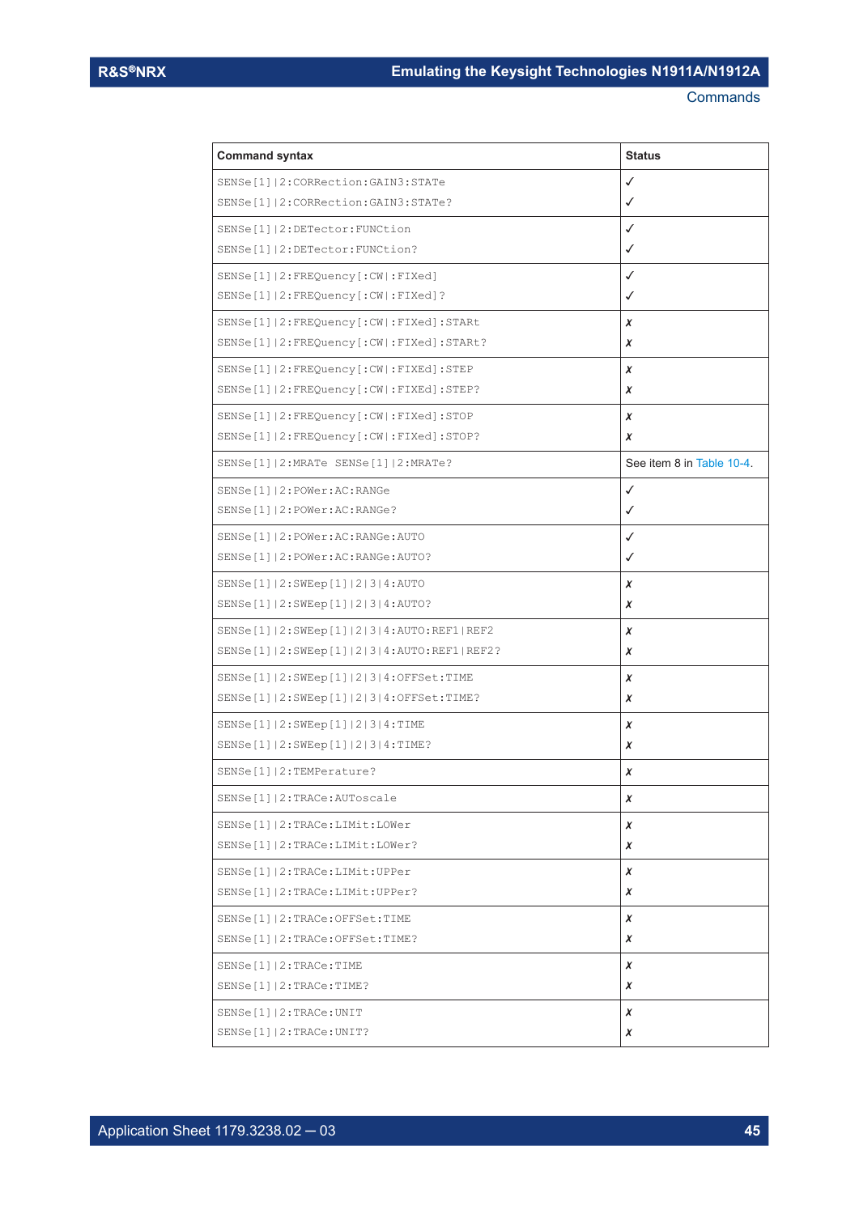| Command syntax | Status |
|---|---|
| SENSe[1]\|2:CORRection:GAIN3:STATe<br>SENSe[1]\|2:CORRection:GAIN3:STATe? | ✓<br>✓ |
| SENSe[1]\|2:DETector:FUNCtion<br>SENSe[1]\|2:DETector:FUNCtion? | ✓<br>✓ |
| SENSe[1]\|2:FREQuency[:CW\|:FIXed]<br>SENSe[1]\|2:FREQuency[:CW\|:FIXed]? | ✓<br>✓ |
| SENSe[1]\|2:FREQuency[:CW\|:FIXed]:STARt<br>SENSe[1]\|2:FREQuency[:CW\|:FIXed]:STARt? | ✗<br>✗ |
| SENSe[1]\|2:FREQuency[:CW\|:FIXEd]:STEP<br>SENSe[1]\|2:FREQuency[:CW\|:FIXEd]:STEP? | ✗<br>✗ |
| SENSe[1]\|2:FREQuency[:CW\|:FIXed]:STOP<br>SENSe[1]\|2:FREQuency[:CW\|:FIXed]:STOP? | ✗<br>✗ |
| SENSe[1]\|2:MRATe SENSe[1]\|2:MRATe? | See item 8 in Table 10-4. |
| SENSe[1]\|2:POWer:AC:RANGe<br>SENSe[1]\|2:POWer:AC:RANGe? | ✓<br>✓ |
| SENSe[1]\|2:POWer:AC:RANGe:AUTO<br>SENSe[1]\|2:POWer:AC:RANGe:AUTO? | ✓<br>✓ |
| SENSe[1]\|2:SWEep[1]\|2\|3\|4:AUTO<br>SENSe[1]\|2:SWEep[1]\|2\|3\|4:AUTO? | ✗<br>✗ |
| SENSe[1]\|2:SWEep[1]\|2\|3\|4:AUTO:REF1\|REF2<br>SENSe[1]\|2:SWEep[1]\|2\|3\|4:AUTO:REF1\|REF2? | ✗<br>✗ |
| SENSe[1]\|2:SWEep[1]\|2\|3\|4:OFFSet:TIME<br>SENSe[1]\|2:SWEep[1]\|2\|3\|4:OFFSet:TIME? | ✗<br>✗ |
| SENSe[1]\|2:SWEep[1]\|2\|3\|4:TIME<br>SENSe[1]\|2:SWEep[1]\|2\|3\|4:TIME? | ✗<br>✗ |
| SENSe[1]\|2:TEMPerature? | ✗ |
| SENSe[1]\|2:TRACe:AUToscale | ✗ |
| SENSe[1]\|2:TRACe:LIMit:LOWer<br>SENSe[1]\|2:TRACe:LIMit:LOWer? | ✗<br>✗ |
| SENSe[1]\|2:TRACe:LIMit:UPPer<br>SENSe[1]\|2:TRACe:LIMit:UPPer? | ✗<br>✗ |
| SENSe[1]\|2:TRACe:OFFSet:TIME<br>SENSe[1]\|2:TRACe:OFFSet:TIME? | ✗<br>✗ |
| SENSe[1]\|2:TRACe:TIME<br>SENSe[1]\|2:TRACe:TIME? | ✗<br>✗ |
| SENSe[1]\|2:TRACe:UNIT<br>SENSe[1]\|2:TRACe:UNIT? | ✗<br>✗ |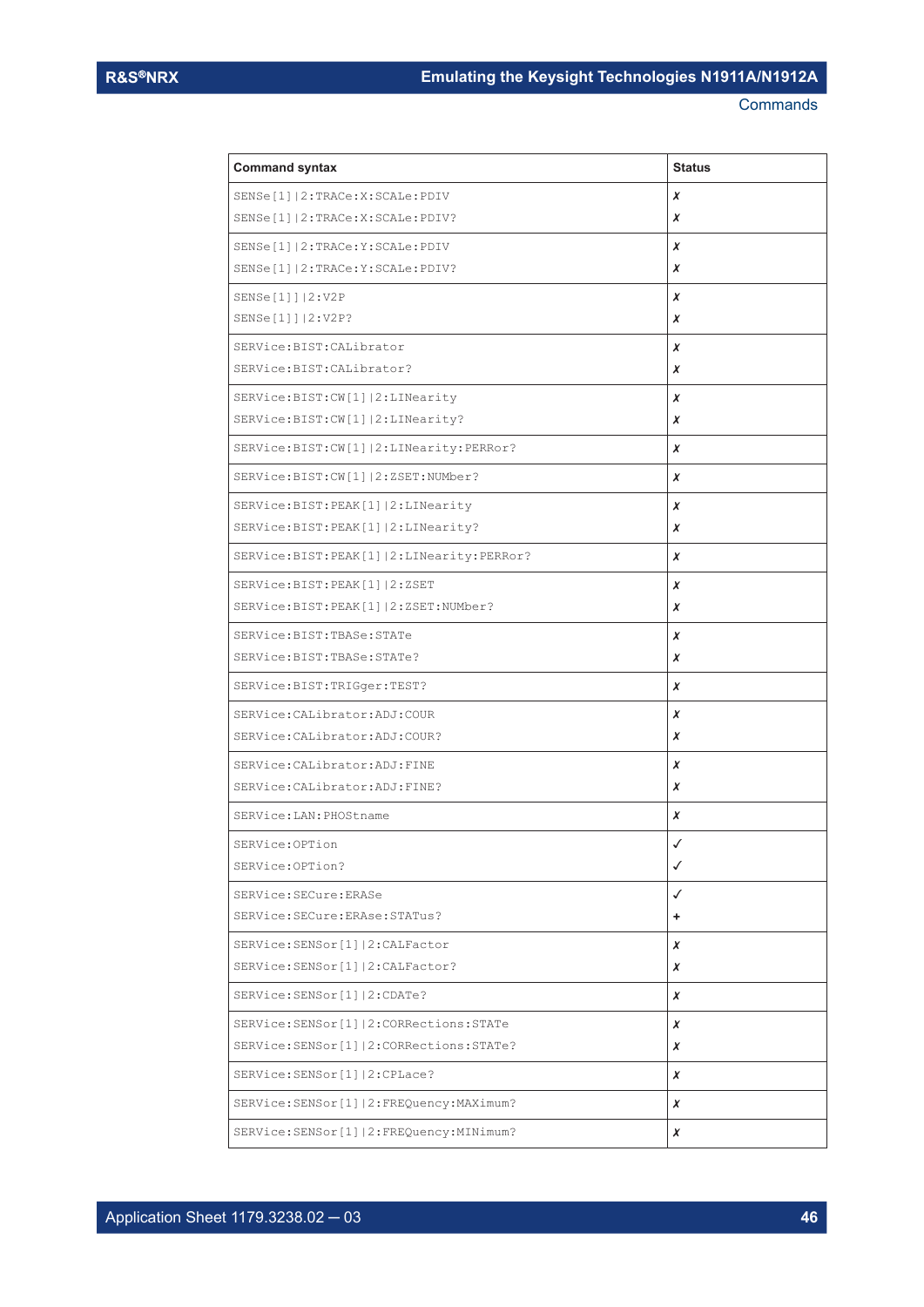| Command syntax | Status |
|---|---|
| SENSe[1]\|2:TRACe:X:SCALe:PDIV<br>SENSe[1]\|2:TRACe:X:SCALe:PDIV? | ✗<br>✗ |
| SENSe[1]\|2:TRACe:Y:SCALe:PDIV<br>SENSe[1]\|2:TRACe:Y:SCALe:PDIV? | ✗<br>✗ |
| SENSe[1]]\|2:V2P<br>SENSe[1]]\|2:V2P? | ✗<br>✗ |
| SERVice:BIST:CALibrator<br>SERVice:BIST:CALibrator? | ✗<br>✗ |
| SERVice:BIST:CW[1]\|2:LINearity<br>SERVice:BIST:CW[1]\|2:LINearity? | ✗<br>✗ |
| SERVice:BIST:CW[1]\|2:LINearity:PERRor? | ✗ |
| SERVice:BIST:CW[1]\|2:ZSET:NUMber? | ✗ |
| SERVice:BIST:PEAK[1]\|2:LINearity<br>SERVice:BIST:PEAK[1]\|2:LINearity? | ✗<br>✗ |
| SERVice:BIST:PEAK[1]\|2:LINearity:PERRor? | ✗ |
| SERVice:BIST:PEAK[1]\|2:ZSET<br>SERVice:BIST:PEAK[1]\|2:ZSET:NUMber? | ✗<br>✗ |
| SERVice:BIST:TBASe:STATe<br>SERVice:BIST:TBASe:STATe? | ✗<br>✗ |
| SERVice:BIST:TRIGger:TEST? | ✗ |
| SERVice:CALibrator:ADJ:COUR<br>SERVice:CALibrator:ADJ:COUR? | ✗<br>✗ |
| SERVice:CALibrator:ADJ:FINE<br>SERVice:CALibrator:ADJ:FINE? | ✗<br>✗ |
| SERVice:LAN:PHOStname | ✗ |
| SERVice:OPTion<br>SERVice:OPTion? | ✓<br>✓ |
| SERVice:SECure:ERASe<br>SERVice:SECure:ERAse:STATus? | ✓<br>+ |
| SERVice:SENSor[1]\|2:CALFactor<br>SERVice:SENSor[1]\|2:CALFactor? | ✗<br>✗ |
| SERVice:SENSor[1]\|2:CDATe? | ✗ |
| SERVice:SENSor[1]\|2:CORRections:STATe<br>SERVice:SENSor[1]\|2:CORRections:STATe? | ✗<br>✗ |
| SERVice:SENSor[1]\|2:CPLace? | ✗ |
| SERVice:SENSor[1]\|2:FREQuency:MAXimum? | ✗ |
| SERVice:SENSor[1]\|2:FREQuency:MINimum? | ✗ |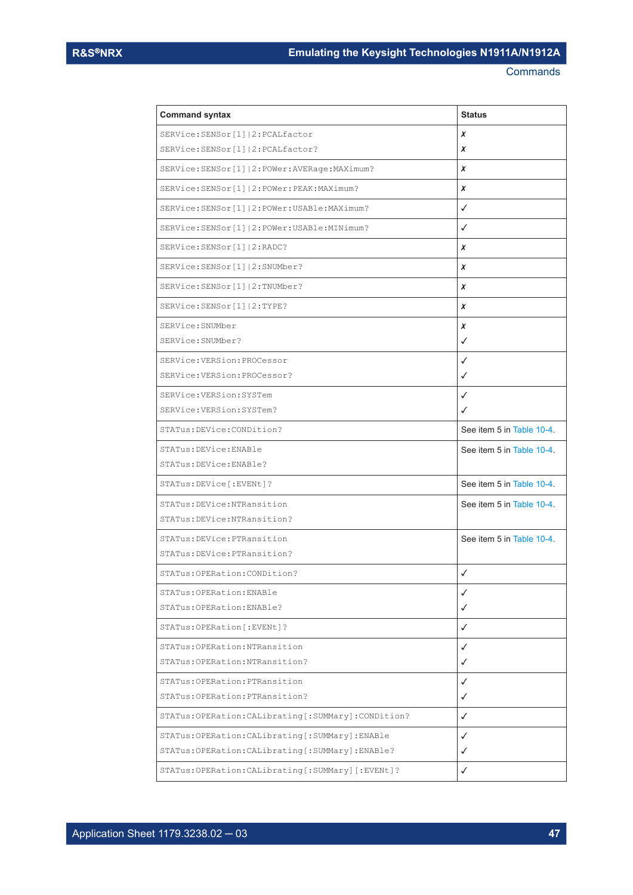| Command syntax | Status |
|---|---|
| SERVice:SENSor[1]\|2:PCALfactor<br>SERVice:SENSor[1]\|2:PCALfactor? | ✗<br>✗ |
| SERVice:SENSor[1]\|2:POWer:AVERage:MAXimum? | ✗ |
| SERVice:SENSor[1]\|2:POWer:PEAK:MAXimum? | ✗ |
| SERVice:SENSor[1]\|2:POWer:USABle:MAXimum? | ✓ |
| SERVice:SENSor[1]\|2:POWer:USABle:MINimum? | ✓ |
| SERVice:SENSor[1]\|2:RADC? | ✗ |
| SERVice:SENSor[1]\|2:SNUMber? | ✗ |
| SERVice:SENSor[1]\|2:TNUMber? | ✗ |
| SERVice:SENSor[1]\|2:TYPE? | ✗ |
| SERVice:SNUMber<br>SERVice:SNUMber? | ✗<br>✓ |
| SERVice:VERSion:PROCessor<br>SERVice:VERSion:PROCessor? | ✓<br>✓ |
| SERVice:VERSion:SYSTem<br>SERVice:VERSion:SYSTem? | ✓<br>✓ |
| STATus:DEVice:CONDition? | See item 5 in Table 10-4. |
| STATus:DEVice:ENABle<br>STATus:DEVice:ENABle? | See item 5 in Table 10-4. |
| STATus:DEVice[:EVENt]? | See item 5 in Table 10-4. |
| STATus:DEVice:NTRansition<br>STATus:DEVice:NTRansition? | See item 5 in Table 10-4. |
| STATus:DEVice:PTRansition<br>STATus:DEVice:PTRansition? | See item 5 in Table 10-4. |
| STATus:OPERation:CONDition? | ✓ |
| STATus:OPERation:ENABle<br>STATus:OPERation:ENABle? | ✓<br>✓ |
| STATus:OPERation[:EVENt]? | ✓ |
| STATus:OPERation:NTRansition<br>STATus:OPERation:NTRansition? | ✓<br>✓ |
| STATus:OPERation:PTRansition<br>STATus:OPERation:PTRansition? | ✓<br>✓ |
| STATus:OPERation:CALibrating[:SUMMary]:CONDition? | ✓ |
| STATus:OPERation:CALibrating[:SUMMary]:ENABle<br>STATus:OPERation:CALibrating[:SUMMary]:ENABle? | ✓<br>✓ |
| STATus:OPERation:CALibrating[:SUMMary][:EVENt]? | ✓ |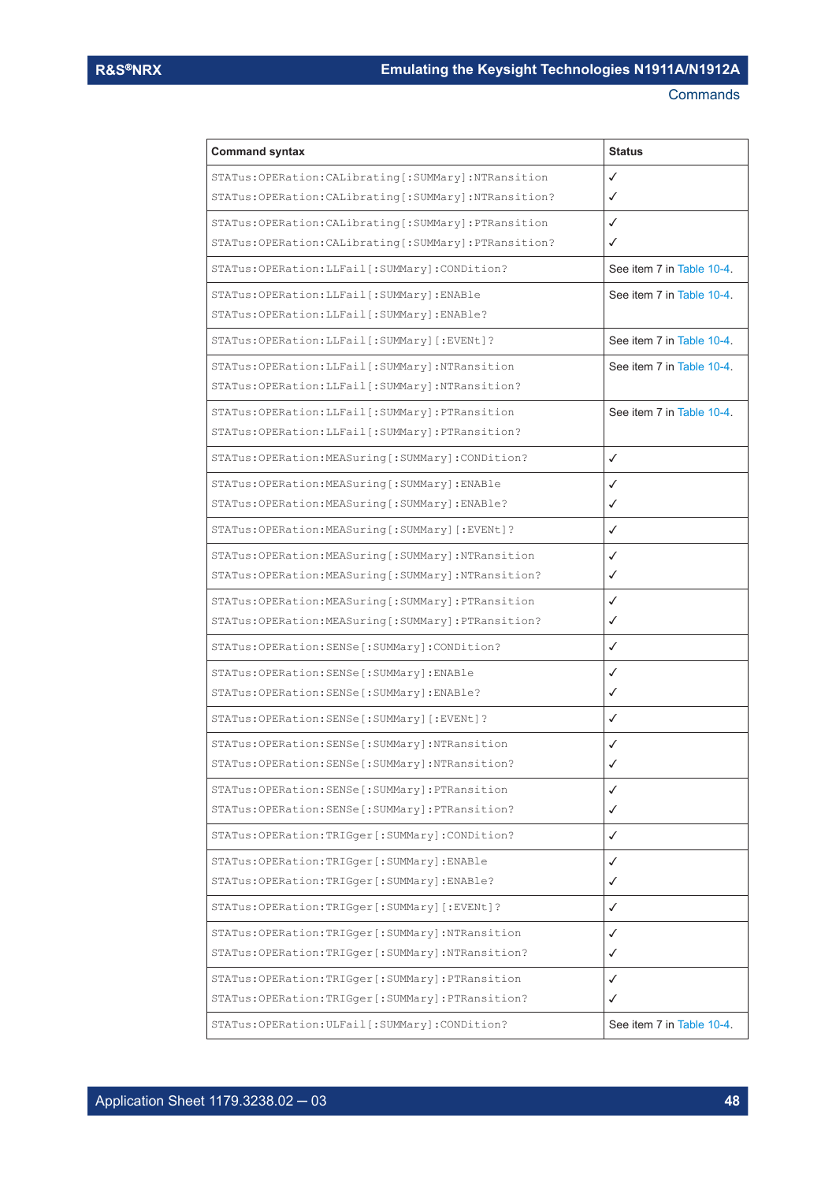| Command syntax | Status |
| --- | --- |
| STATus:OPERation:CALibrating[:SUMMary]:NTRansition<br>STATus:OPERation:CALibrating[:SUMMary]:NTRansition? | ✓<br>✓ |
| STATus:OPERation:CALibrating[:SUMMary]:PTRansition<br>STATus:OPERation:CALibrating[:SUMMary]:PTRansition? | ✓<br>✓ |
| STATus:OPERation:LLFail[:SUMMary]:CONDition? | See item 7 in Table 10-4. |
| STATus:OPERation:LLFail[:SUMMary]:ENABle<br>STATus:OPERation:LLFail[:SUMMary]:ENABle? | See item 7 in Table 10-4. |
| STATus:OPERation:LLFail[:SUMMary][:EVENt]? | See item 7 in Table 10-4. |
| STATus:OPERation:LLFail[:SUMMary]:NTRansition<br>STATus:OPERation:LLFail[:SUMMary]:NTRansition? | See item 7 in Table 10-4. |
| STATus:OPERation:LLFail[:SUMMary]:PTRansition<br>STATus:OPERation:LLFail[:SUMMary]:PTRansition? | See item 7 in Table 10-4. |
| STATus:OPERation:MEASuring[:SUMMary]:CONDition? | ✓ |
| STATus:OPERation:MEASuring[:SUMMary]:ENABle<br>STATus:OPERation:MEASuring[:SUMMary]:ENABle? | ✓<br>✓ |
| STATus:OPERation:MEASuring[:SUMMary][:EVENt]? | ✓ |
| STATus:OPERation:MEASuring[:SUMMary]:NTRansition<br>STATus:OPERation:MEASuring[:SUMMary]:NTRansition? | ✓<br>✓ |
| STATus:OPERation:MEASuring[:SUMMary]:PTRansition<br>STATus:OPERation:MEASuring[:SUMMary]:PTRansition? | ✓<br>✓ |
| STATus:OPERation:SENSe[:SUMMary]:CONDition? | ✓ |
| STATus:OPERation:SENSe[:SUMMary]:ENABle<br>STATus:OPERation:SENSe[:SUMMary]:ENABle? | ✓<br>✓ |
| STATus:OPERation:SENSe[:SUMMary][:EVENt]? | ✓ |
| STATus:OPERation:SENSe[:SUMMary]:NTRansition<br>STATus:OPERation:SENSe[:SUMMary]:NTRansition? | ✓<br>✓ |
| STATus:OPERation:SENSe[:SUMMary]:PTRansition<br>STATus:OPERation:SENSe[:SUMMary]:PTRansition? | ✓<br>✓ |
| STATus:OPERation:TRIGger[:SUMMary]:CONDition? | ✓ |
| STATus:OPERation:TRIGger[:SUMMary]:ENABle<br>STATus:OPERation:TRIGger[:SUMMary]:ENABle? | ✓<br>✓ |
| STATus:OPERation:TRIGger[:SUMMary][:EVENt]? | ✓ |
| STATus:OPERation:TRIGger[:SUMMary]:NTRansition<br>STATus:OPERation:TRIGger[:SUMMary]:NTRansition? | ✓<br>✓ |
| STATus:OPERation:TRIGger[:SUMMary]:PTRansition<br>STATus:OPERation:TRIGger[:SUMMary]:PTRansition? | ✓<br>✓ |
| STATus:OPERation:ULFail[:SUMMary]:CONDition? | See item 7 in Table 10-4. |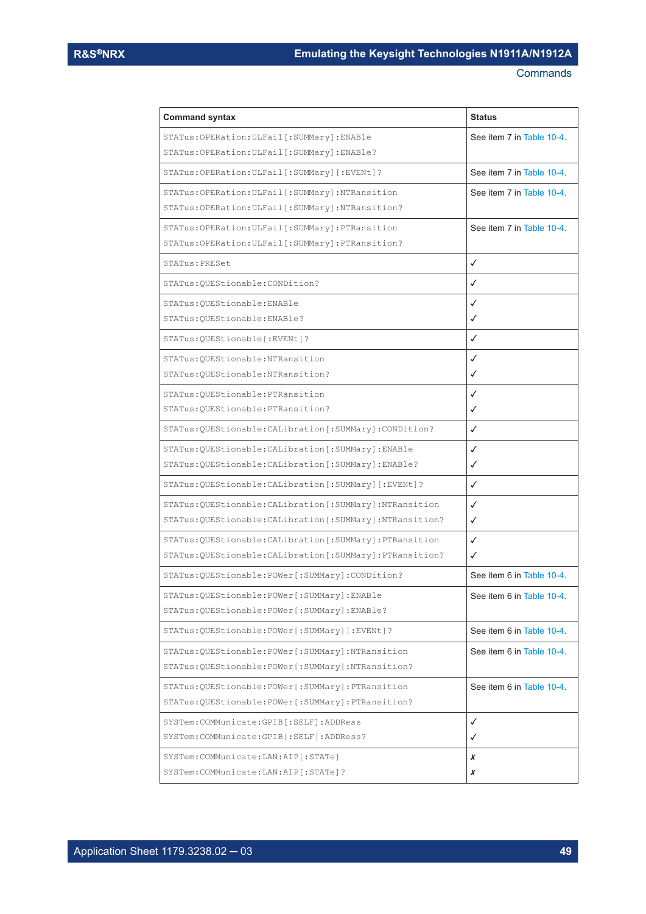| Command syntax | Status |
|---|---|
| STATus:OPERation:ULFail[:SUMMary]:ENABle<br>STATus:OPERation:ULFail[:SUMMary]:ENABle? | See item 7 in Table 10-4. |
| STATus:OPERation:ULFail[:SUMMary][:EVENt]? | See item 7 in Table 10-4. |
| STATus:OPERation:ULFail[:SUMMary]:NTRansition<br>STATus:OPERation:ULFail[:SUMMary]:NTRansition? | See item 7 in Table 10-4. |
| STATus:OPERation:ULFail[:SUMMary]:PTRansition<br>STATus:OPERation:ULFail[:SUMMary]:PTRansition? | See item 7 in Table 10-4. |
| STATus:PRESet | ✓ |
| STATus:QUEStionable:CONDition? | ✓ |
| STATus:QUEStionable:ENABle<br>STATus:QUEStionable:ENABle? | ✓<br>✓ |
| STATus:QUEStionable[:EVENt]? | ✓ |
| STATus:QUEStionable:NTRansition<br>STATus:QUEStionable:NTRansition? | ✓<br>✓ |
| STATus:QUEStionable:PTRansition<br>STATus:QUEStionable:PTRansition? | ✓<br>✓ |
| STATus:QUEStionable:CALibration[:SUMMary]:CONDition? | ✓ |
| STATus:QUEStionable:CALibration[:SUMMary]:ENABle<br>STATus:QUEStionable:CALibration[:SUMMary]:ENABle? | ✓<br>✓ |
| STATus:QUEStionable:CALibration[:SUMMary][:EVENt]? | ✓ |
| STATus:QUEStionable:CALibration[:SUMMary]:NTRansition<br>STATus:QUEStionable:CALibration[:SUMMary]:NTRansition? | ✓<br>✓ |
| STATus:QUEStionable:CALibration[:SUMMary]:PTRansition<br>STATus:QUEStionable:CALibration[:SUMMary]:PTRansition? | ✓<br>✓ |
| STATus:QUEStionable:POWer[:SUMMary]:CONDition? | See item 6 in Table 10-4. |
| STATus:QUEStionable:POWer[:SUMMary]:ENABle<br>STATus:QUEStionable:POWer[:SUMMary]:ENABle? | See item 6 in Table 10-4. |
| STATus:QUEStionable:POWer[:SUMMary][:EVENt]? | See item 6 in Table 10-4. |
| STATus:QUEStionable:POWer[:SUMMary]:NTRansition<br>STATus:QUEStionable:POWer[:SUMMary]:NTRansition? | See item 6 in Table 10-4. |
| STATus:QUEStionable:POWer[:SUMMary]:PTRansition<br>STATus:QUEStionable:POWer[:SUMMary]:PTRansition? | See item 6 in Table 10-4. |
| SYSTem:COMMunicate:GPIB[:SELF]:ADDRess<br>SYSTem:COMMunicate:GPIB[:SELF]:ADDRess? | ✓<br>✓ |
| SYSTem:COMMunicate:LAN:AIP[:STATe]<br>SYSTem:COMMunicate:LAN:AIP[:STATe]? | ✗<br>✗ |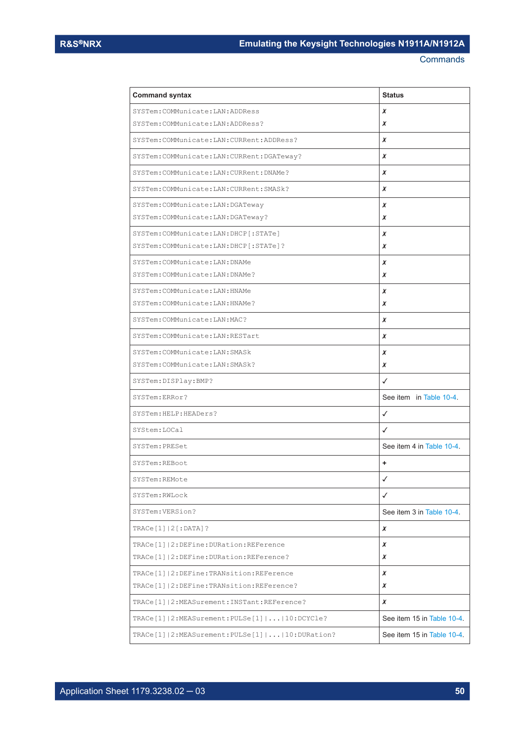| Command syntax | Status |
| --- | --- |
| SYSTem:COMMunicate:LAN:ADDRess<br>SYSTem:COMMunicate:LAN:ADDRess? | ✗<br>✗ |
| SYSTem:COMMunicate:LAN:CURRent:ADDRess? | ✗ |
| SYSTem:COMMunicate:LAN:CURRent:DGATeway? | ✗ |
| SYSTem:COMMunicate:LAN:CURRent:DNAMe? | ✗ |
| SYSTem:COMMunicate:LAN:CURRent:SMASk? | ✗ |
| SYSTem:COMMunicate:LAN:DGATeway<br>SYSTem:COMMunicate:LAN:DGATeway? | ✗<br>✗ |
| SYSTem:COMMunicate:LAN:DHCP[:STATe]<br>SYSTem:COMMunicate:LAN:DHCP[:STATe]? | ✗<br>✗ |
| SYSTem:COMMunicate:LAN:DNAMe<br>SYSTem:COMMunicate:LAN:DNAMe? | ✗<br>✗ |
| SYSTem:COMMunicate:LAN:HNAMe<br>SYSTem:COMMunicate:LAN:HNAMe? | ✗<br>✗ |
| SYSTem:COMMunicate:LAN:MAC? | ✗ |
| SYSTem:COMMunicate:LAN:RESTart | ✗ |
| SYSTem:COMMunicate:LAN:SMASk<br>SYSTem:COMMunicate:LAN:SMASk? | ✗<br>✗ |
| SYSTem:DISPlay:BMP? | ✓ |
| SYSTem:ERRor? | See item in Table 10-4. |
| SYSTem:HELP:HEADers? | ✓ |
| SYStem:LOCal | ✓ |
| SYSTem:PRESet | See item 4 in Table 10-4. |
| SYSTem:REBoot | + |
| SYSTem:REMote | ✓ |
| SYSTem:RWLock | ✓ |
| SYSTem:VERSion? | See item 3 in Table 10-4. |
| TRACe[1]\|2[:DATA]? | ✗ |
| TRACe[1]\|2:DEFine:DURation:REFerence<br>TRACe[1]\|2:DEFine:DURation:REFerence? | ✗<br>✗ |
| TRACe[1]\|2:DEFine:TRANsition:REFerence<br>TRACe[1]\|2:DEFine:TRANsition:REFerence? | ✗<br>✗ |
| TRACe[1]\|2:MEASurement:INSTant:REFerence? | ✗ |
| TRACe[1]\|2:MEASurement:PULSe[1]\|...\|10:DCYCle? | See item 15 in Table 10-4. |
| TRACe[1]\|2:MEASurement:PULSe[1]\|...\|10:DURation? | See item 15 in Table 10-4. |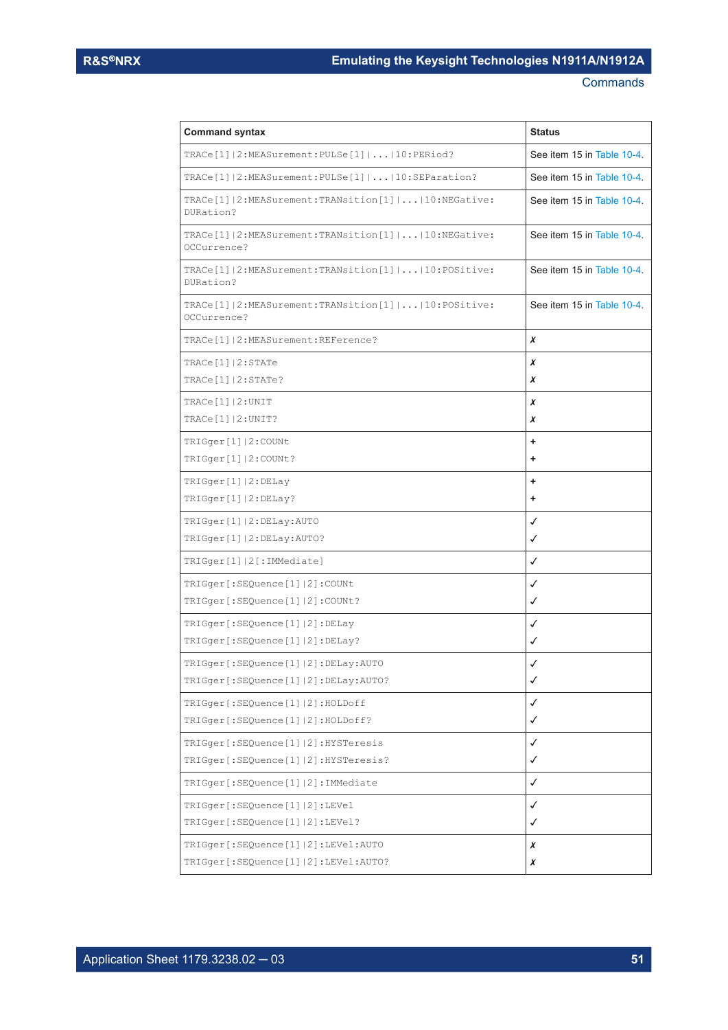| Command syntax | Status |
|---|---|
| TRACe[1]\|2:MEASurement:PULSe[1]\|...\|10:PERiod? | See item 15 in Table 10-4. |
| TRACe[1]\|2:MEASurement:PULSe[1]\|...\|10:SEParation? | See item 15 in Table 10-4. |
| TRACe[1]\|2:MEASurement:TRANsition[1]\|...\|10:NEGative:DURation? | See item 15 in Table 10-4. |
| TRACe[1]\|2:MEASurement:TRANsition[1]\|...\|10:NEGative:OCCurrence? | See item 15 in Table 10-4. |
| TRACe[1]\|2:MEASurement:TRANsition[1]\|...\|10:POSitive:DURation? | See item 15 in Table 10-4. |
| TRACe[1]\|2:MEASurement:TRANsition[1]\|...\|10:POSitive:OCCurrence? | See item 15 in Table 10-4. |
| TRACe[1]\|2:MEASurement:REFerence? | ✗ |
| TRACe[1]\|2:STATe<br>TRACe[1]\|2:STATe? | ✗<br>✗ |
| TRACe[1]\|2:UNIT<br>TRACe[1]\|2:UNIT? | ✗<br>✗ |
| TRIGger[1]\|2:COUNt<br>TRIGger[1]\|2:COUNt? | +<br>+ |
| TRIGger[1]\|2:DELay<br>TRIGger[1]\|2:DELay? | +<br>+ |
| TRIGger[1]\|2:DELay:AUTO<br>TRIGger[1]\|2:DELay:AUTO? | ✓<br>✓ |
| TRIGger[1]\|2[:IMMediate] | ✓ |
| TRIGger[:SEQuence[1]\|2]:COUNt<br>TRIGger[:SEQuence[1]\|2]:COUNt? | ✓<br>✓ |
| TRIGger[:SEQuence[1]\|2]:DELay<br>TRIGger[:SEQuence[1]\|2]:DELay? | ✓<br>✓ |
| TRIGger[:SEQuence[1]\|2]:DELay:AUTO<br>TRIGger[:SEQuence[1]\|2]:DELay:AUTO? | ✓<br>✓ |
| TRIGger[:SEQuence[1]\|2]:HOLDoff<br>TRIGger[:SEQuence[1]\|2]:HOLDoff? | ✓<br>✓ |
| TRIGger[:SEQuence[1]\|2]:HYSTeresis<br>TRIGger[:SEQuence[1]\|2]:HYSTeresis? | ✓<br>✓ |
| TRIGger[:SEQuence[1]\|2]:IMMediate | ✓ |
| TRIGger[:SEQuence[1]\|2]:LEVel<br>TRIGger[:SEQuence[1]\|2]:LEVel? | ✓<br>✓ |
| TRIGger[:SEQuence[1]\|2]:LEVel:AUTO<br>TRIGger[:SEQuence[1]\|2]:LEVel:AUTO? | ✗<br>✗ |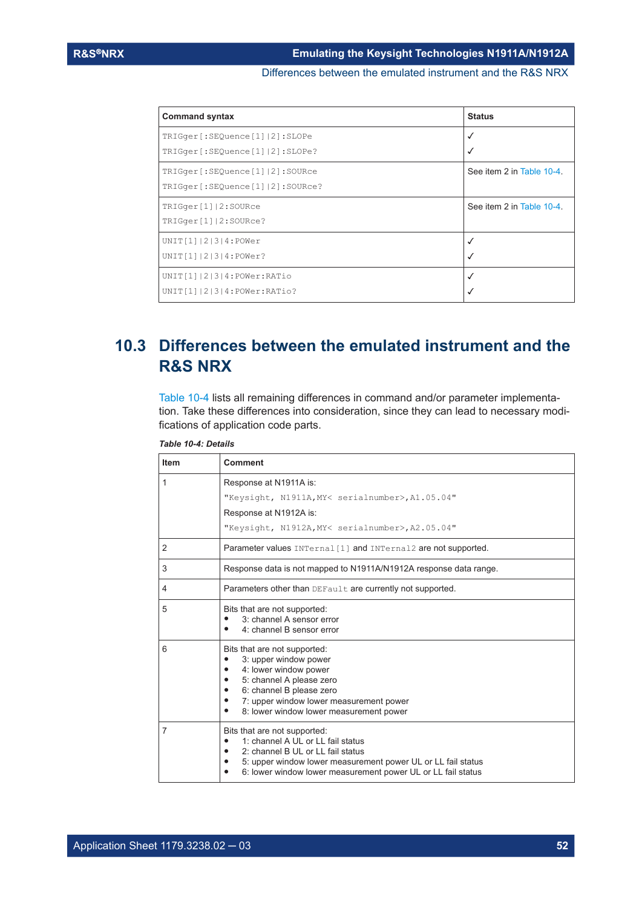| Command syntax | Status |
|---|---|
| TRIGger[:SEQuence[1]\|2]:SLOPe<br>TRIGger[:SEQuence[1]\|2]:SLOPe? | ✓<br>✓ |
| TRIGger[:SEQuence[1]\|2]:SOURce<br>TRIGger[:SEQuence[1]\|2]:SOURce? | See item 2 in Table 10-4. |
| TRIGger[1]\|2:SOURce<br>TRIGger[1]\|2:SOURce? | See item 2 in Table 10-4. |
| UNIT[1]\|2\|3\|4:POWer<br>UNIT[1]\|2\|3\|4:POWer? | ✓<br>✓ |
| UNIT[1]\|2\|3\|4:POWer:RATio<br>UNIT[1]\|2\|3\|4:POWer:RATio? | ✓<br>✓ |

## 10.3 Differences between the emulated instrument and the R&S NRX

Table 10-4 lists all remaining differences in command and/or parameter implementation. Take these differences into consideration, since they can lead to necessary modifications of application code parts.

*Table 10-4: Details*

| Item | Comment |
|---|---|
| 1 | Response at N1911A is:<br>"Keysight, N1911A,MY< serialnumber>,A1.05.04"<br>Response at N1912A is:<br>"Keysight, N1912A,MY< serialnumber>,A2.05.04" |
| 2 | Parameter values INTernal[1] and INTernal2 are not supported. |
| 3 | Response data is not mapped to N1911A/N1912A response data range. |
| 4 | Parameters other than DEFault are currently not supported. |
| 5 | Bits that are not supported:<br>• 3: channel A sensor error<br>• 4: channel B sensor error |
| 6 | Bits that are not supported:<br>• 3: upper window power<br>• 4: lower window power<br>• 5: channel A please zero<br>• 6: channel B please zero<br>• 7: upper window lower measurement power<br>• 8: lower window lower measurement power |
| 7 | Bits that are not supported:<br>• 1: channel A UL or LL fail status<br>• 2: channel B UL or LL fail status<br>• 5: upper window lower measurement power UL or LL fail status<br>• 6: lower window lower measurement power UL or LL fail status |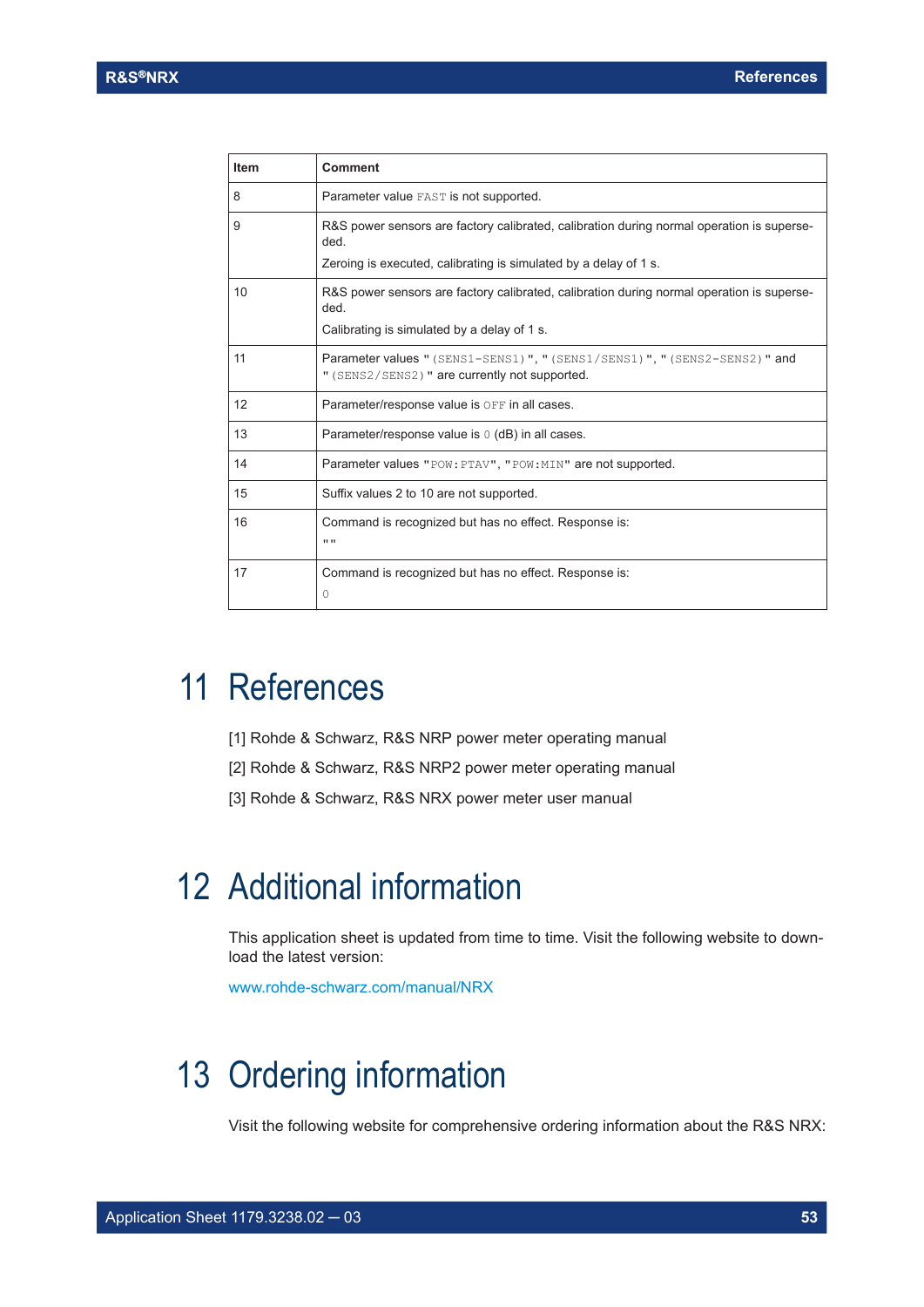| Item | Comment |
|---|---|
| 8 | Parameter value `FAST` is not supported. |
| 9 | R&S power sensors are factory calibrated, calibration during normal operation is superseded.<br>Zeroing is executed, calibrating is simulated by a delay of 1 s. |
| 10 | R&S power sensors are factory calibrated, calibration during normal operation is superseded.<br>Calibrating is simulated by a delay of 1 s. |
| 11 | Parameter values "`(SENS1-SENS1)`", "`(SENS1/SENS1)`", "`(SENS2-SENS2)`" and "`(SENS2/SENS2)`" are currently not supported. |
| 12 | Parameter/response value is `OFF` in all cases. |
| 13 | Parameter/response value is `0` (dB) in all cases. |
| 14 | Parameter values "`POW:PTAV`", "`POW:MIN`" are not supported. |
| 15 | Suffix values 2 to 10 are not supported. |
| 16 | Command is recognized but has no effect. Response is:<br>`""` |
| 17 | Command is recognized but has no effect. Response is:<br>`0` |

# 11 References

[1] Rohde & Schwarz, R&S NRP power meter operating manual

[2] Rohde & Schwarz, R&S NRP2 power meter operating manual

[3] Rohde & Schwarz, R&S NRX power meter user manual

# 12 Additional information

This application sheet is updated from time to time. Visit the following website to download the latest version:

www.rohde-schwarz.com/manual/NRX

# 13 Ordering information

Visit the following website for comprehensive ordering information about the R&S NRX: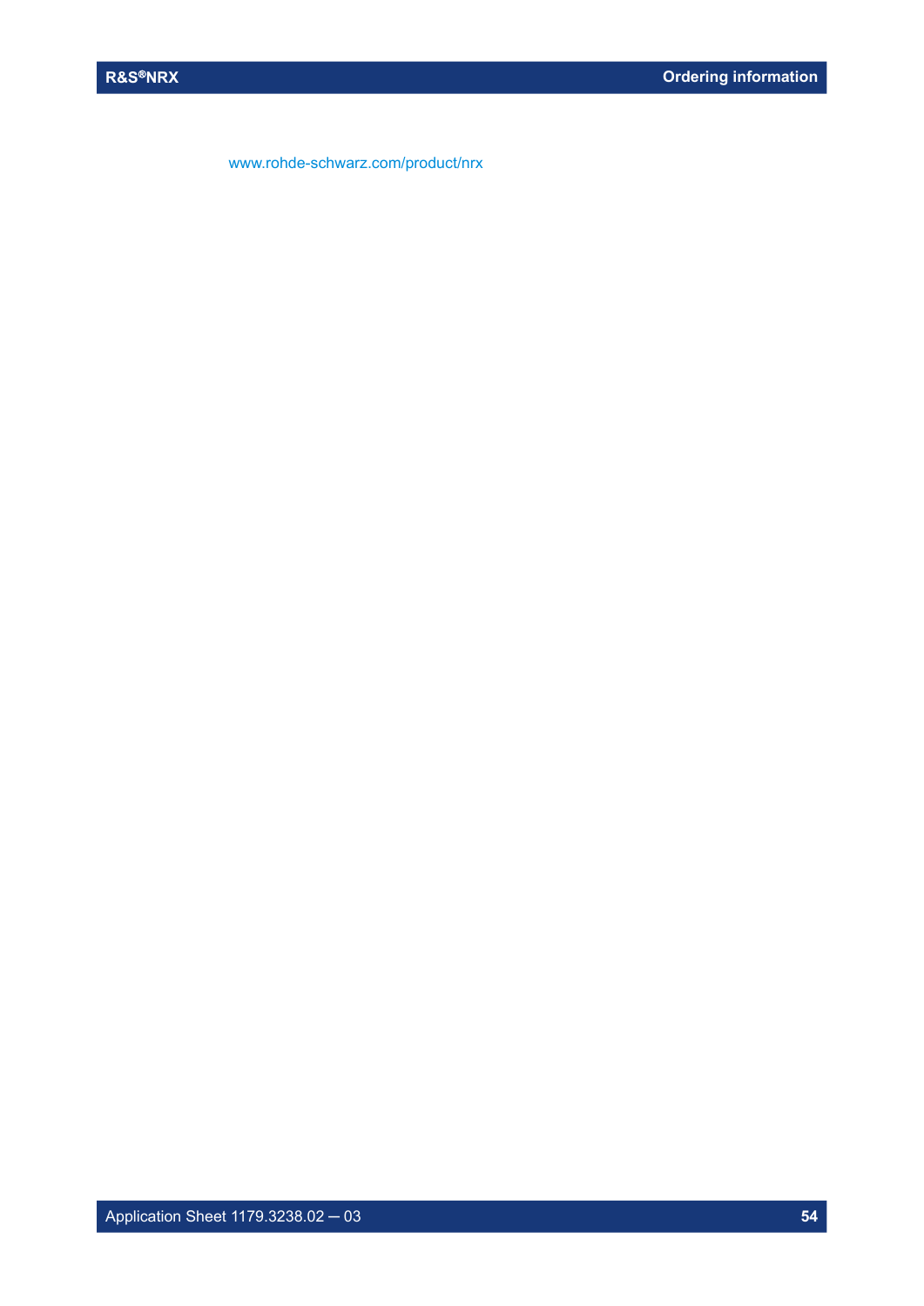www.rohde-schwarz.com/product/nrx